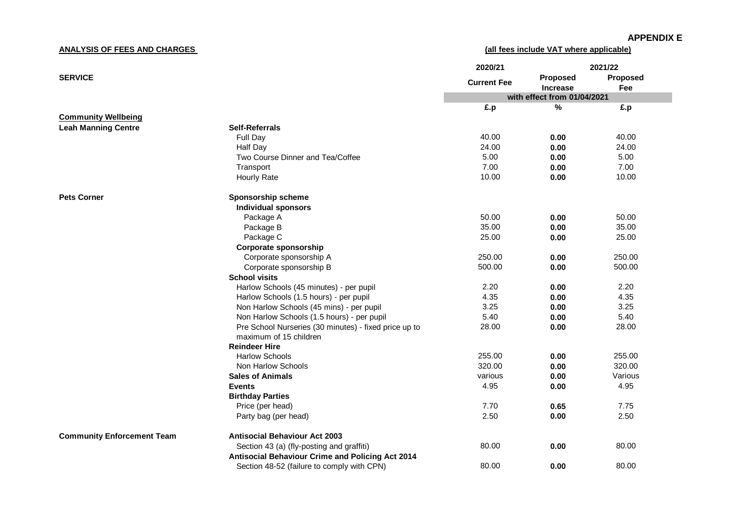**APPENDIX E**

**ANALYSIS OF FEES AND CHARGES**

**(all fees include VAT where applicable)**

| SERVICE | | 2020/21 Current Fee | 2021/22 Proposed Increase | 2021/22 Proposed Fee |
|---|---|---|---|---|
| | | with effect from 01/04/2021 | | |
| | | £.p | % | £.p |
| **Community Wellbeing** | | | | |
| **Leah Manning Centre** | **Self-Referrals** | | | |
| | Full Day | 40.00 | **0.00** | 40.00 |
| | Half Day | 24.00 | **0.00** | 24.00 |
| | Two Course Dinner and Tea/Coffee | 5.00 | **0.00** | 5.00 |
| | Transport | 7.00 | **0.00** | 7.00 |
| | Hourly Rate | 10.00 | **0.00** | 10.00 |
| **Pets Corner** | **Sponsorship scheme** | | | |
| | **Individual sponsors** | | | |
| | Package A | 50.00 | **0.00** | 50.00 |
| | Package B | 35.00 | **0.00** | 35.00 |
| | Package C | 25.00 | **0.00** | 25.00 |
| | **Corporate sponsorship** | | | |
| | Corporate sponsorship A | 250.00 | **0.00** | 250.00 |
| | Corporate sponsorship B | 500.00 | **0.00** | 500.00 |
| | **School visits** | | | |
| | Harlow Schools (45 minutes) - per pupil | 2.20 | **0.00** | 2.20 |
| | Harlow Schools (1.5 hours) - per pupil | 4.35 | **0.00** | 4.35 |
| | Non Harlow Schools (45 mins) - per pupil | 3.25 | **0.00** | 3.25 |
| | Non Harlow Schools (1.5 hours) - per pupil | 5.40 | **0.00** | 5.40 |
| | Pre School Nurseries (30 minutes) - fixed price up to maximum of 15 children | 28.00 | **0.00** | 28.00 |
| | **Reindeer Hire** | | | |
| | Harlow Schools | 255.00 | **0.00** | 255.00 |
| | Non Harlow Schools | 320.00 | **0.00** | 320.00 |
| | **Sales of Animals** | various | **0.00** | Various |
| | **Events** | 4.95 | **0.00** | 4.95 |
| | **Birthday Parties** | | | |
| | Price (per head) | 7.70 | **0.65** | 7.75 |
| | Party bag (per head) | 2.50 | **0.00** | 2.50 |
| **Community Enforcement Team** | **Antisocial Behaviour Act 2003** | | | |
| | Section 43 (a) (fly-posting and graffiti) | 80.00 | **0.00** | 80.00 |
| | **Antisocial Behaviour Crime and Policing Act 2014** | | | |
| | Section 48-52 (failure to comply with CPN) | 80.00 | **0.00** | 80.00 |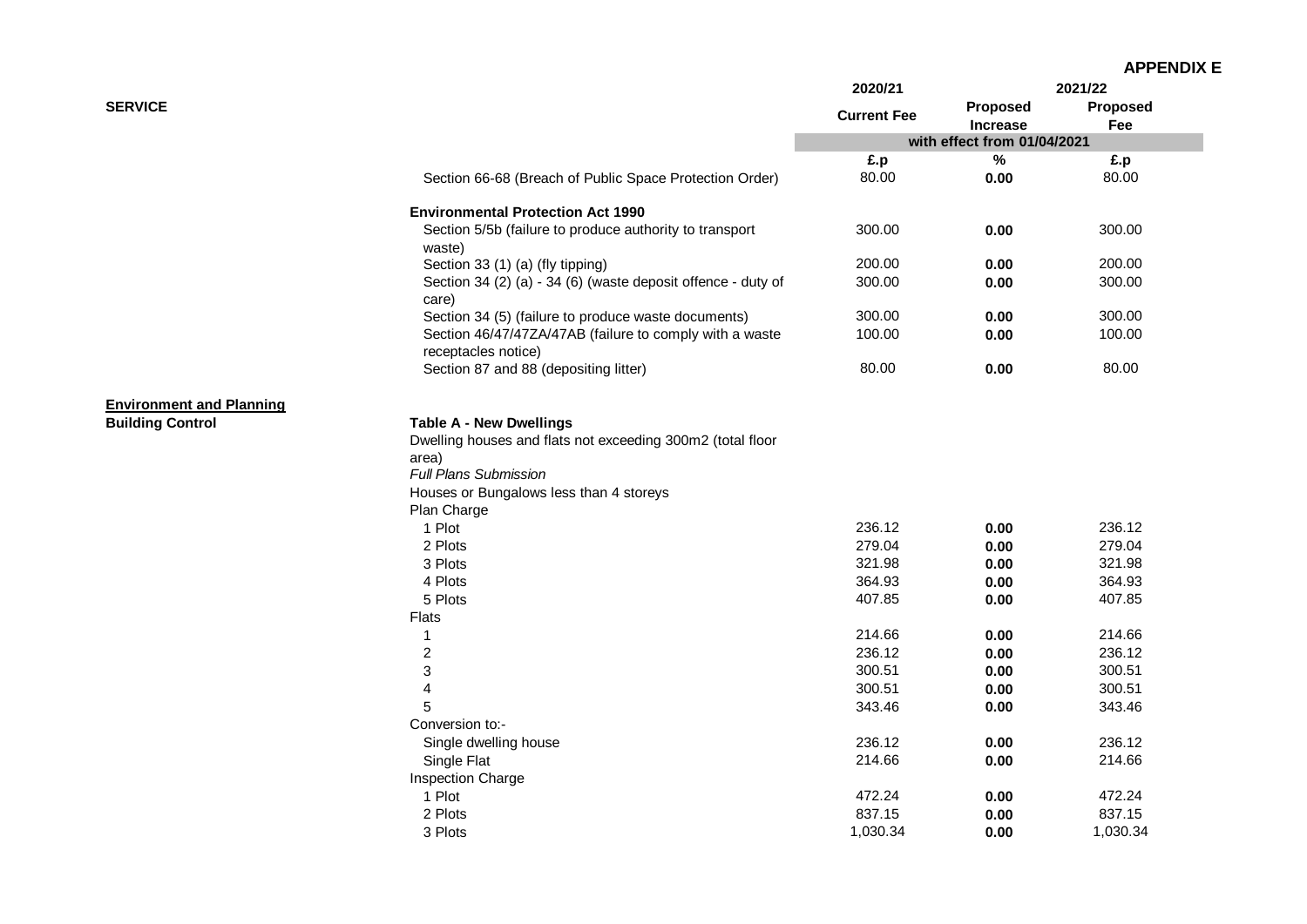**APPENDIX E**

| SERVICE | | 2020/21 | 2021/22 | |
|---|---|---|---|---|
| | | Current Fee | Proposed Increase | Proposed Fee |
| | | with effect from 01/04/2021 | | |
| | | £.p | % | £.p |
| | Section 66-68 (Breach of Public Space Protection Order) | 80.00 | 0.00 | 80.00 |
| | **Environmental Protection Act 1990** | | | |
| | Section 5/5b (failure to produce authority to transport waste) | 300.00 | 0.00 | 300.00 |
| | Section 33 (1) (a) (fly tipping) | 200.00 | 0.00 | 200.00 |
| | Section 34 (2) (a) - 34 (6) (waste deposit offence - duty of care) | 300.00 | 0.00 | 300.00 |
| | Section 34 (5) (failure to produce waste documents) | 300.00 | 0.00 | 300.00 |
| | Section 46/47/47ZA/47AB (failure to comply with a waste receptacles notice) | 100.00 | 0.00 | 100.00 |
| | Section 87 and 88 (depositing litter) | 80.00 | 0.00 | 80.00 |
| **Environment and Planning** | | | | |
| **Building Control** | **Table A - New Dwellings** | | | |
| | Dwelling houses and flats not exceeding 300m2 (total floor area) | | | |
| | *Full Plans Submission* | | | |
| | Houses or Bungalows less than 4 storeys | | | |
| | Plan Charge | | | |
| | 1 Plot | 236.12 | 0.00 | 236.12 |
| | 2 Plots | 279.04 | 0.00 | 279.04 |
| | 3 Plots | 321.98 | 0.00 | 321.98 |
| | 4 Plots | 364.93 | 0.00 | 364.93 |
| | 5 Plots | 407.85 | 0.00 | 407.85 |
| | Flats | | | |
| | 1 | 214.66 | 0.00 | 214.66 |
| | 2 | 236.12 | 0.00 | 236.12 |
| | 3 | 300.51 | 0.00 | 300.51 |
| | 4 | 300.51 | 0.00 | 300.51 |
| | 5 | 343.46 | 0.00 | 343.46 |
| | Conversion to:- | | | |
| | Single dwelling house | 236.12 | 0.00 | 236.12 |
| | Single Flat | 214.66 | 0.00 | 214.66 |
| | Inspection Charge | | | |
| | 1 Plot | 472.24 | 0.00 | 472.24 |
| | 2 Plots | 837.15 | 0.00 | 837.15 |
| | 3 Plots | 1,030.34 | 0.00 | 1,030.34 |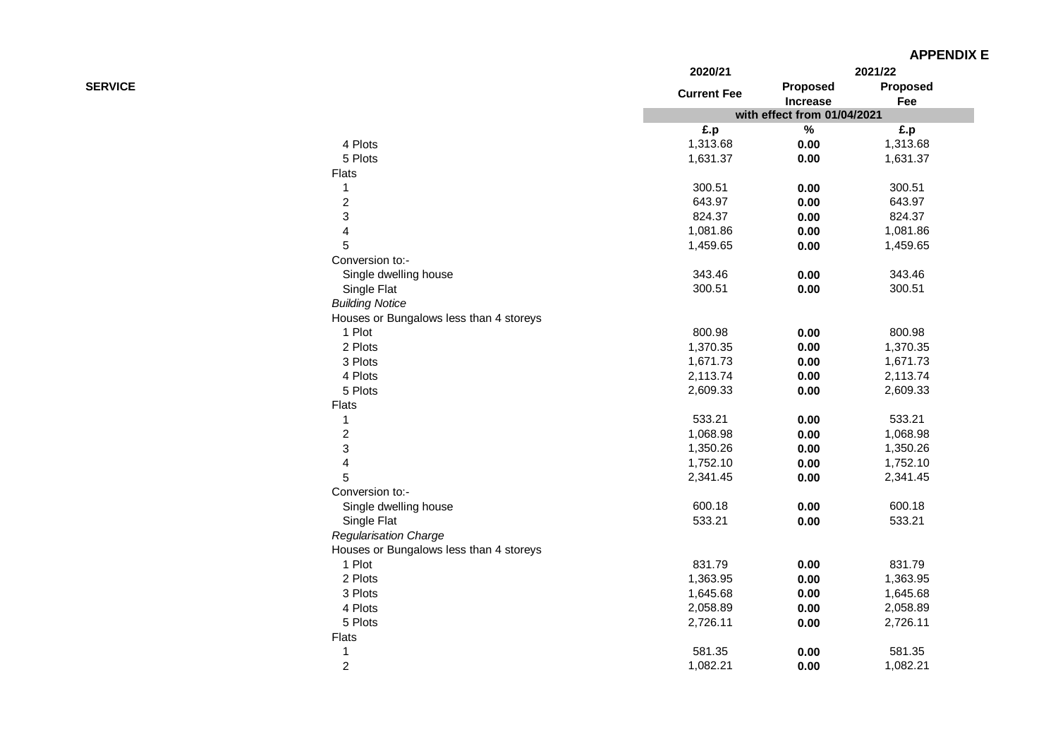**APPENDIX E**

| SERVICE | 2020/21 | 2021/22 | |
|---|---|---|---|
| | Current Fee | Proposed Increase | Proposed Fee |
| | with effect from 01/04/2021 | | |
| | £.p | % | £.p |
| 4 Plots | 1,313.68 | **0.00** | 1,313.68 |
| 5 Plots | 1,631.37 | **0.00** | 1,631.37 |
| Flats | | | |
| 1 | 300.51 | **0.00** | 300.51 |
| 2 | 643.97 | **0.00** | 643.97 |
| 3 | 824.37 | **0.00** | 824.37 |
| 4 | 1,081.86 | **0.00** | 1,081.86 |
| 5 | 1,459.65 | **0.00** | 1,459.65 |
| Conversion to:- | | | |
| Single dwelling house | 343.46 | **0.00** | 343.46 |
| Single Flat | 300.51 | **0.00** | 300.51 |
| *Building Notice* | | | |
| Houses or Bungalows less than 4 storeys | | | |
| 1 Plot | 800.98 | **0.00** | 800.98 |
| 2 Plots | 1,370.35 | **0.00** | 1,370.35 |
| 3 Plots | 1,671.73 | **0.00** | 1,671.73 |
| 4 Plots | 2,113.74 | **0.00** | 2,113.74 |
| 5 Plots | 2,609.33 | **0.00** | 2,609.33 |
| Flats | | | |
| 1 | 533.21 | **0.00** | 533.21 |
| 2 | 1,068.98 | **0.00** | 1,068.98 |
| 3 | 1,350.26 | **0.00** | 1,350.26 |
| 4 | 1,752.10 | **0.00** | 1,752.10 |
| 5 | 2,341.45 | **0.00** | 2,341.45 |
| Conversion to:- | | | |
| Single dwelling house | 600.18 | **0.00** | 600.18 |
| Single Flat | 533.21 | **0.00** | 533.21 |
| *Regularisation Charge* | | | |
| Houses or Bungalows less than 4 storeys | | | |
| 1 Plot | 831.79 | **0.00** | 831.79 |
| 2 Plots | 1,363.95 | **0.00** | 1,363.95 |
| 3 Plots | 1,645.68 | **0.00** | 1,645.68 |
| 4 Plots | 2,058.89 | **0.00** | 2,058.89 |
| 5 Plots | 2,726.11 | **0.00** | 2,726.11 |
| Flats | | | |
| 1 | 581.35 | **0.00** | 581.35 |
| 2 | 1,082.21 | **0.00** | 1,082.21 |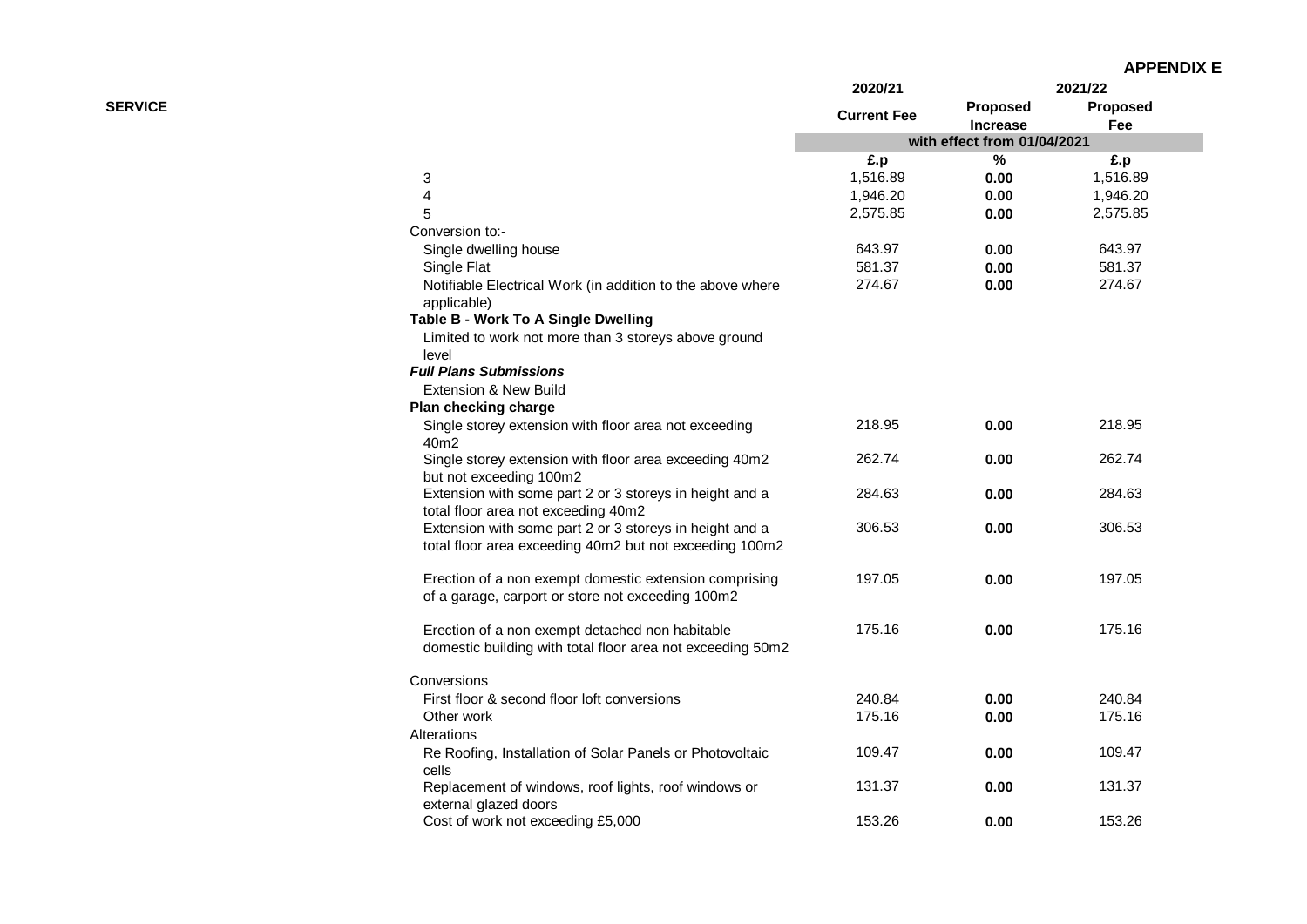**APPENDIX E**

| SERVICE | 2020/21 | 2021/22 | |
|---|---|---|---|
| | Current Fee | Proposed Increase | Proposed Fee |
| | with effect from 01/04/2021 | | |
| | £.p | % | £.p |
| 3 | 1,516.89 | **0.00** | 1,516.89 |
| 4 | 1,946.20 | **0.00** | 1,946.20 |
| 5 | 2,575.85 | **0.00** | 2,575.85 |
| Conversion to:- | | | |
| Single dwelling house | 643.97 | **0.00** | 643.97 |
| Single Flat | 581.37 | **0.00** | 581.37 |
| Notifiable Electrical Work (in addition to the above where applicable) | 274.67 | **0.00** | 274.67 |
| **Table B - Work To A Single Dwelling** | | | |
| Limited to work not more than 3 storeys above ground level | | | |
| ***Full Plans Submissions*** | | | |
| Extension & New Build | | | |
| **Plan checking charge** | | | |
| Single storey extension with floor area not exceeding 40m2 | 218.95 | **0.00** | 218.95 |
| Single storey extension with floor area exceeding 40m2 but not exceeding 100m2 | 262.74 | **0.00** | 262.74 |
| Extension with some part 2 or 3 storeys in height and a total floor area not exceeding 40m2 | 284.63 | **0.00** | 284.63 |
| Extension with some part 2 or 3 storeys in height and a total floor area exceeding 40m2 but not exceeding 100m2 | 306.53 | **0.00** | 306.53 |
| Erection of a non exempt domestic extension comprising of a garage, carport or store not exceeding 100m2 | 197.05 | **0.00** | 197.05 |
| Erection of a non exempt detached non habitable domestic building with total floor area not exceeding 50m2 | 175.16 | **0.00** | 175.16 |
| Conversions | | | |
| First floor & second floor loft conversions | 240.84 | **0.00** | 240.84 |
| Other work | 175.16 | **0.00** | 175.16 |
| Alterations | | | |
| Re Roofing, Installation of Solar Panels or Photovoltaic cells | 109.47 | **0.00** | 109.47 |
| Replacement of windows, roof lights, roof windows or external glazed doors | 131.37 | **0.00** | 131.37 |
| Cost of work not exceeding £5,000 | 153.26 | **0.00** | 153.26 |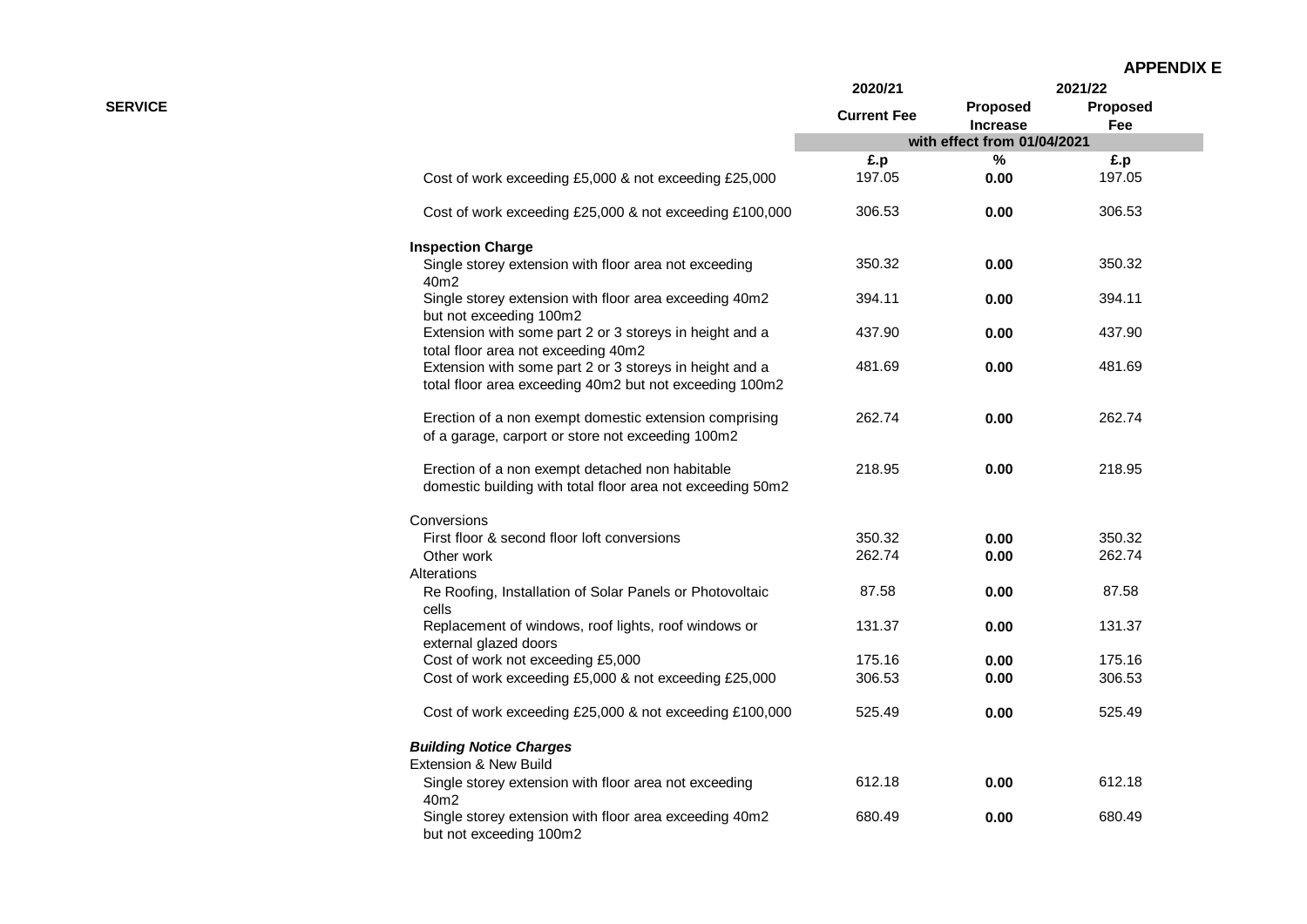**APPENDIX E**

| SERVICE | 2020/21 | 2021/22 | |
|---|---|---|---|
| | Current Fee | Proposed Increase | Proposed Fee |
| | with effect from 01/04/2021 | | |
| | £.p | % | £.p |
| Cost of work exceeding £5,000 & not exceeding £25,000 | 197.05 | 0.00 | 197.05 |
| Cost of work exceeding £25,000 & not exceeding £100,000 | 306.53 | 0.00 | 306.53 |
| **Inspection Charge** | | | |
| Single storey extension with floor area not exceeding 40m2 | 350.32 | 0.00 | 350.32 |
| Single storey extension with floor area exceeding 40m2 but not exceeding 100m2 | 394.11 | 0.00 | 394.11 |
| Extension with some part 2 or 3 storeys in height and a total floor area not exceeding 40m2 | 437.90 | 0.00 | 437.90 |
| Extension with some part 2 or 3 storeys in height and a total floor area exceeding 40m2 but not exceeding 100m2 | 481.69 | 0.00 | 481.69 |
| Erection of a non exempt domestic extension comprising of a garage, carport or store not exceeding 100m2 | 262.74 | 0.00 | 262.74 |
| Erection of a non exempt detached non habitable domestic building with total floor area not exceeding 50m2 | 218.95 | 0.00 | 218.95 |
| Conversions | | | |
| First floor & second floor loft conversions | 350.32 | 0.00 | 350.32 |
| Other work | 262.74 | 0.00 | 262.74 |
| Alterations | | | |
| Re Roofing, Installation of Solar Panels or Photovoltaic cells | 87.58 | 0.00 | 87.58 |
| Replacement of windows, roof lights, roof windows or external glazed doors | 131.37 | 0.00 | 131.37 |
| Cost of work not exceeding £5,000 | 175.16 | 0.00 | 175.16 |
| Cost of work exceeding £5,000 & not exceeding £25,000 | 306.53 | 0.00 | 306.53 |
| Cost of work exceeding £25,000 & not exceeding £100,000 | 525.49 | 0.00 | 525.49 |
| ***Building Notice Charges*** | | | |
| Extension & New Build | | | |
| Single storey extension with floor area not exceeding 40m2 | 612.18 | 0.00 | 612.18 |
| Single storey extension with floor area exceeding 40m2 but not exceeding 100m2 | 680.49 | 0.00 | 680.49 |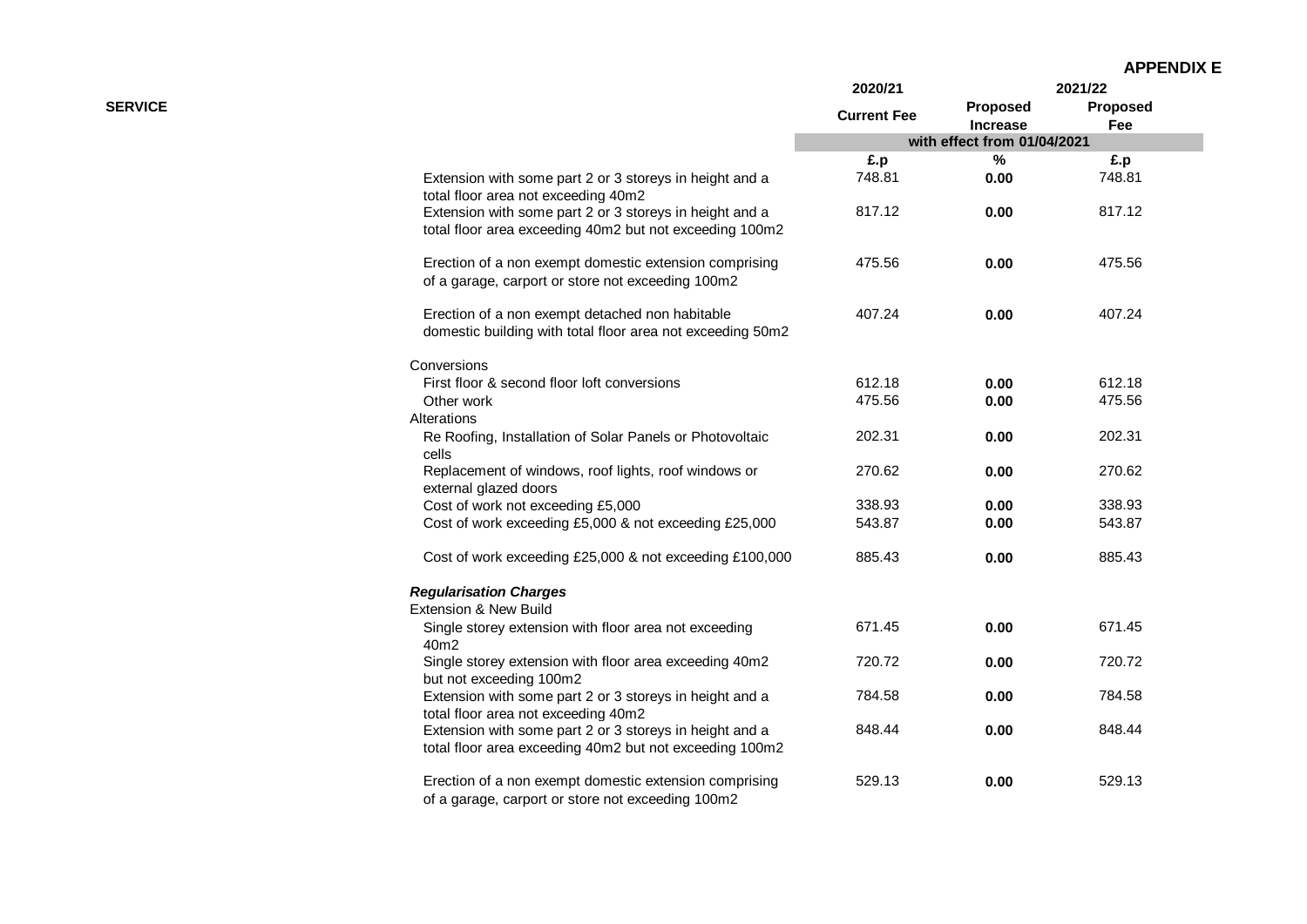**APPENDIX E**

| SERVICE | 2020/21 | 2021/22 | |
|---|---|---|---|
| | **Current Fee** | **Proposed Increase** | **Proposed Fee** |
| | **with effect from 01/04/2021** | | |
| | **£.p** | **%** | **£.p** |
| Extension with some part 2 or 3 storeys in height and a total floor area not exceeding 40m2 | 748.81 | **0.00** | 748.81 |
| Extension with some part 2 or 3 storeys in height and a total floor area exceeding 40m2 but not exceeding 100m2 | 817.12 | **0.00** | 817.12 |
| Erection of a non exempt domestic extension comprising of a garage, carport or store not exceeding 100m2 | 475.56 | **0.00** | 475.56 |
| Erection of a non exempt detached non habitable domestic building with total floor area not exceeding 50m2 | 407.24 | **0.00** | 407.24 |
| Conversions | | | |
| First floor & second floor loft conversions | 612.18 | **0.00** | 612.18 |
| Other work | 475.56 | **0.00** | 475.56 |
| Alterations | | | |
| Re Roofing, Installation of Solar Panels or Photovoltaic cells | 202.31 | **0.00** | 202.31 |
| Replacement of windows, roof lights, roof windows or external glazed doors | 270.62 | **0.00** | 270.62 |
| Cost of work not exceeding £5,000 | 338.93 | **0.00** | 338.93 |
| Cost of work exceeding £5,000 & not exceeding £25,000 | 543.87 | **0.00** | 543.87 |
| Cost of work exceeding £25,000 & not exceeding £100,000 | 885.43 | **0.00** | 885.43 |
| ***Regularisation Charges*** | | | |
| Extension & New Build | | | |
| Single storey extension with floor area not exceeding 40m2 | 671.45 | **0.00** | 671.45 |
| Single storey extension with floor area exceeding 40m2 but not exceeding 100m2 | 720.72 | **0.00** | 720.72 |
| Extension with some part 2 or 3 storeys in height and a total floor area not exceeding 40m2 | 784.58 | **0.00** | 784.58 |
| Extension with some part 2 or 3 storeys in height and a total floor area exceeding 40m2 but not exceeding 100m2 | 848.44 | **0.00** | 848.44 |
| Erection of a non exempt domestic extension comprising of a garage, carport or store not exceeding 100m2 | 529.13 | **0.00** | 529.13 |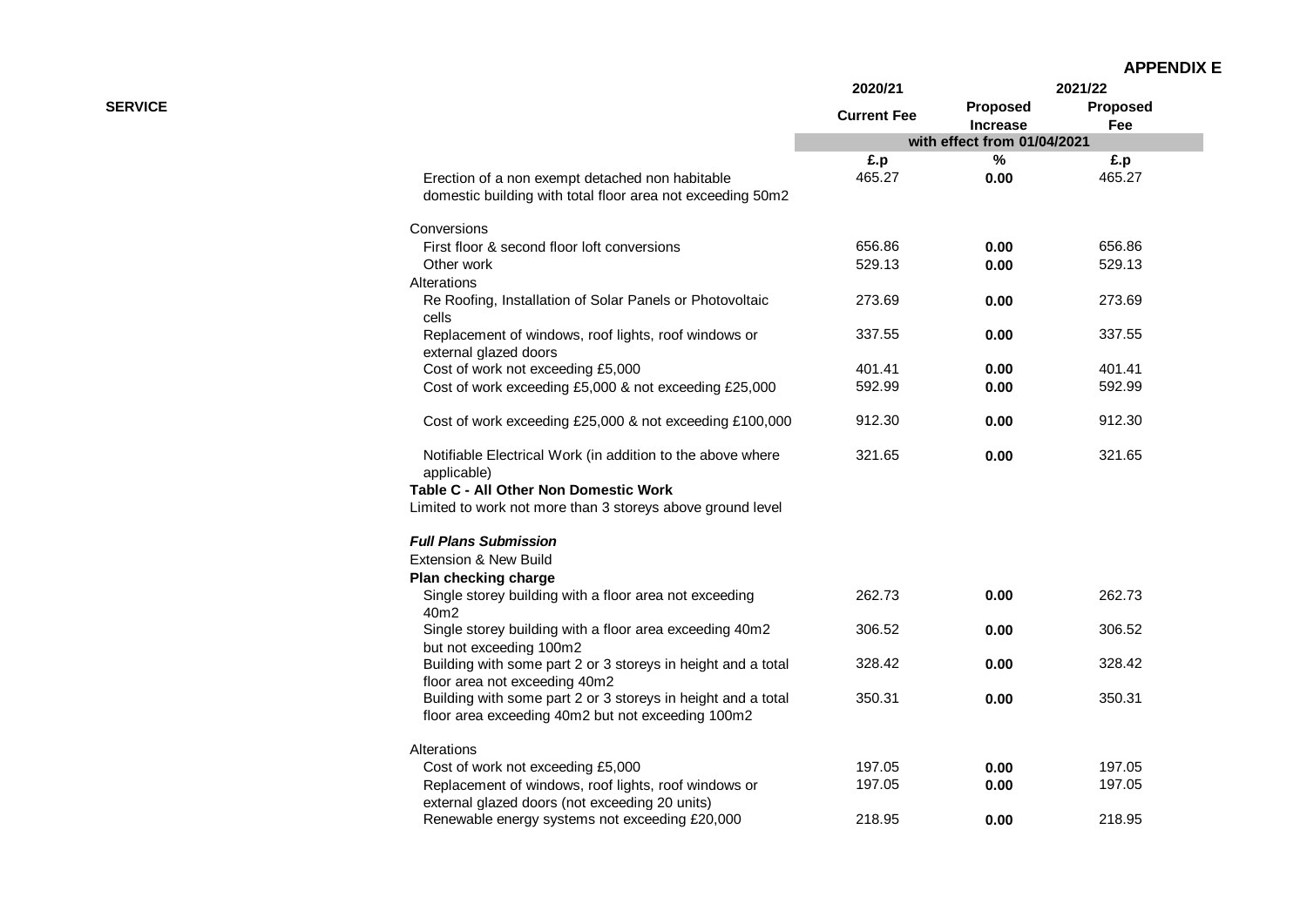**APPENDIX E**

| SERVICE | 2020/21 Current Fee | 2021/22 Proposed Increase | Proposed Fee |
|---|---|---|---|
| | with effect from 01/04/2021 | | |
| | £.p | % | £.p |
| Erection of a non exempt detached non habitable domestic building with total floor area not exceeding 50m2 | 465.27 | **0.00** | 465.27 |
| Conversions | | | |
| First floor & second floor loft conversions | 656.86 | **0.00** | 656.86 |
| Other work | 529.13 | **0.00** | 529.13 |
| Alterations | | | |
| Re Roofing, Installation of Solar Panels or Photovoltaic cells | 273.69 | **0.00** | 273.69 |
| Replacement of windows, roof lights, roof windows or external glazed doors | 337.55 | **0.00** | 337.55 |
| Cost of work not exceeding £5,000 | 401.41 | **0.00** | 401.41 |
| Cost of work exceeding £5,000 & not exceeding £25,000 | 592.99 | **0.00** | 592.99 |
| Cost of work exceeding £25,000 & not exceeding £100,000 | 912.30 | **0.00** | 912.30 |
| Notifiable Electrical Work (in addition to the above where applicable) | 321.65 | **0.00** | 321.65 |
| **Table C - All Other Non Domestic Work** | | | |
| Limited to work not more than 3 storeys above ground level | | | |
| ***Full Plans Submission*** | | | |
| Extension & New Build | | | |
| **Plan checking charge** | | | |
| Single storey building with a floor area not exceeding 40m2 | 262.73 | **0.00** | 262.73 |
| Single storey building with a floor area exceeding 40m2 but not exceeding 100m2 | 306.52 | **0.00** | 306.52 |
| Building with some part 2 or 3 storeys in height and a total floor area not exceeding 40m2 | 328.42 | **0.00** | 328.42 |
| Building with some part 2 or 3 storeys in height and a total floor area exceeding 40m2 but not exceeding 100m2 | 350.31 | **0.00** | 350.31 |
| Alterations | | | |
| Cost of work not exceeding £5,000 | 197.05 | **0.00** | 197.05 |
| Replacement of windows, roof lights, roof windows or external glazed doors (not exceeding 20 units) | 197.05 | **0.00** | 197.05 |
| Renewable energy systems not exceeding £20,000 | 218.95 | **0.00** | 218.95 |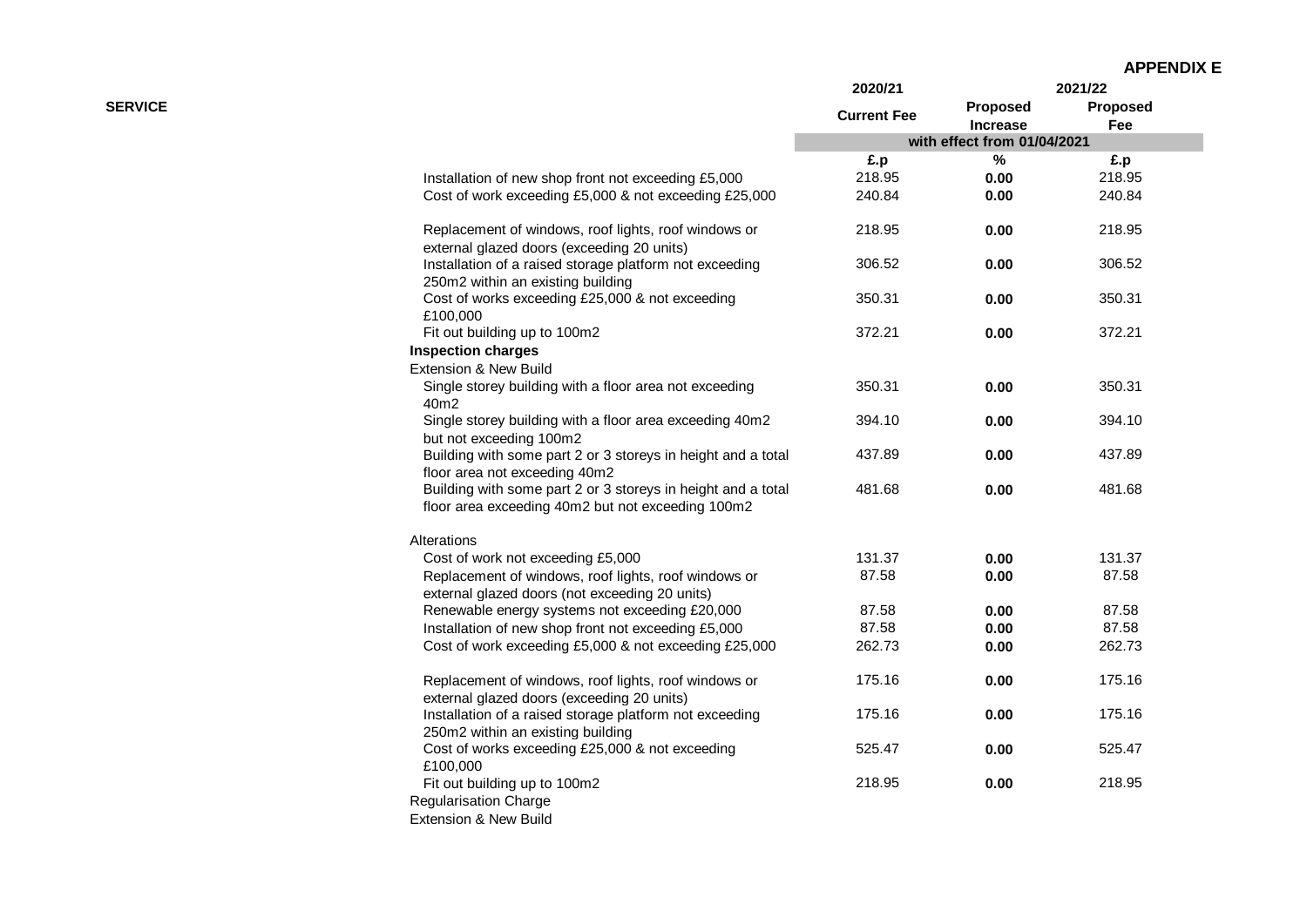**APPENDIX E**

| SERVICE | 2020/21 | 2021/22 | |
|---|---|---|---|
| | Current Fee | Proposed Increase | Proposed Fee |
| | with effect from 01/04/2021 | | |
| | £.p | % | £.p |
| Installation of new shop front not exceeding £5,000 | 218.95 | 0.00 | 218.95 |
| Cost of work exceeding £5,000 & not exceeding £25,000 | 240.84 | 0.00 | 240.84 |
| Replacement of windows, roof lights, roof windows or external glazed doors (exceeding 20 units) | 218.95 | 0.00 | 218.95 |
| Installation of a raised storage platform not exceeding 250m2 within an existing building | 306.52 | 0.00 | 306.52 |
| Cost of works exceeding £25,000 & not exceeding £100,000 | 350.31 | 0.00 | 350.31 |
| Fit out building up to 100m2 | 372.21 | 0.00 | 372.21 |
| **Inspection charges** | | | |
| Extension & New Build | | | |
| Single storey building with a floor area not exceeding 40m2 | 350.31 | 0.00 | 350.31 |
| Single storey building with a floor area exceeding 40m2 but not exceeding 100m2 | 394.10 | 0.00 | 394.10 |
| Building with some part 2 or 3 storeys in height and a total floor area not exceeding 40m2 | 437.89 | 0.00 | 437.89 |
| Building with some part 2 or 3 storeys in height and a total floor area exceeding 40m2 but not exceeding 100m2 | 481.68 | 0.00 | 481.68 |
| Alterations | | | |
| Cost of work not exceeding £5,000 | 131.37 | 0.00 | 131.37 |
| Replacement of windows, roof lights, roof windows or external glazed doors (not exceeding 20 units) | 87.58 | 0.00 | 87.58 |
| Renewable energy systems not exceeding £20,000 | 87.58 | 0.00 | 87.58 |
| Installation of new shop front not exceeding £5,000 | 87.58 | 0.00 | 87.58 |
| Cost of work exceeding £5,000 & not exceeding £25,000 | 262.73 | 0.00 | 262.73 |
| Replacement of windows, roof lights, roof windows or external glazed doors (exceeding 20 units) | 175.16 | 0.00 | 175.16 |
| Installation of a raised storage platform not exceeding 250m2 within an existing building | 175.16 | 0.00 | 175.16 |
| Cost of works exceeding £25,000 & not exceeding £100,000 | 525.47 | 0.00 | 525.47 |
| Fit out building up to 100m2 | 218.95 | 0.00 | 218.95 |
| Regularisation Charge | | | |
| Extension & New Build | | | |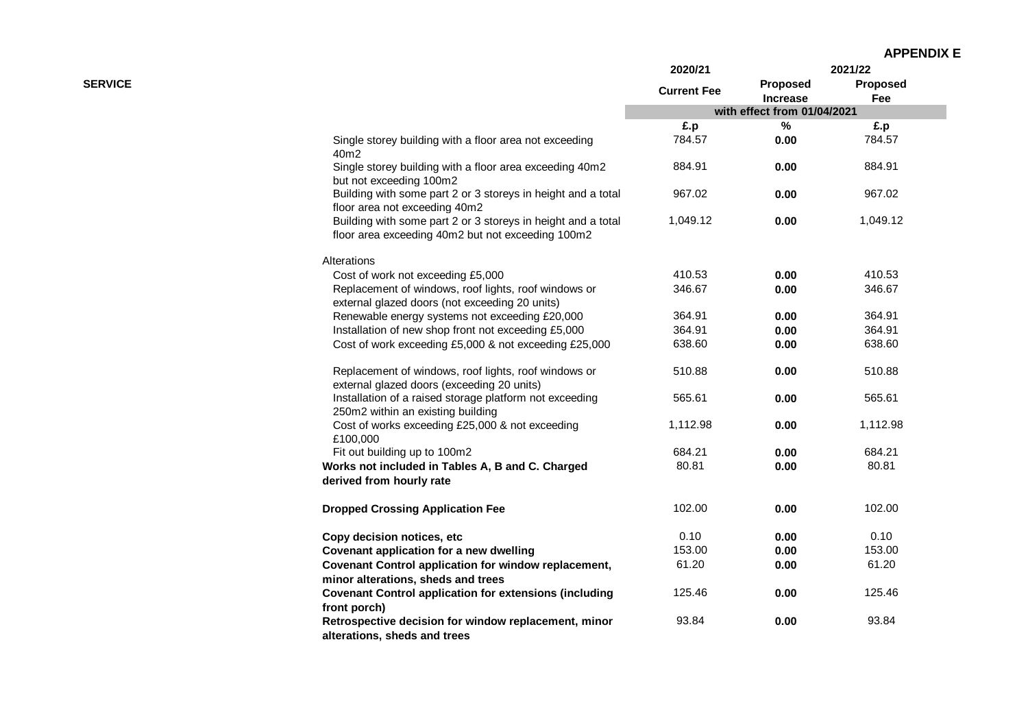**APPENDIX E**

| SERVICE | 2020/21 | 2021/22 | |
|---|---|---|---|
| | Current Fee | Proposed Increase | Proposed Fee |
| | with effect from 01/04/2021 | | |
| | £.p | % | £.p |
| Single storey building with a floor area not exceeding 40m2 | 784.57 | **0.00** | 784.57 |
| Single storey building with a floor area exceeding 40m2 but not exceeding 100m2 | 884.91 | **0.00** | 884.91 |
| Building with some part 2 or 3 storeys in height and a total floor area not exceeding 40m2 | 967.02 | **0.00** | 967.02 |
| Building with some part 2 or 3 storeys in height and a total floor area exceeding 40m2 but not exceeding 100m2 | 1,049.12 | **0.00** | 1,049.12 |
| Alterations | | | |
| Cost of work not exceeding £5,000 | 410.53 | **0.00** | 410.53 |
| Replacement of windows, roof lights, roof windows or external glazed doors (not exceeding 20 units) | 346.67 | **0.00** | 346.67 |
| Renewable energy systems not exceeding £20,000 | 364.91 | **0.00** | 364.91 |
| Installation of new shop front not exceeding £5,000 | 364.91 | **0.00** | 364.91 |
| Cost of work exceeding £5,000 & not exceeding £25,000 | 638.60 | **0.00** | 638.60 |
| Replacement of windows, roof lights, roof windows or external glazed doors (exceeding 20 units) | 510.88 | **0.00** | 510.88 |
| Installation of a raised storage platform not exceeding 250m2 within an existing building | 565.61 | **0.00** | 565.61 |
| Cost of works exceeding £25,000 & not exceeding £100,000 | 1,112.98 | **0.00** | 1,112.98 |
| Fit out building up to 100m2 | 684.21 | **0.00** | 684.21 |
| **Works not included in Tables A, B and C. Charged derived from hourly rate** | 80.81 | **0.00** | 80.81 |
| **Dropped Crossing Application Fee** | 102.00 | **0.00** | 102.00 |
| **Copy decision notices, etc** | 0.10 | **0.00** | 0.10 |
| **Covenant application for a new dwelling** | 153.00 | **0.00** | 153.00 |
| **Covenant Control application for window replacement, minor alterations, sheds and trees** | 61.20 | **0.00** | 61.20 |
| **Covenant Control application for extensions (including front porch)** | 125.46 | **0.00** | 125.46 |
| **Retrospective decision for window replacement, minor alterations, sheds and trees** | 93.84 | **0.00** | 93.84 |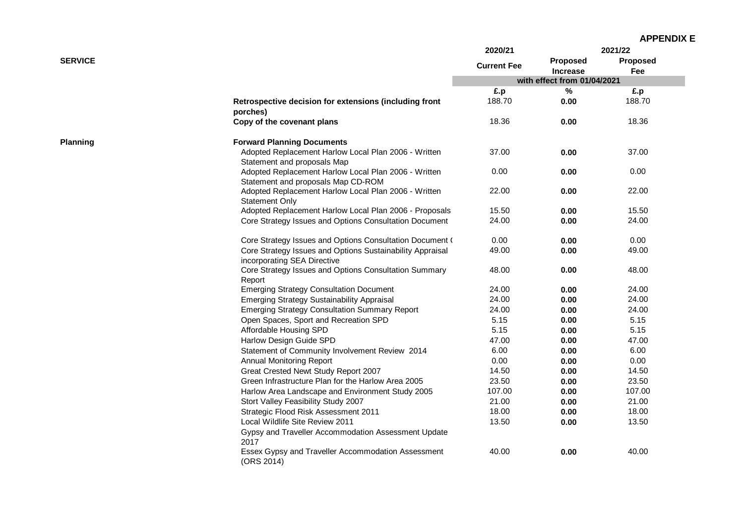**APPENDIX E**

| SERVICE | | 2020/21 | 2021/22 | |
|---|---|---|---|---|
| | | Current Fee | Proposed Increase | Proposed Fee |
| | | with effect from 01/04/2021 | | |
| | | £.p | % | £.p |
| | **Retrospective decision for extensions (including front porches)** | 188.70 | **0.00** | 188.70 |
| | **Copy of the covenant plans** | 18.36 | **0.00** | 18.36 |
| **Planning** | **Forward Planning Documents** | | | |
| | Adopted Replacement Harlow Local Plan 2006 - Written Statement and proposals Map | 37.00 | **0.00** | 37.00 |
| | Adopted Replacement Harlow Local Plan 2006 - Written Statement and proposals Map CD-ROM | 0.00 | **0.00** | 0.00 |
| | Adopted Replacement Harlow Local Plan 2006 - Written Statement Only | 22.00 | **0.00** | 22.00 |
| | Adopted Replacement Harlow Local Plan 2006 - Proposals | 15.50 | **0.00** | 15.50 |
| | Core Strategy Issues and Options Consultation Document | 24.00 | **0.00** | 24.00 |
| | Core Strategy Issues and Options Consultation Document ( | 0.00 | **0.00** | 0.00 |
| | Core Strategy Issues and Options Sustainability Appraisal incorporating SEA Directive | 49.00 | **0.00** | 49.00 |
| | Core Strategy Issues and Options Consultation Summary Report | 48.00 | **0.00** | 48.00 |
| | Emerging Strategy Consultation Document | 24.00 | **0.00** | 24.00 |
| | Emerging Strategy Sustainability Appraisal | 24.00 | **0.00** | 24.00 |
| | Emerging Strategy Consultation Summary Report | 24.00 | **0.00** | 24.00 |
| | Open Spaces, Sport and Recreation SPD | 5.15 | **0.00** | 5.15 |
| | Affordable Housing SPD | 5.15 | **0.00** | 5.15 |
| | Harlow Design Guide SPD | 47.00 | **0.00** | 47.00 |
| | Statement of Community Involvement Review 2014 | 6.00 | **0.00** | 6.00 |
| | Annual Monitoring Report | 0.00 | **0.00** | 0.00 |
| | Great Crested Newt Study Report 2007 | 14.50 | **0.00** | 14.50 |
| | Green Infrastructure Plan for the Harlow Area 2005 | 23.50 | **0.00** | 23.50 |
| | Harlow Area Landscape and Environment Study 2005 | 107.00 | **0.00** | 107.00 |
| | Stort Valley Feasibility Study 2007 | 21.00 | **0.00** | 21.00 |
| | Strategic Flood Risk Assessment 2011 | 18.00 | **0.00** | 18.00 |
| | Local Wildlife Site Review 2011 | 13.50 | **0.00** | 13.50 |
| | Gypsy and Traveller Accommodation Assessment Update 2017 | | | |
| | Essex Gypsy and Traveller Accommodation Assessment (ORS 2014) | 40.00 | **0.00** | 40.00 |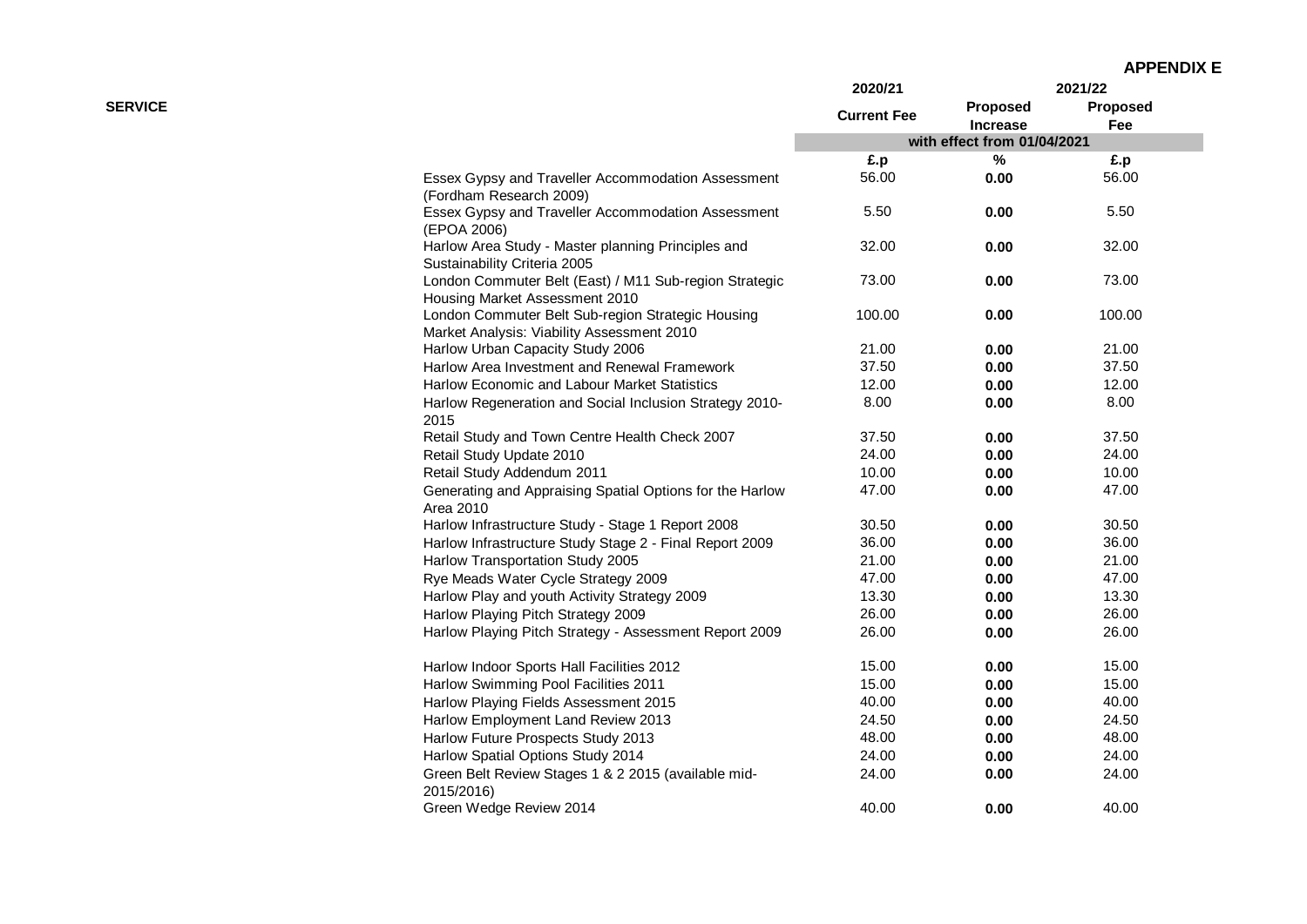**APPENDIX E**

| SERVICE | 2020/21 | 2021/22 | |
|---|---|---|---|
| | Current Fee | Proposed Increase | Proposed Fee |
| | with effect from 01/04/2021 | | |
| | £.p | % | £.p |
| Essex Gypsy and Traveller Accommodation Assessment (Fordham Research 2009) | 56.00 | **0.00** | 56.00 |
| Essex Gypsy and Traveller Accommodation Assessment (EPOA 2006) | 5.50 | **0.00** | 5.50 |
| Harlow Area Study - Master planning Principles and Sustainability Criteria 2005 | 32.00 | **0.00** | 32.00 |
| London Commuter Belt (East) / M11 Sub-region Strategic Housing Market Assessment 2010 | 73.00 | **0.00** | 73.00 |
| London Commuter Belt Sub-region Strategic Housing Market Analysis: Viability Assessment 2010 | 100.00 | **0.00** | 100.00 |
| Harlow Urban Capacity Study 2006 | 21.00 | **0.00** | 21.00 |
| Harlow Area Investment and Renewal Framework | 37.50 | **0.00** | 37.50 |
| Harlow Economic and Labour Market Statistics | 12.00 | **0.00** | 12.00 |
| Harlow Regeneration and Social Inclusion Strategy 2010-2015 | 8.00 | **0.00** | 8.00 |
| Retail Study and Town Centre Health Check 2007 | 37.50 | **0.00** | 37.50 |
| Retail Study Update 2010 | 24.00 | **0.00** | 24.00 |
| Retail Study Addendum 2011 | 10.00 | **0.00** | 10.00 |
| Generating and Appraising Spatial Options for the Harlow Area 2010 | 47.00 | **0.00** | 47.00 |
| Harlow Infrastructure Study - Stage 1 Report 2008 | 30.50 | **0.00** | 30.50 |
| Harlow Infrastructure Study Stage 2 - Final Report 2009 | 36.00 | **0.00** | 36.00 |
| Harlow Transportation Study 2005 | 21.00 | **0.00** | 21.00 |
| Rye Meads Water Cycle Strategy 2009 | 47.00 | **0.00** | 47.00 |
| Harlow Play and youth Activity Strategy 2009 | 13.30 | **0.00** | 13.30 |
| Harlow Playing Pitch Strategy 2009 | 26.00 | **0.00** | 26.00 |
| Harlow Playing Pitch Strategy - Assessment Report 2009 | 26.00 | **0.00** | 26.00 |
| Harlow Indoor Sports Hall Facilities 2012 | 15.00 | **0.00** | 15.00 |
| Harlow Swimming Pool Facilities 2011 | 15.00 | **0.00** | 15.00 |
| Harlow Playing Fields Assessment 2015 | 40.00 | **0.00** | 40.00 |
| Harlow Employment Land Review 2013 | 24.50 | **0.00** | 24.50 |
| Harlow Future Prospects Study 2013 | 48.00 | **0.00** | 48.00 |
| Harlow Spatial Options Study 2014 | 24.00 | **0.00** | 24.00 |
| Green Belt Review Stages 1 & 2 2015 (available mid-2015/2016) | 24.00 | **0.00** | 24.00 |
| Green Wedge Review 2014 | 40.00 | **0.00** | 40.00 |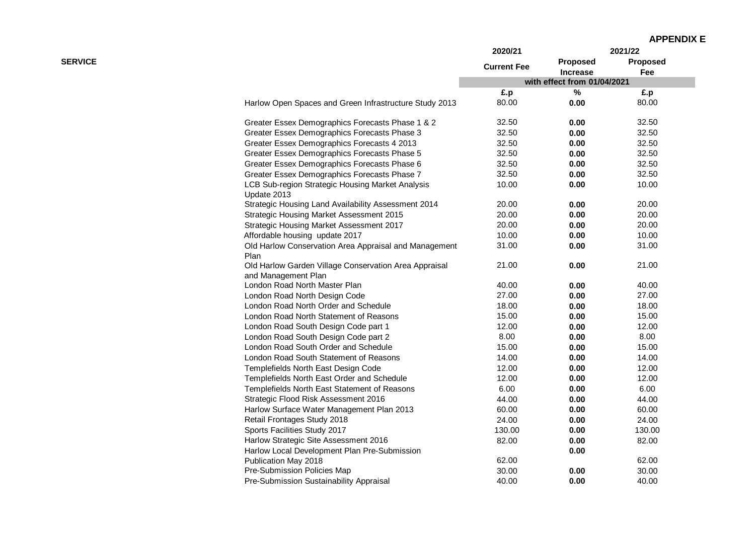**APPENDIX E**

| SERVICE | 2020/21 | 2021/22 | |
|---|---|---|---|
| | Current Fee | Proposed Increase | Proposed Fee |
| | with effect from 01/04/2021 | | |
| | £.p | % | £.p |
| Harlow Open Spaces and Green Infrastructure Study 2013 | 80.00 | 0.00 | 80.00 |
| Greater Essex Demographics Forecasts Phase 1 & 2 | 32.50 | 0.00 | 32.50 |
| Greater Essex Demographics Forecasts Phase 3 | 32.50 | 0.00 | 32.50 |
| Greater Essex Demographics Forecasts 4 2013 | 32.50 | 0.00 | 32.50 |
| Greater Essex Demographics Forecasts Phase 5 | 32.50 | 0.00 | 32.50 |
| Greater Essex Demographics Forecasts Phase 6 | 32.50 | 0.00 | 32.50 |
| Greater Essex Demographics Forecasts Phase 7 | 32.50 | 0.00 | 32.50 |
| LCB Sub-region Strategic Housing Market Analysis Update 2013 | 10.00 | 0.00 | 10.00 |
| Strategic Housing Land Availability Assessment 2014 | 20.00 | 0.00 | 20.00 |
| Strategic Housing Market Assessment 2015 | 20.00 | 0.00 | 20.00 |
| Strategic Housing Market Assessment 2017 | 20.00 | 0.00 | 20.00 |
| Affordable housing update 2017 | 10.00 | 0.00 | 10.00 |
| Old Harlow Conservation Area Appraisal and Management Plan | 31.00 | 0.00 | 31.00 |
| Old Harlow Garden Village Conservation Area Appraisal and Management Plan | 21.00 | 0.00 | 21.00 |
| London Road North Master Plan | 40.00 | 0.00 | 40.00 |
| London Road North Design Code | 27.00 | 0.00 | 27.00 |
| London Road North Order and Schedule | 18.00 | 0.00 | 18.00 |
| London Road North Statement of Reasons | 15.00 | 0.00 | 15.00 |
| London Road South Design Code part 1 | 12.00 | 0.00 | 12.00 |
| London Road South Design Code part 2 | 8.00 | 0.00 | 8.00 |
| London Road South Order and Schedule | 15.00 | 0.00 | 15.00 |
| London Road South Statement of Reasons | 14.00 | 0.00 | 14.00 |
| Templefields North East Design Code | 12.00 | 0.00 | 12.00 |
| Templefields North East Order and Schedule | 12.00 | 0.00 | 12.00 |
| Templefields North East Statement of Reasons | 6.00 | 0.00 | 6.00 |
| Strategic Flood Risk Assessment 2016 | 44.00 | 0.00 | 44.00 |
| Harlow Surface Water Management Plan 2013 | 60.00 | 0.00 | 60.00 |
| Retail Frontages Study 2018 | 24.00 | 0.00 | 24.00 |
| Sports Facilities Study 2017 | 130.00 | 0.00 | 130.00 |
| Harlow Strategic Site Assessment 2016 | 82.00 | 0.00 | 82.00 |
| Harlow Local Development Plan Pre-Submission Publication May 2018 | 62.00 | 0.00 | 62.00 |
| Pre-Submission Policies Map | 30.00 | 0.00 | 30.00 |
| Pre-Submission Sustainability Appraisal | 40.00 | 0.00 | 40.00 |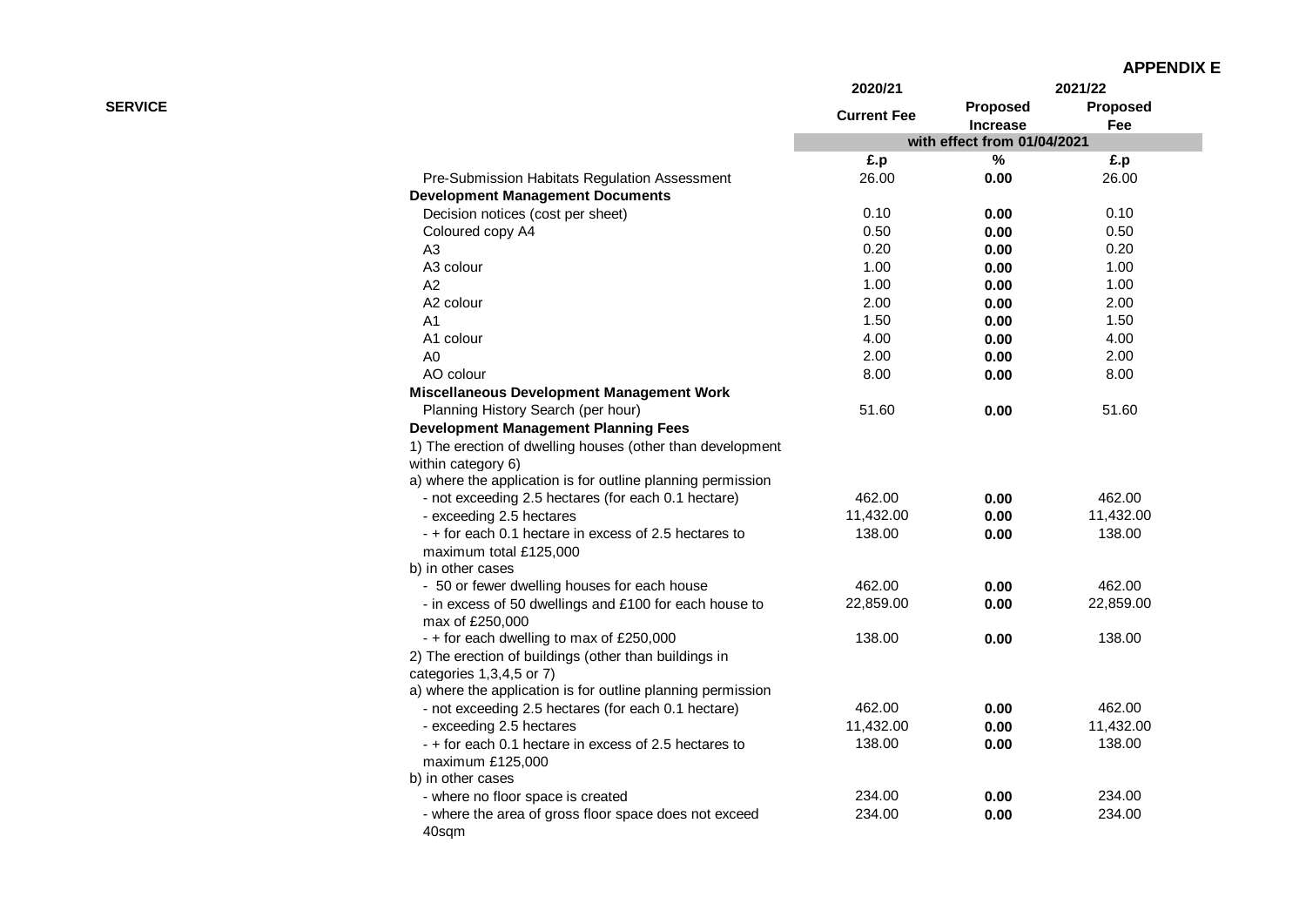**APPENDIX E**

| SERVICE | 2020/21 Current Fee | 2021/22 Proposed Increase | 2021/22 Proposed Fee |
|---|---|---|---|
| | with effect from 01/04/2021 | | |
| | £.p | % | £.p |
| Pre-Submission Habitats Regulation Assessment | 26.00 | **0.00** | 26.00 |
| **Development Management Documents** | | | |
| Decision notices (cost per sheet) | 0.10 | **0.00** | 0.10 |
| Coloured copy A4 | 0.50 | **0.00** | 0.50 |
| A3 | 0.20 | **0.00** | 0.20 |
| A3 colour | 1.00 | **0.00** | 1.00 |
| A2 | 1.00 | **0.00** | 1.00 |
| A2 colour | 2.00 | **0.00** | 2.00 |
| A1 | 1.50 | **0.00** | 1.50 |
| A1 colour | 4.00 | **0.00** | 4.00 |
| A0 | 2.00 | **0.00** | 2.00 |
| AO colour | 8.00 | **0.00** | 8.00 |
| **Miscellaneous Development Management Work** | | | |
| Planning History Search (per hour) | 51.60 | **0.00** | 51.60 |
| **Development Management Planning Fees** | | | |
| 1) The erection of dwelling houses (other than development within category 6) | | | |
| a) where the application is for outline planning permission | | | |
| - not exceeding 2.5 hectares (for each 0.1 hectare) | 462.00 | **0.00** | 462.00 |
| - exceeding 2.5 hectares | 11,432.00 | **0.00** | 11,432.00 |
| - + for each 0.1 hectare in excess of 2.5 hectares to maximum total £125,000 | 138.00 | **0.00** | 138.00 |
| b) in other cases | | | |
| - 50 or fewer dwelling houses for each house | 462.00 | **0.00** | 462.00 |
| - in excess of 50 dwellings and £100 for each house to max of £250,000 | 22,859.00 | **0.00** | 22,859.00 |
| - + for each dwelling to max of £250,000 | 138.00 | **0.00** | 138.00 |
| 2) The erection of buildings (other than buildings in categories 1,3,4,5 or 7) | | | |
| a) where the application is for outline planning permission | | | |
| - not exceeding 2.5 hectares (for each 0.1 hectare) | 462.00 | **0.00** | 462.00 |
| - exceeding 2.5 hectares | 11,432.00 | **0.00** | 11,432.00 |
| - + for each 0.1 hectare in excess of 2.5 hectares to maximum £125,000 | 138.00 | **0.00** | 138.00 |
| b) in other cases | | | |
| - where no floor space is created | 234.00 | **0.00** | 234.00 |
| - where the area of gross floor space does not exceed 40sqm | 234.00 | **0.00** | 234.00 |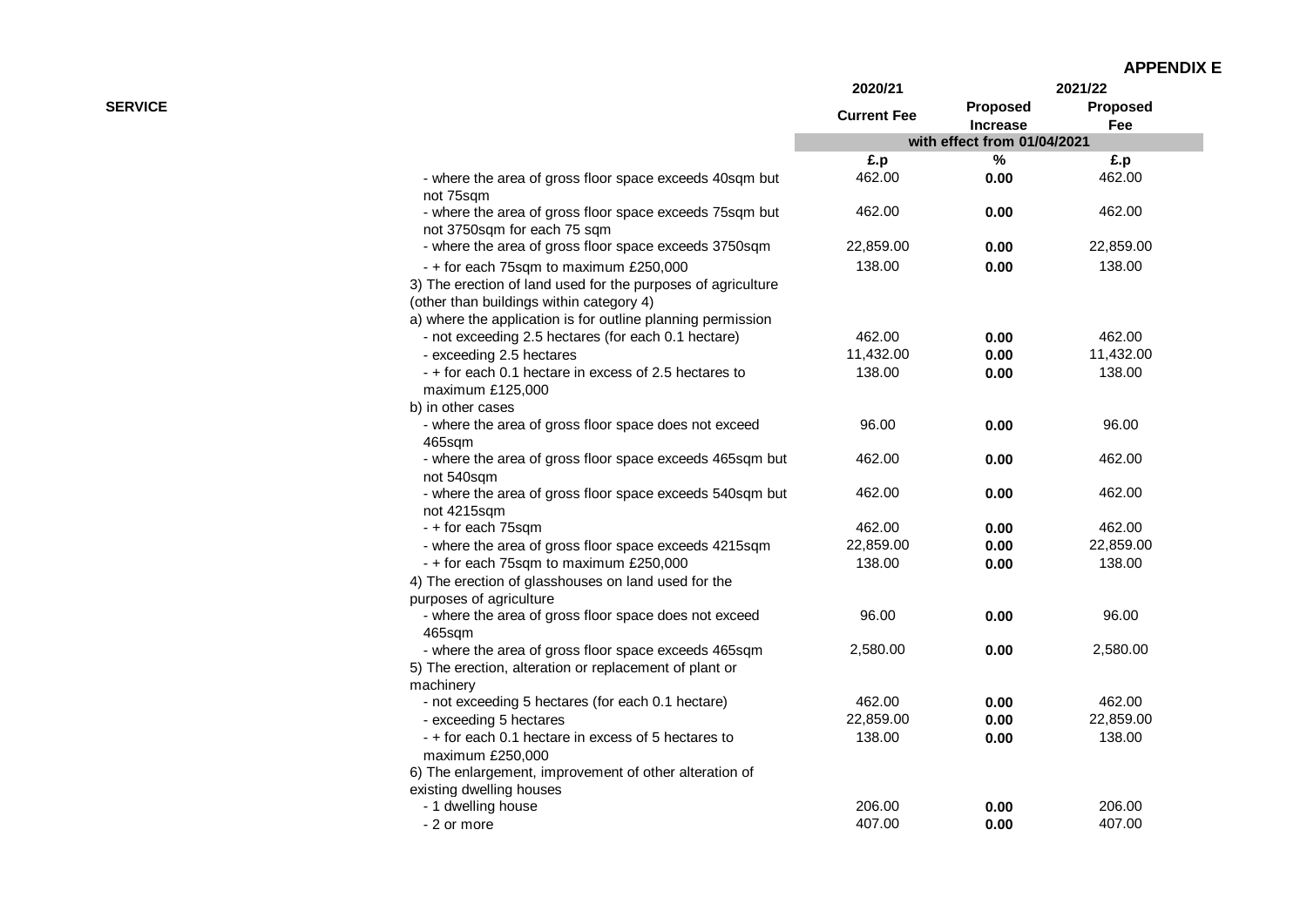**APPENDIX E**

| SERVICE | 2020/21 | 2021/22 | |
|---|---|---|---|
| | Current Fee | Proposed Increase | Proposed Fee |
| | with effect from 01/04/2021 | | |
| | £.p | % | £.p |
| - where the area of gross floor space exceeds 40sqm but not 75sqm | 462.00 | 0.00 | 462.00 |
| - where the area of gross floor space exceeds 75sqm but not 3750sqm for each 75 sqm | 462.00 | 0.00 | 462.00 |
| - where the area of gross floor space exceeds 3750sqm | 22,859.00 | 0.00 | 22,859.00 |
| - + for each 75sqm to maximum £250,000 | 138.00 | 0.00 | 138.00 |
| 3) The erection of land used for the purposes of agriculture (other than buildings within category 4) | | | |
| a) where the application is for outline planning permission | | | |
| - not exceeding 2.5 hectares (for each 0.1 hectare) | 462.00 | 0.00 | 462.00 |
| - exceeding 2.5 hectares | 11,432.00 | 0.00 | 11,432.00 |
| - + for each 0.1 hectare in excess of 2.5 hectares to maximum £125,000 | 138.00 | 0.00 | 138.00 |
| b) in other cases | | | |
| - where the area of gross floor space does not exceed 465sqm | 96.00 | 0.00 | 96.00 |
| - where the area of gross floor space exceeds 465sqm but not 540sqm | 462.00 | 0.00 | 462.00 |
| - where the area of gross floor space exceeds 540sqm but not 4215sqm | 462.00 | 0.00 | 462.00 |
| - + for each 75sqm | 462.00 | 0.00 | 462.00 |
| - where the area of gross floor space exceeds 4215sqm | 22,859.00 | 0.00 | 22,859.00 |
| - + for each 75sqm to maximum £250,000 | 138.00 | 0.00 | 138.00 |
| 4) The erection of glasshouses on land used for the purposes of agriculture | | | |
| - where the area of gross floor space does not exceed 465sqm | 96.00 | 0.00 | 96.00 |
| - where the area of gross floor space exceeds 465sqm | 2,580.00 | 0.00 | 2,580.00 |
| 5) The erection, alteration or replacement of plant or machinery | | | |
| - not exceeding 5 hectares (for each 0.1 hectare) | 462.00 | 0.00 | 462.00 |
| - exceeding 5 hectares | 22,859.00 | 0.00 | 22,859.00 |
| - + for each 0.1 hectare in excess of 5 hectares to maximum £250,000 | 138.00 | 0.00 | 138.00 |
| 6) The enlargement, improvement of other alteration of existing dwelling houses | | | |
| - 1 dwelling house | 206.00 | 0.00 | 206.00 |
| - 2 or more | 407.00 | 0.00 | 407.00 |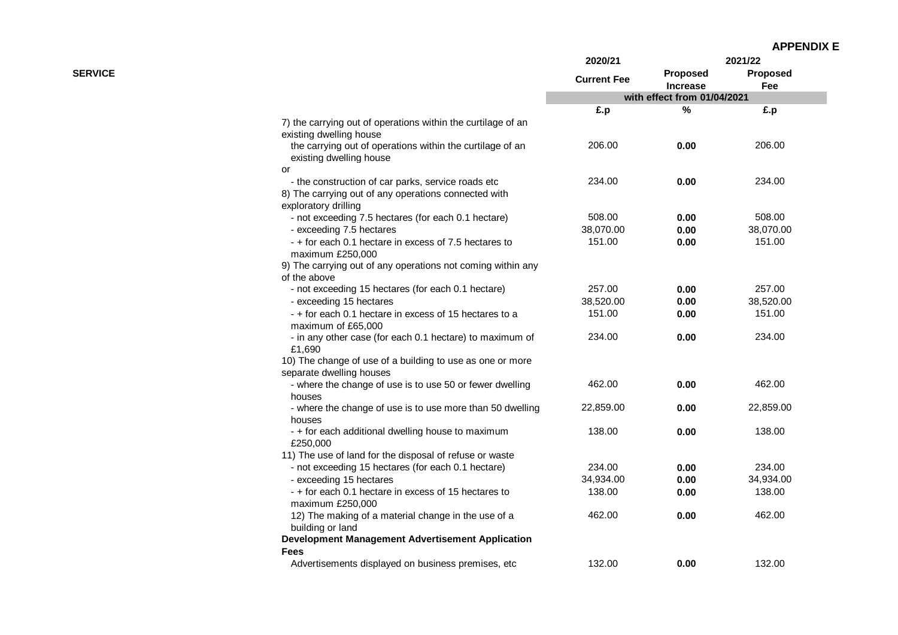**APPENDIX E**

| SERVICE | | 2020/21 | 2021/22 | |
|---|---|---|---|---|
| | | **Current Fee** | **Proposed Increase** | **Proposed Fee** |
| | | **with effect from 01/04/2021** | | |
| | | **£.p** | **%** | **£.p** |
| | 7) the carrying out of operations within the curtilage of an existing dwelling house | | | |
| | the carrying out of operations within the curtilage of an existing dwelling house | 206.00 | **0.00** | 206.00 |
| | or | | | |
| | - the construction of car parks, service roads etc | 234.00 | **0.00** | 234.00 |
| | 8) The carrying out of any operations connected with exploratory drilling | | | |
| | - not exceeding 7.5 hectares (for each 0.1 hectare) | 508.00 | **0.00** | 508.00 |
| | - exceeding 7.5 hectares | 38,070.00 | **0.00** | 38,070.00 |
| | - + for each 0.1 hectare in excess of 7.5 hectares to maximum £250,000 | 151.00 | **0.00** | 151.00 |
| | 9) The carrying out of any operations not coming within any of the above | | | |
| | - not exceeding 15 hectares (for each 0.1 hectare) | 257.00 | **0.00** | 257.00 |
| | - exceeding 15 hectares | 38,520.00 | **0.00** | 38,520.00 |
| | - + for each 0.1 hectare in excess of 15 hectares to a maximum of £65,000 | 151.00 | **0.00** | 151.00 |
| | - in any other case (for each 0.1 hectare) to maximum of £1,690 | 234.00 | **0.00** | 234.00 |
| | 10) The change of use of a building to use as one or more separate dwelling houses | | | |
| | - where the change of use is to use 50 or fewer dwelling houses | 462.00 | **0.00** | 462.00 |
| | - where the change of use is to use more than 50 dwelling houses | 22,859.00 | **0.00** | 22,859.00 |
| | - + for each additional dwelling house to maximum £250,000 | 138.00 | **0.00** | 138.00 |
| | 11) The use of land for the disposal of refuse or waste | | | |
| | - not exceeding 15 hectares (for each 0.1 hectare) | 234.00 | **0.00** | 234.00 |
| | - exceeding 15 hectares | 34,934.00 | **0.00** | 34,934.00 |
| | - + for each 0.1 hectare in excess of 15 hectares to maximum £250,000 | 138.00 | **0.00** | 138.00 |
| | 12) The making of a material change in the use of a building or land | 462.00 | **0.00** | 462.00 |
| | **Development Management Advertisement Application Fees** | | | |
| | Advertisements displayed on business premises, etc | 132.00 | **0.00** | 132.00 |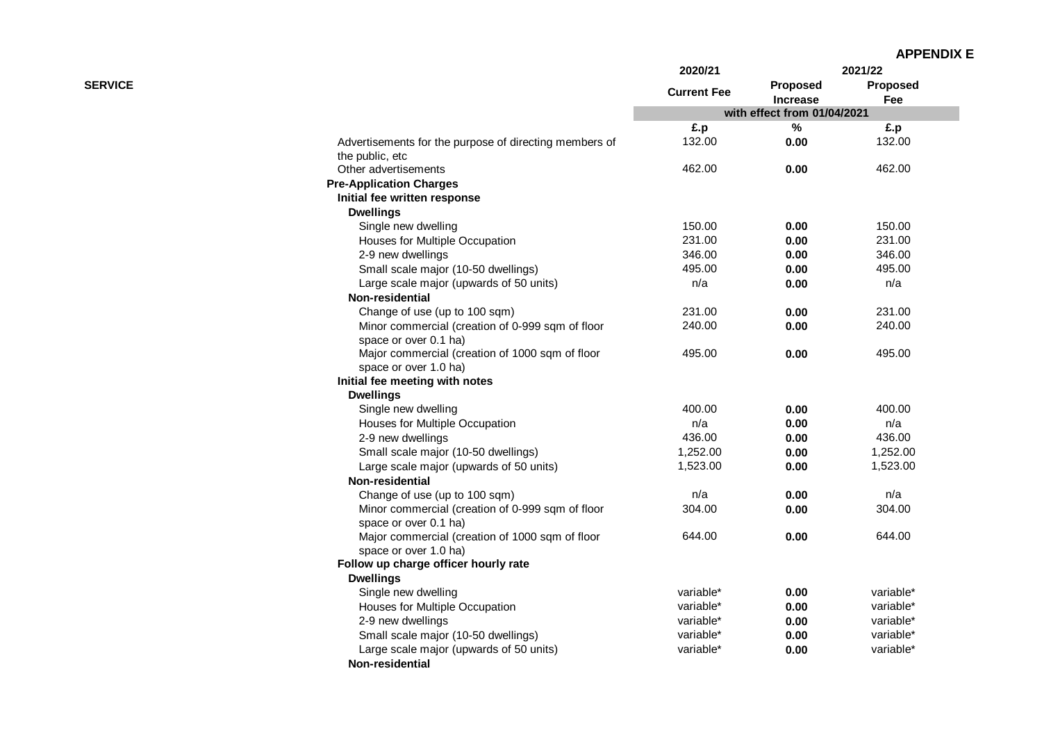**APPENDIX E**

| SERVICE | 2020/21 | 2021/22 | |
|---|---|---|---|
| | Current Fee | Proposed Increase | Proposed Fee |
| | with effect from 01/04/2021 | | |
| | £.p | % | £.p |
| Advertisements for the purpose of directing members of the public, etc | 132.00 | 0.00 | 132.00 |
| Other advertisements | 462.00 | 0.00 | 462.00 |
| **Pre-Application Charges** | | | |
| **Initial fee written response** | | | |
| **Dwellings** | | | |
| Single new dwelling | 150.00 | 0.00 | 150.00 |
| Houses for Multiple Occupation | 231.00 | 0.00 | 231.00 |
| 2-9 new dwellings | 346.00 | 0.00 | 346.00 |
| Small scale major (10-50 dwellings) | 495.00 | 0.00 | 495.00 |
| Large scale major (upwards of 50 units) | n/a | 0.00 | n/a |
| **Non-residential** | | | |
| Change of use (up to 100 sqm) | 231.00 | 0.00 | 231.00 |
| Minor commercial (creation of 0-999 sqm of floor space or over 0.1 ha) | 240.00 | 0.00 | 240.00 |
| Major commercial (creation of 1000 sqm of floor space or over 1.0 ha) | 495.00 | 0.00 | 495.00 |
| **Initial fee meeting with notes** | | | |
| **Dwellings** | | | |
| Single new dwelling | 400.00 | 0.00 | 400.00 |
| Houses for Multiple Occupation | n/a | 0.00 | n/a |
| 2-9 new dwellings | 436.00 | 0.00 | 436.00 |
| Small scale major (10-50 dwellings) | 1,252.00 | 0.00 | 1,252.00 |
| Large scale major (upwards of 50 units) | 1,523.00 | 0.00 | 1,523.00 |
| **Non-residential** | | | |
| Change of use (up to 100 sqm) | n/a | 0.00 | n/a |
| Minor commercial (creation of 0-999 sqm of floor space or over 0.1 ha) | 304.00 | 0.00 | 304.00 |
| Major commercial (creation of 1000 sqm of floor space or over 1.0 ha) | 644.00 | 0.00 | 644.00 |
| **Follow up charge officer hourly rate** | | | |
| **Dwellings** | | | |
| Single new dwelling | variable* | 0.00 | variable* |
| Houses for Multiple Occupation | variable* | 0.00 | variable* |
| 2-9 new dwellings | variable* | 0.00 | variable* |
| Small scale major (10-50 dwellings) | variable* | 0.00 | variable* |
| Large scale major (upwards of 50 units) | variable* | 0.00 | variable* |
| **Non-residential** | | | |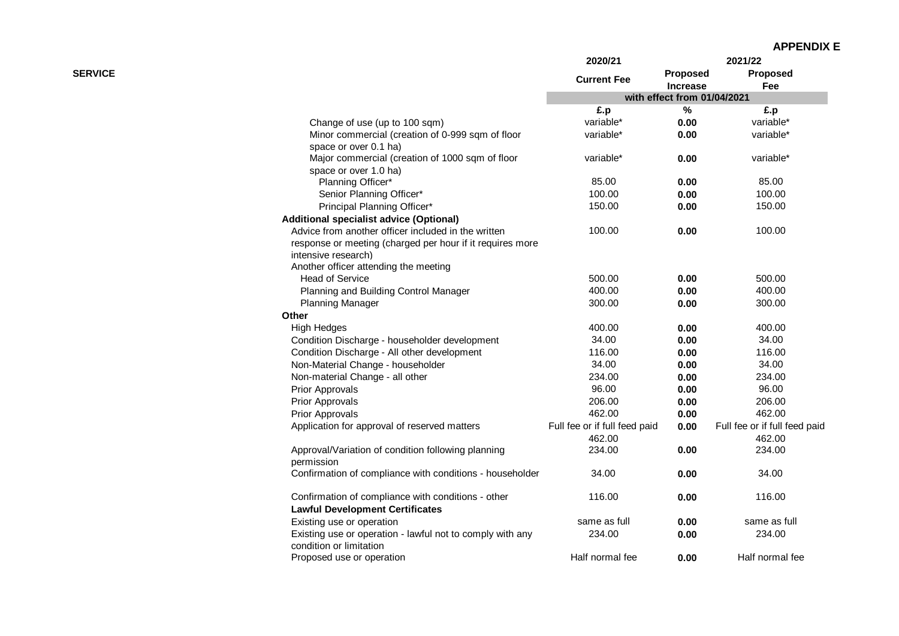**APPENDIX E**

| SERVICE | 2020/21 Current Fee | 2021/22 Proposed Increase | 2021/22 Proposed Fee |
|---|---|---|---|
| | | with effect from 01/04/2021 | |
| | £.p | % | £.p |
| Change of use (up to 100 sqm) | variable* | 0.00 | variable* |
| Minor commercial (creation of 0-999 sqm of floor space or over 0.1 ha) | variable* | 0.00 | variable* |
| Major commercial (creation of 1000 sqm of floor space or over 1.0 ha) | variable* | 0.00 | variable* |
| Planning Officer* | 85.00 | 0.00 | 85.00 |
| Senior Planning Officer* | 100.00 | 0.00 | 100.00 |
| Principal Planning Officer* | 150.00 | 0.00 | 150.00 |
| **Additional specialist advice (Optional)** | | | |
| Advice from another officer included in the written response or meeting (charged per hour if it requires more intensive research) | 100.00 | 0.00 | 100.00 |
| Another officer attending the meeting | | | |
| Head of Service | 500.00 | 0.00 | 500.00 |
| Planning and Building Control Manager | 400.00 | 0.00 | 400.00 |
| Planning Manager | 300.00 | 0.00 | 300.00 |
| **Other** | | | |
| High Hedges | 400.00 | 0.00 | 400.00 |
| Condition Discharge - householder development | 34.00 | 0.00 | 34.00 |
| Condition Discharge - All other development | 116.00 | 0.00 | 116.00 |
| Non-Material Change - householder | 34.00 | 0.00 | 34.00 |
| Non-material Change - all other | 234.00 | 0.00 | 234.00 |
| Prior Approvals | 96.00 | 0.00 | 96.00 |
| Prior Approvals | 206.00 | 0.00 | 206.00 |
| Prior Approvals | 462.00 | 0.00 | 462.00 |
| Application for approval of reserved matters | Full fee or if full feed paid 462.00 | 0.00 | Full fee or if full feed paid 462.00 |
| Approval/Variation of condition following planning permission | 234.00 | 0.00 | 234.00 |
| Confirmation of compliance with conditions - householder | 34.00 | 0.00 | 34.00 |
| Confirmation of compliance with conditions - other | 116.00 | 0.00 | 116.00 |
| **Lawful Development Certificates** | | | |
| Existing use or operation | same as full | 0.00 | same as full |
| Existing use or operation - lawful not to comply with any condition or limitation | 234.00 | 0.00 | 234.00 |
| Proposed use or operation | Half normal fee | 0.00 | Half normal fee |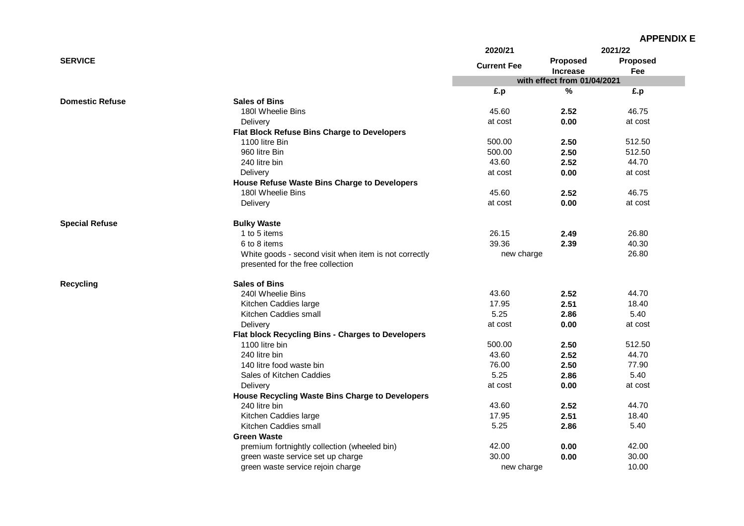**APPENDIX E**

| SERVICE | | 2020/21 Current Fee | 2021/22 Proposed Increase | 2021/22 Proposed Fee |
|---|---|---|---|---|
| | | with effect from 01/04/2021 | | |
| | | £.p | % | £.p |
| **Domestic Refuse** | **Sales of Bins** | | | |
| | 180l Wheelie Bins | 45.60 | **2.52** | 46.75 |
| | Delivery | at cost | **0.00** | at cost |
| | **Flat Block Refuse Bins Charge to Developers** | | | |
| | 1100 litre Bin | 500.00 | **2.50** | 512.50 |
| | 960 litre Bin | 500.00 | **2.50** | 512.50 |
| | 240 litre bin | 43.60 | **2.52** | 44.70 |
| | Delivery | at cost | **0.00** | at cost |
| | **House Refuse Waste Bins Charge to Developers** | | | |
| | 180l Wheelie Bins | 45.60 | **2.52** | 46.75 |
| | Delivery | at cost | **0.00** | at cost |
| **Special Refuse** | **Bulky Waste** | | | |
| | 1 to 5 items | 26.15 | **2.49** | 26.80 |
| | 6 to 8 items | 39.36 | **2.39** | 40.30 |
| | White goods - second visit when item is not correctly presented for the free collection | new charge | | 26.80 |
| **Recycling** | **Sales of Bins** | | | |
| | 240l Wheelie Bins | 43.60 | **2.52** | 44.70 |
| | Kitchen Caddies large | 17.95 | **2.51** | 18.40 |
| | Kitchen Caddies small | 5.25 | **2.86** | 5.40 |
| | Delivery | at cost | **0.00** | at cost |
| | **Flat block Recycling Bins - Charges to Developers** | | | |
| | 1100 litre bin | 500.00 | **2.50** | 512.50 |
| | 240 litre bin | 43.60 | **2.52** | 44.70 |
| | 140 litre food waste bin | 76.00 | **2.50** | 77.90 |
| | Sales of Kitchen Caddies | 5.25 | **2.86** | 5.40 |
| | Delivery | at cost | **0.00** | at cost |
| | **House Recycling Waste Bins Charge to Developers** | | | |
| | 240 litre bin | 43.60 | **2.52** | 44.70 |
| | Kitchen Caddies large | 17.95 | **2.51** | 18.40 |
| | Kitchen Caddies small | 5.25 | **2.86** | 5.40 |
| | **Green Waste** | | | |
| | premium fortnightly collection (wheeled bin) | 42.00 | **0.00** | 42.00 |
| | green waste service set up charge | 30.00 | **0.00** | 30.00 |
| | green waste service rejoin charge | new charge | | 10.00 |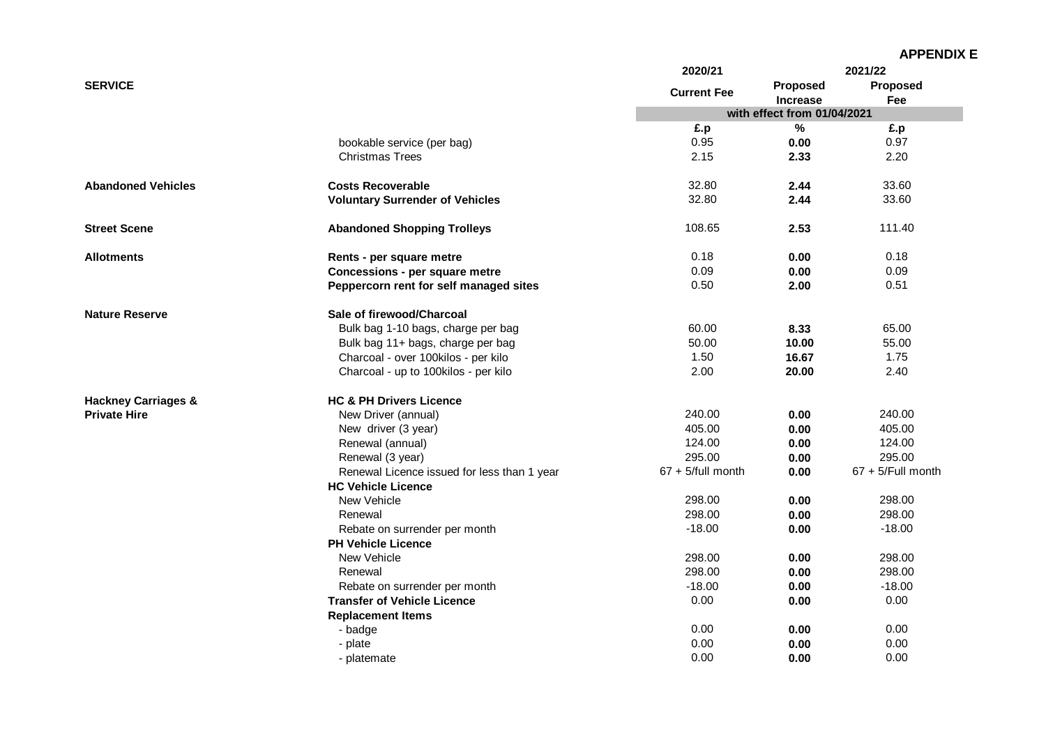**APPENDIX E**

| SERVICE | | 2020/21 Current Fee | 2021/22 Proposed Increase | 2021/22 Proposed Fee |
|---|---|---|---|---|
| | | with effect from 01/04/2021 | | |
| | | £.p | % | £.p |
| | bookable service (per bag) | 0.95 | **0.00** | 0.97 |
| | Christmas Trees | 2.15 | **2.33** | 2.20 |
| **Abandoned Vehicles** | **Costs Recoverable** | 32.80 | **2.44** | 33.60 |
| | **Voluntary Surrender of Vehicles** | 32.80 | **2.44** | 33.60 |
| **Street Scene** | **Abandoned Shopping Trolleys** | 108.65 | **2.53** | 111.40 |
| **Allotments** | **Rents - per square metre** | 0.18 | **0.00** | 0.18 |
| | **Concessions - per square metre** | 0.09 | **0.00** | 0.09 |
| | **Peppercorn rent for self managed sites** | 0.50 | **2.00** | 0.51 |
| **Nature Reserve** | **Sale of firewood/Charcoal** | | | |
| | Bulk bag 1-10 bags, charge per bag | 60.00 | **8.33** | 65.00 |
| | Bulk bag 11+ bags, charge per bag | 50.00 | **10.00** | 55.00 |
| | Charcoal - over 100kilos - per kilo | 1.50 | **16.67** | 1.75 |
| | Charcoal - up to 100kilos - per kilo | 2.00 | **20.00** | 2.40 |
| **Hackney Carriages & Private Hire** | **HC & PH Drivers Licence** | | | |
| | New Driver (annual) | 240.00 | **0.00** | 240.00 |
| | New driver (3 year) | 405.00 | **0.00** | 405.00 |
| | Renewal (annual) | 124.00 | **0.00** | 124.00 |
| | Renewal (3 year) | 295.00 | **0.00** | 295.00 |
| | Renewal Licence issued for less than 1 year | 67 + 5/full month | **0.00** | 67 + 5/Full month |
| | **HC Vehicle Licence** | | | |
| | New Vehicle | 298.00 | **0.00** | 298.00 |
| | Renewal | 298.00 | **0.00** | 298.00 |
| | Rebate on surrender per month | -18.00 | **0.00** | -18.00 |
| | **PH Vehicle Licence** | | | |
| | New Vehicle | 298.00 | **0.00** | 298.00 |
| | Renewal | 298.00 | **0.00** | 298.00 |
| | Rebate on surrender per month | -18.00 | **0.00** | -18.00 |
| | **Transfer of Vehicle Licence** | 0.00 | **0.00** | 0.00 |
| | **Replacement Items** | | | |
| | - badge | 0.00 | **0.00** | 0.00 |
| | - plate | 0.00 | **0.00** | 0.00 |
| | - platemate | 0.00 | **0.00** | 0.00 |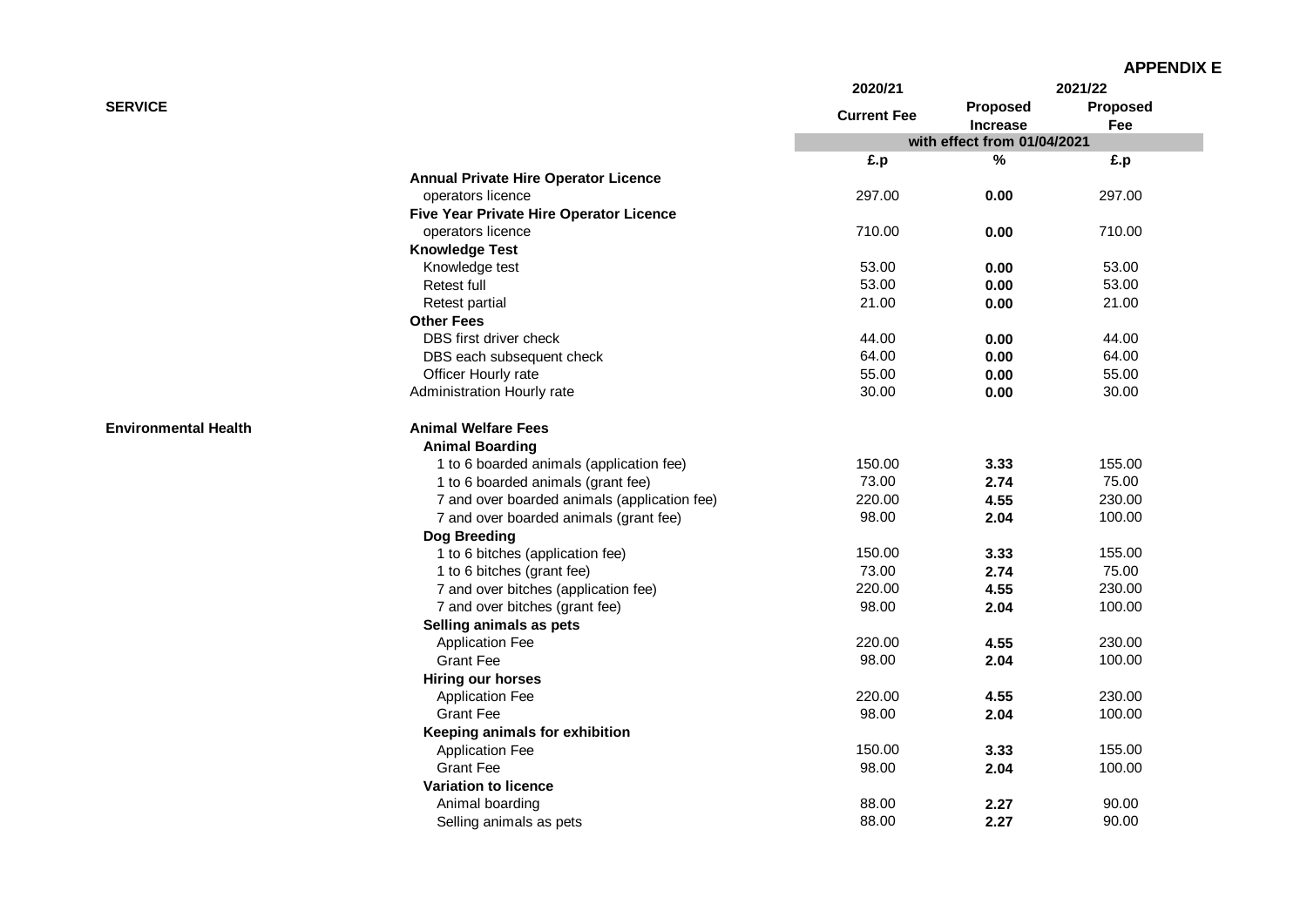**APPENDIX E**

| SERVICE | | 2020/21 | 2021/22 | |
|---|---|---|---|---|
| | | Current Fee | Proposed Increase | Proposed Fee |
| | | with effect from 01/04/2021 | | |
| | | £.p | % | £.p |
| | **Annual Private Hire Operator Licence** | | | |
| | operators licence | 297.00 | **0.00** | 297.00 |
| | **Five Year Private Hire Operator Licence** | | | |
| | operators licence | 710.00 | **0.00** | 710.00 |
| | **Knowledge Test** | | | |
| | Knowledge test | 53.00 | **0.00** | 53.00 |
| | Retest full | 53.00 | **0.00** | 53.00 |
| | Retest partial | 21.00 | **0.00** | 21.00 |
| | **Other Fees** | | | |
| | DBS first driver check | 44.00 | **0.00** | 44.00 |
| | DBS each subsequent check | 64.00 | **0.00** | 64.00 |
| | Officer Hourly rate | 55.00 | **0.00** | 55.00 |
| | Administration Hourly rate | 30.00 | **0.00** | 30.00 |
| **Environmental Health** | **Animal Welfare Fees** | | | |
| | **Animal Boarding** | | | |
| | 1 to 6 boarded animals (application fee) | 150.00 | **3.33** | 155.00 |
| | 1 to 6 boarded animals (grant fee) | 73.00 | **2.74** | 75.00 |
| | 7 and over boarded animals (application fee) | 220.00 | **4.55** | 230.00 |
| | 7 and over boarded animals (grant fee) | 98.00 | **2.04** | 100.00 |
| | **Dog Breeding** | | | |
| | 1 to 6 bitches (application fee) | 150.00 | **3.33** | 155.00 |
| | 1 to 6 bitches (grant fee) | 73.00 | **2.74** | 75.00 |
| | 7 and over bitches (application fee) | 220.00 | **4.55** | 230.00 |
| | 7 and over bitches (grant fee) | 98.00 | **2.04** | 100.00 |
| | **Selling animals as pets** | | | |
| | Application Fee | 220.00 | **4.55** | 230.00 |
| | Grant Fee | 98.00 | **2.04** | 100.00 |
| | **Hiring our horses** | | | |
| | Application Fee | 220.00 | **4.55** | 230.00 |
| | Grant Fee | 98.00 | **2.04** | 100.00 |
| | **Keeping animals for exhibition** | | | |
| | Application Fee | 150.00 | **3.33** | 155.00 |
| | Grant Fee | 98.00 | **2.04** | 100.00 |
| | **Variation to licence** | | | |
| | Animal boarding | 88.00 | **2.27** | 90.00 |
| | Selling animals as pets | 88.00 | **2.27** | 90.00 |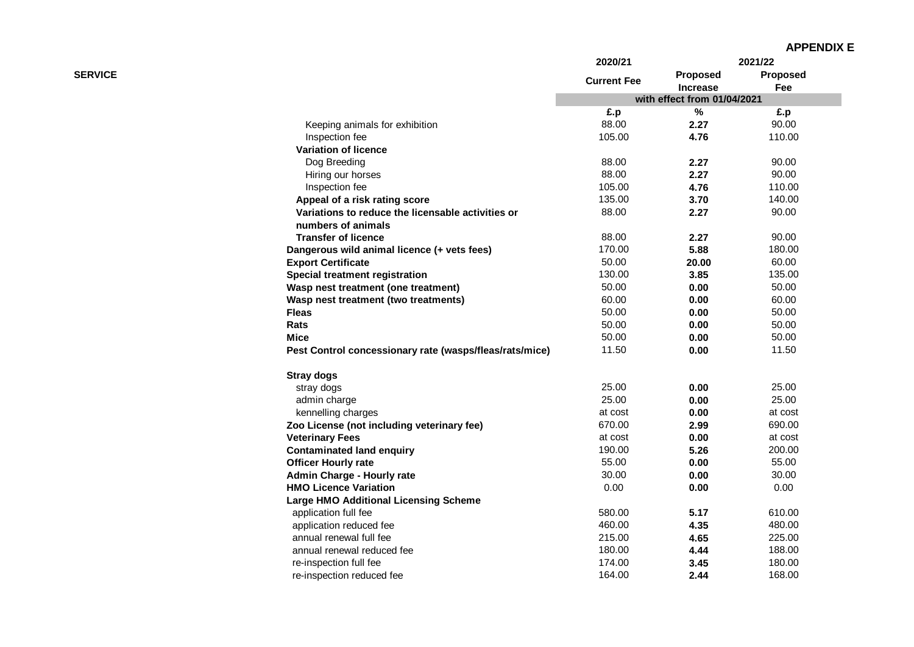**APPENDIX E**

| SERVICE | 2020/21 | 2021/22 | |
|---|---|---|---|
| | Current Fee | Proposed Increase | Proposed Fee |
| | with effect from 01/04/2021 | | |
| | £.p | % | £.p |
| Keeping animals for exhibition | 88.00 | 2.27 | 90.00 |
| Inspection fee | 105.00 | 4.76 | 110.00 |
| **Variation of licence** | | | |
| Dog Breeding | 88.00 | 2.27 | 90.00 |
| Hiring our horses | 88.00 | 2.27 | 90.00 |
| Inspection fee | 105.00 | 4.76 | 110.00 |
| **Appeal of a risk rating score** | 135.00 | 3.70 | 140.00 |
| **Variations to reduce the licensable activities or numbers of animals** | 88.00 | 2.27 | 90.00 |
| **Transfer of licence** | 88.00 | 2.27 | 90.00 |
| **Dangerous wild animal licence (+ vets fees)** | 170.00 | 5.88 | 180.00 |
| **Export Certificate** | 50.00 | 20.00 | 60.00 |
| **Special treatment registration** | 130.00 | 3.85 | 135.00 |
| **Wasp nest treatment (one treatment)** | 50.00 | 0.00 | 50.00 |
| **Wasp nest treatment (two treatments)** | 60.00 | 0.00 | 60.00 |
| **Fleas** | 50.00 | 0.00 | 50.00 |
| **Rats** | 50.00 | 0.00 | 50.00 |
| **Mice** | 50.00 | 0.00 | 50.00 |
| **Pest Control concessionary rate (wasps/fleas/rats/mice)** | 11.50 | 0.00 | 11.50 |
| **Stray dogs** | | | |
| stray dogs | 25.00 | 0.00 | 25.00 |
| admin charge | 25.00 | 0.00 | 25.00 |
| kennelling charges | at cost | 0.00 | at cost |
| **Zoo License (not including veterinary fee)** | 670.00 | 2.99 | 690.00 |
| **Veterinary Fees** | at cost | 0.00 | at cost |
| **Contaminated land enquiry** | 190.00 | 5.26 | 200.00 |
| **Officer Hourly rate** | 55.00 | 0.00 | 55.00 |
| **Admin Charge - Hourly rate** | 30.00 | 0.00 | 30.00 |
| **HMO Licence Variation** | 0.00 | 0.00 | 0.00 |
| **Large HMO Additional Licensing Scheme** | | | |
| application full fee | 580.00 | 5.17 | 610.00 |
| application reduced fee | 460.00 | 4.35 | 480.00 |
| annual renewal full fee | 215.00 | 4.65 | 225.00 |
| annual renewal reduced fee | 180.00 | 4.44 | 188.00 |
| re-inspection full fee | 174.00 | 3.45 | 180.00 |
| re-inspection reduced fee | 164.00 | 2.44 | 168.00 |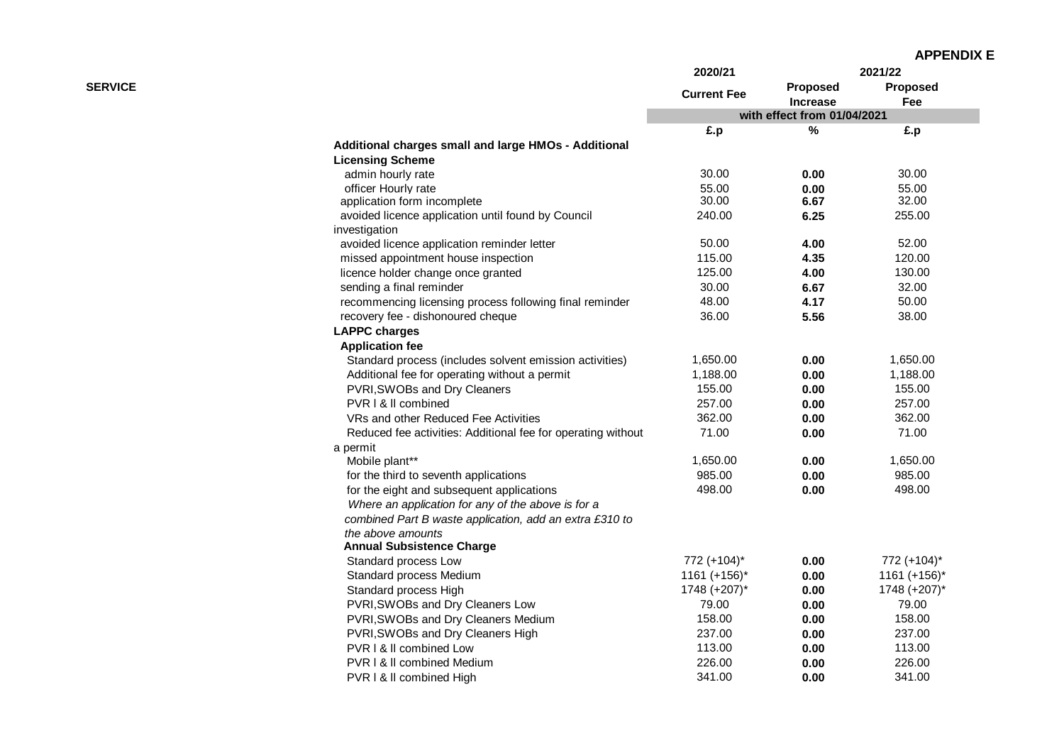**APPENDIX E**

| SERVICE | 2020/21 Current Fee | 2021/22 Proposed Increase | Proposed Fee |
|---|---|---|---|
| | with effect from 01/04/2021 | | |
| | £.p | % | £.p |
| **Additional charges small and large HMOs - Additional Licensing Scheme** | | | |
| admin hourly rate | 30.00 | **0.00** | 30.00 |
| officer Hourly rate | 55.00 | **0.00** | 55.00 |
| application form incomplete | 30.00 | **6.67** | 32.00 |
| avoided licence application until found by Council investigation | 240.00 | **6.25** | 255.00 |
| avoided licence application reminder letter | 50.00 | **4.00** | 52.00 |
| missed appointment house inspection | 115.00 | **4.35** | 120.00 |
| licence holder change once granted | 125.00 | **4.00** | 130.00 |
| sending a final reminder | 30.00 | **6.67** | 32.00 |
| recommencing licensing process following final reminder | 48.00 | **4.17** | 50.00 |
| recovery fee - dishonoured cheque | 36.00 | **5.56** | 38.00 |
| **LAPPC charges** | | | |
| **Application fee** | | | |
| Standard process (includes solvent emission activities) | 1,650.00 | **0.00** | 1,650.00 |
| Additional fee for operating without a permit | 1,188.00 | **0.00** | 1,188.00 |
| PVRI,SWOBs and Dry Cleaners | 155.00 | **0.00** | 155.00 |
| PVR I & II combined | 257.00 | **0.00** | 257.00 |
| VRs and other Reduced Fee Activities | 362.00 | **0.00** | 362.00 |
| Reduced fee activities: Additional fee for operating without a permit | 71.00 | **0.00** | 71.00 |
| Mobile plant** | 1,650.00 | **0.00** | 1,650.00 |
| for the third to seventh applications | 985.00 | **0.00** | 985.00 |
| for the eight and subsequent applications | 498.00 | **0.00** | 498.00 |
| *Where an application for any of the above is for a combined Part B waste application, add an extra £310 to the above amounts* | | | |
| **Annual Subsistence Charge** | | | |
| Standard process Low | 772 (+104)* | **0.00** | 772 (+104)* |
| Standard process Medium | 1161 (+156)* | **0.00** | 1161 (+156)* |
| Standard process High | 1748 (+207)* | **0.00** | 1748 (+207)* |
| PVRI,SWOBs and Dry Cleaners Low | 79.00 | **0.00** | 79.00 |
| PVRI,SWOBs and Dry Cleaners Medium | 158.00 | **0.00** | 158.00 |
| PVRI,SWOBs and Dry Cleaners High | 237.00 | **0.00** | 237.00 |
| PVR I & II combined Low | 113.00 | **0.00** | 113.00 |
| PVR I & II combined Medium | 226.00 | **0.00** | 226.00 |
| PVR I & II combined High | 341.00 | **0.00** | 341.00 |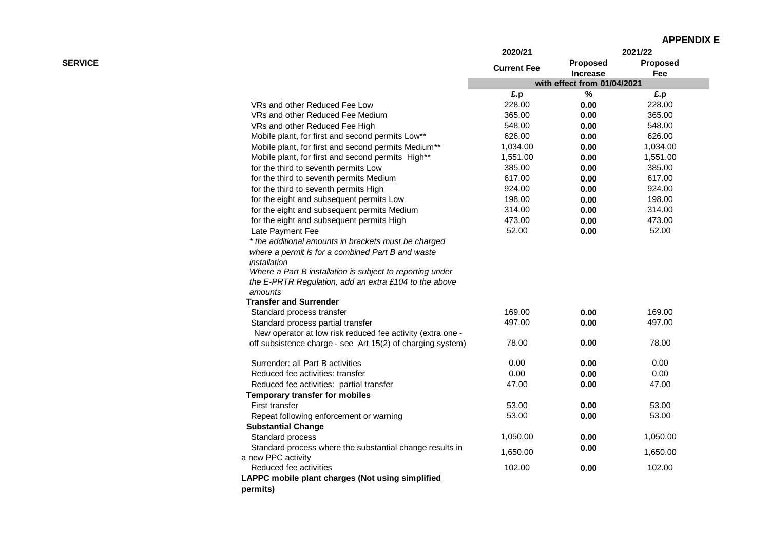**APPENDIX E**

| SERVICE | 2020/21 | 2021/22 | |
|---|---|---|---|
| | Current Fee | Proposed Increase | Proposed Fee |
| | with effect from 01/04/2021 | | |
| | £.p | % | £.p |
| VRs and other Reduced Fee Low | 228.00 | 0.00 | 228.00 |
| VRs and other Reduced Fee Medium | 365.00 | 0.00 | 365.00 |
| VRs and other Reduced Fee High | 548.00 | 0.00 | 548.00 |
| Mobile plant, for first and second permits Low** | 626.00 | 0.00 | 626.00 |
| Mobile plant, for first and second permits Medium** | 1,034.00 | 0.00 | 1,034.00 |
| Mobile plant, for first and second permits High** | 1,551.00 | 0.00 | 1,551.00 |
| for the third to seventh permits Low | 385.00 | 0.00 | 385.00 |
| for the third to seventh permits Medium | 617.00 | 0.00 | 617.00 |
| for the third to seventh permits High | 924.00 | 0.00 | 924.00 |
| for the eight and subsequent permits Low | 198.00 | 0.00 | 198.00 |
| for the eight and subsequent permits Medium | 314.00 | 0.00 | 314.00 |
| for the eight and subsequent permits High | 473.00 | 0.00 | 473.00 |
| Late Payment Fee | 52.00 | 0.00 | 52.00 |
| *\* the additional amounts in brackets must be charged where a permit is for a combined Part B and waste installation* | | | |
| *Where a Part B installation is subject to reporting under the E-PRTR Regulation, add an extra £104 to the above amounts* | | | |
| **Transfer and Surrender** | | | |
| Standard process transfer | 169.00 | 0.00 | 169.00 |
| Standard process partial transfer | 497.00 | 0.00 | 497.00 |
| New operator at low risk reduced fee activity (extra one - off subsistence charge - see Art 15(2) of charging system) | 78.00 | 0.00 | 78.00 |
| Surrender: all Part B activities | 0.00 | 0.00 | 0.00 |
| Reduced fee activities: transfer | 0.00 | 0.00 | 0.00 |
| Reduced fee activities: partial transfer | 47.00 | 0.00 | 47.00 |
| **Temporary transfer for mobiles** | | | |
| First transfer | 53.00 | 0.00 | 53.00 |
| Repeat following enforcement or warning | 53.00 | 0.00 | 53.00 |
| **Substantial Change** | | | |
| Standard process | 1,050.00 | 0.00 | 1,050.00 |
| Standard process where the substantial change results in a new PPC activity | 1,650.00 | 0.00 | 1,650.00 |
| Reduced fee activities | 102.00 | 0.00 | 102.00 |
| **LAPPC mobile plant charges (Not using simplified permits)** | | | |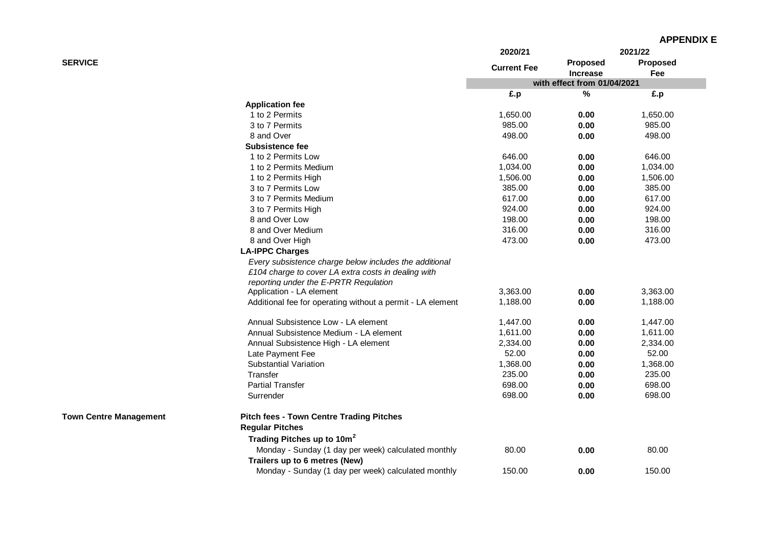**APPENDIX E**

| SERVICE | | 2020/21 | 2021/22 | |
|---|---|---|---|---|
| | | Current Fee | Proposed Increase | Proposed Fee |
| | | with effect from 01/04/2021 | | |
| | | £.p | % | £.p |
| | **Application fee** | | | |
| | 1 to 2 Permits | 1,650.00 | **0.00** | 1,650.00 |
| | 3 to 7 Permits | 985.00 | **0.00** | 985.00 |
| | 8 and Over | 498.00 | **0.00** | 498.00 |
| | **Subsistence fee** | | | |
| | 1 to 2 Permits Low | 646.00 | **0.00** | 646.00 |
| | 1 to 2 Permits Medium | 1,034.00 | **0.00** | 1,034.00 |
| | 1 to 2 Permits High | 1,506.00 | **0.00** | 1,506.00 |
| | 3 to 7 Permits Low | 385.00 | **0.00** | 385.00 |
| | 3 to 7 Permits Medium | 617.00 | **0.00** | 617.00 |
| | 3 to 7 Permits High | 924.00 | **0.00** | 924.00 |
| | 8 and Over Low | 198.00 | **0.00** | 198.00 |
| | 8 and Over Medium | 316.00 | **0.00** | 316.00 |
| | 8 and Over High | 473.00 | **0.00** | 473.00 |
| | **LA-IPPC Charges** | | | |
| | *Every subsistence charge below includes the additional £104 charge to cover LA extra costs in dealing with reporting under the E-PRTR Regulation* | | | |
| | Application - LA element | 3,363.00 | **0.00** | 3,363.00 |
| | Additional fee for operating without a permit - LA element | 1,188.00 | **0.00** | 1,188.00 |
| | Annual Subsistence Low - LA element | 1,447.00 | **0.00** | 1,447.00 |
| | Annual Subsistence Medium - LA element | 1,611.00 | **0.00** | 1,611.00 |
| | Annual Subsistence High - LA element | 2,334.00 | **0.00** | 2,334.00 |
| | Late Payment Fee | 52.00 | **0.00** | 52.00 |
| | Substantial Variation | 1,368.00 | **0.00** | 1,368.00 |
| | Transfer | 235.00 | **0.00** | 235.00 |
| | Partial Transfer | 698.00 | **0.00** | 698.00 |
| | Surrender | 698.00 | **0.00** | 698.00 |
| **Town Centre Management** | **Pitch fees - Town Centre Trading Pitches** | | | |
| | **Regular Pitches** | | | |
| | **Trading Pitches up to 10m$^2$** | | | |
| | Monday - Sunday (1 day per week) calculated monthly | 80.00 | **0.00** | 80.00 |
| | **Trailers up to 6 metres (New)** | | | |
| | Monday - Sunday (1 day per week) calculated monthly | 150.00 | **0.00** | 150.00 |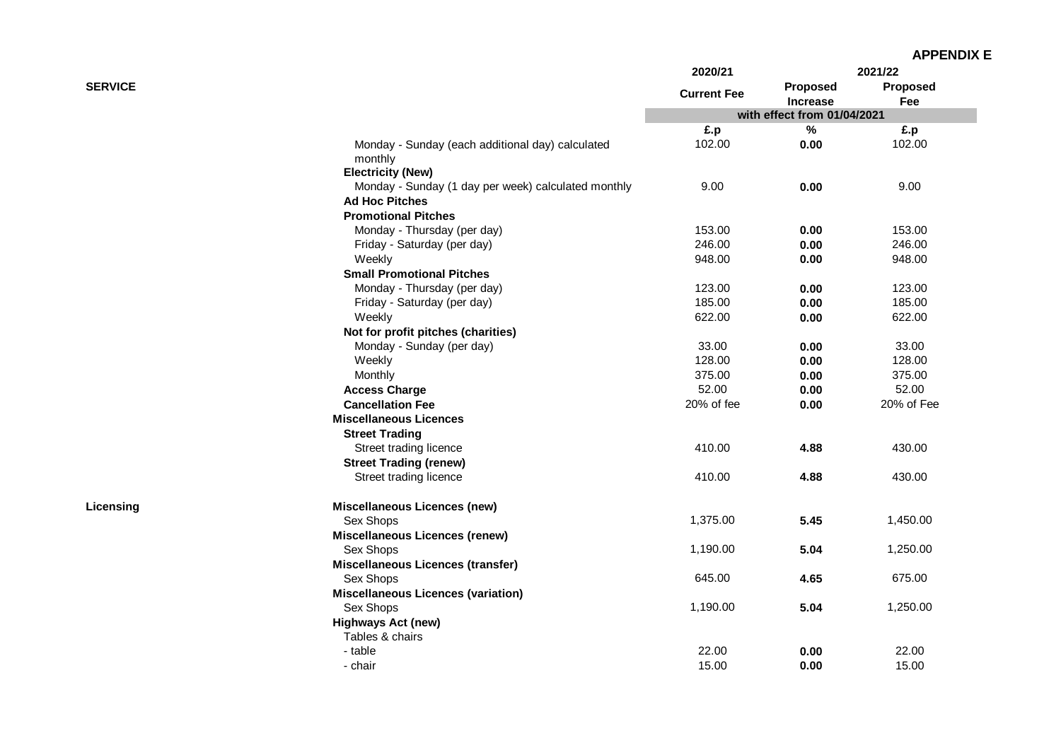**APPENDIX E**

| SERVICE | | 2020/21 | 2021/22 | |
|---|---|---|---|---|
| | | Current Fee | Proposed Increase | Proposed Fee |
| | | with effect from 01/04/2021 | | |
| | | £.p | % | £.p |
| | Monday - Sunday (each additional day) calculated monthly | 102.00 | 0.00 | 102.00 |
| | **Electricity (New)** | | | |
| | Monday - Sunday (1 day per week) calculated monthly | 9.00 | 0.00 | 9.00 |
| | **Ad Hoc Pitches** | | | |
| | **Promotional Pitches** | | | |
| | Monday - Thursday (per day) | 153.00 | 0.00 | 153.00 |
| | Friday - Saturday (per day) | 246.00 | 0.00 | 246.00 |
| | Weekly | 948.00 | 0.00 | 948.00 |
| | **Small Promotional Pitches** | | | |
| | Monday - Thursday (per day) | 123.00 | 0.00 | 123.00 |
| | Friday - Saturday (per day) | 185.00 | 0.00 | 185.00 |
| | Weekly | 622.00 | 0.00 | 622.00 |
| | **Not for profit pitches (charities)** | | | |
| | Monday - Sunday (per day) | 33.00 | 0.00 | 33.00 |
| | Weekly | 128.00 | 0.00 | 128.00 |
| | Monthly | 375.00 | 0.00 | 375.00 |
| | **Access Charge** | 52.00 | 0.00 | 52.00 |
| | **Cancellation Fee** | 20% of fee | 0.00 | 20% of Fee |
| | **Miscellaneous Licences** | | | |
| | **Street Trading** | | | |
| | Street trading licence | 410.00 | 4.88 | 430.00 |
| | **Street Trading (renew)** | | | |
| | Street trading licence | 410.00 | 4.88 | 430.00 |
| **Licensing** | **Miscellaneous Licences (new)** | | | |
| | Sex Shops | 1,375.00 | 5.45 | 1,450.00 |
| | **Miscellaneous Licences (renew)** | | | |
| | Sex Shops | 1,190.00 | 5.04 | 1,250.00 |
| | **Miscellaneous Licences (transfer)** | | | |
| | Sex Shops | 645.00 | 4.65 | 675.00 |
| | **Miscellaneous Licences (variation)** | | | |
| | Sex Shops | 1,190.00 | 5.04 | 1,250.00 |
| | **Highways Act (new)** | | | |
| | Tables & chairs | | | |
| | - table | 22.00 | 0.00 | 22.00 |
| | - chair | 15.00 | 0.00 | 15.00 |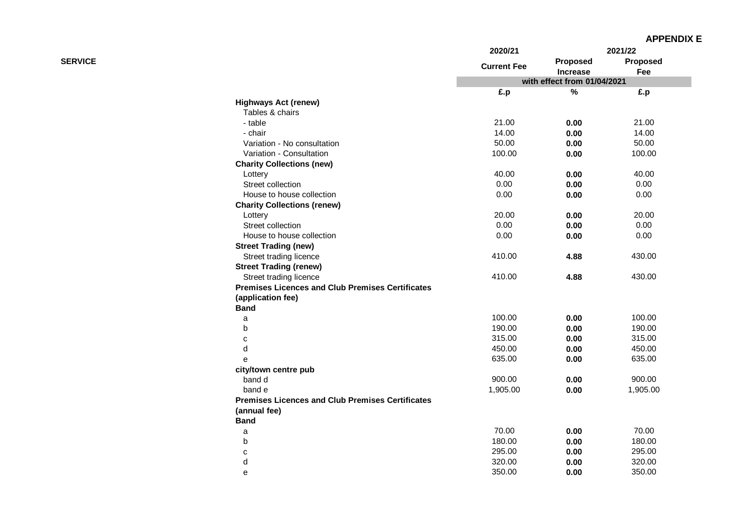**APPENDIX E**

| SERVICE | 2020/21 | 2021/22 | |
|---|---|---|---|
| | Current Fee | Proposed Increase | Proposed Fee |
| | with effect from 01/04/2021 | | |
| | £.p | % | £.p |
| **Highways Act (renew)** | | | |
| Tables & chairs | | | |
| - table | 21.00 | 0.00 | 21.00 |
| - chair | 14.00 | 0.00 | 14.00 |
| Variation - No consultation | 50.00 | 0.00 | 50.00 |
| Variation - Consultation | 100.00 | 0.00 | 100.00 |
| **Charity Collections (new)** | | | |
| Lottery | 40.00 | 0.00 | 40.00 |
| Street collection | 0.00 | 0.00 | 0.00 |
| House to house collection | 0.00 | 0.00 | 0.00 |
| **Charity Collections (renew)** | | | |
| Lottery | 20.00 | 0.00 | 20.00 |
| Street collection | 0.00 | 0.00 | 0.00 |
| House to house collection | 0.00 | 0.00 | 0.00 |
| **Street Trading (new)** | | | |
| Street trading licence | 410.00 | 4.88 | 430.00 |
| **Street Trading (renew)** | | | |
| Street trading licence | 410.00 | 4.88 | 430.00 |
| **Premises Licences and Club Premises Certificates (application fee)** | | | |
| **Band** | | | |
| a | 100.00 | 0.00 | 100.00 |
| b | 190.00 | 0.00 | 190.00 |
| c | 315.00 | 0.00 | 315.00 |
| d | 450.00 | 0.00 | 450.00 |
| e | 635.00 | 0.00 | 635.00 |
| **city/town centre pub** | | | |
| band d | 900.00 | 0.00 | 900.00 |
| band e | 1,905.00 | 0.00 | 1,905.00 |
| **Premises Licences and Club Premises Certificates (annual fee)** | | | |
| **Band** | | | |
| a | 70.00 | 0.00 | 70.00 |
| b | 180.00 | 0.00 | 180.00 |
| c | 295.00 | 0.00 | 295.00 |
| d | 320.00 | 0.00 | 320.00 |
| e | 350.00 | 0.00 | 350.00 |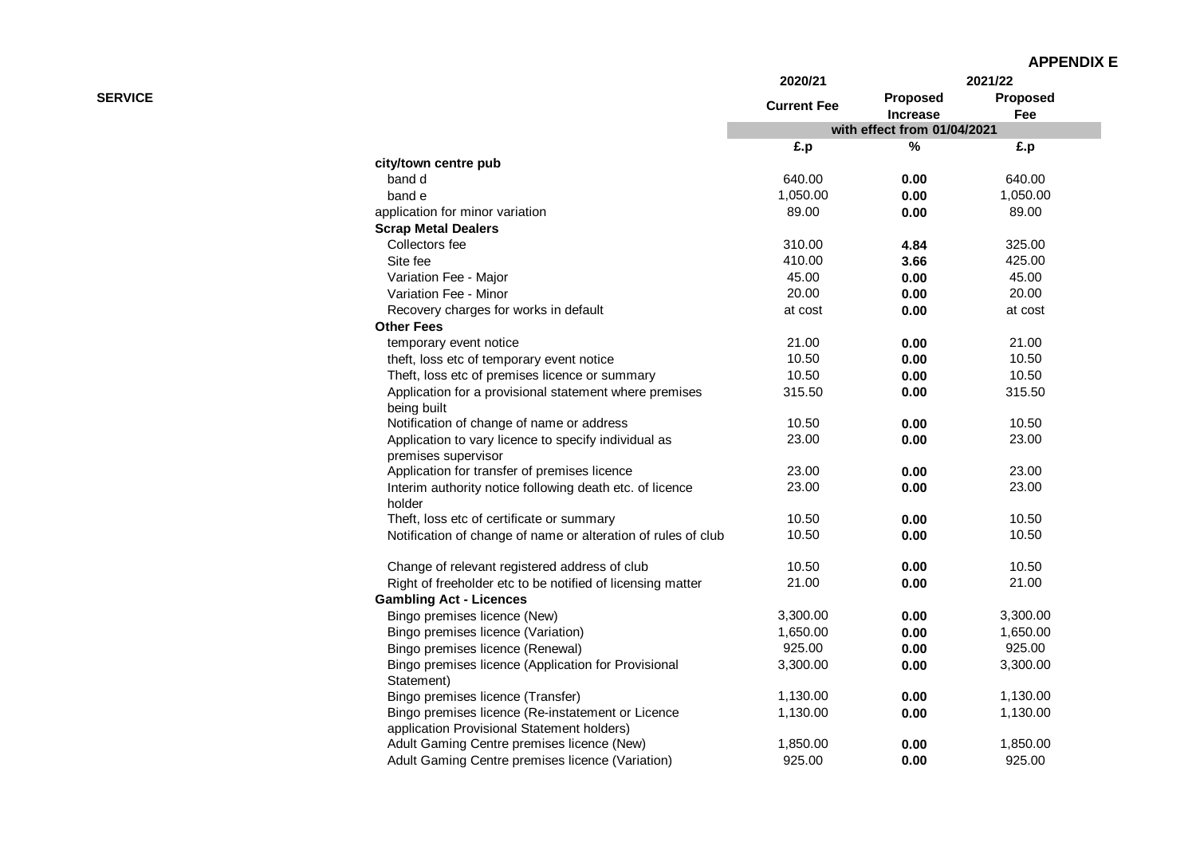**APPENDIX E**

| SERVICE | 2020/21 | 2021/22 | |
|---|---|---|---|
| | Current Fee | Proposed Increase | Proposed Fee |
| | with effect from 01/04/2021 | | |
| | £.p | % | £.p |
| **city/town centre pub** | | | |
| band d | 640.00 | **0.00** | 640.00 |
| band e | 1,050.00 | **0.00** | 1,050.00 |
| application for minor variation | 89.00 | **0.00** | 89.00 |
| **Scrap Metal Dealers** | | | |
| Collectors fee | 310.00 | **4.84** | 325.00 |
| Site fee | 410.00 | **3.66** | 425.00 |
| Variation Fee - Major | 45.00 | **0.00** | 45.00 |
| Variation Fee - Minor | 20.00 | **0.00** | 20.00 |
| Recovery charges for works in default | at cost | **0.00** | at cost |
| **Other Fees** | | | |
| temporary event notice | 21.00 | **0.00** | 21.00 |
| theft, loss etc of temporary event notice | 10.50 | **0.00** | 10.50 |
| Theft, loss etc of premises licence or summary | 10.50 | **0.00** | 10.50 |
| Application for a provisional statement where premises being built | 315.50 | **0.00** | 315.50 |
| Notification of change of name or address | 10.50 | **0.00** | 10.50 |
| Application to vary licence to specify individual as premises supervisor | 23.00 | **0.00** | 23.00 |
| Application for transfer of premises licence | 23.00 | **0.00** | 23.00 |
| Interim authority notice following death etc. of licence holder | 23.00 | **0.00** | 23.00 |
| Theft, loss etc of certificate or summary | 10.50 | **0.00** | 10.50 |
| Notification of change of name or alteration of rules of club | 10.50 | **0.00** | 10.50 |
| Change of relevant registered address of club | 10.50 | **0.00** | 10.50 |
| Right of freeholder etc to be notified of licensing matter | 21.00 | **0.00** | 21.00 |
| **Gambling Act - Licences** | | | |
| Bingo premises licence (New) | 3,300.00 | **0.00** | 3,300.00 |
| Bingo premises licence (Variation) | 1,650.00 | **0.00** | 1,650.00 |
| Bingo premises licence (Renewal) | 925.00 | **0.00** | 925.00 |
| Bingo premises licence (Application for Provisional Statement) | 3,300.00 | **0.00** | 3,300.00 |
| Bingo premises licence (Transfer) | 1,130.00 | **0.00** | 1,130.00 |
| Bingo premises licence (Re-instatement or Licence application Provisional Statement holders) | 1,130.00 | **0.00** | 1,130.00 |
| Adult Gaming Centre premises licence (New) | 1,850.00 | **0.00** | 1,850.00 |
| Adult Gaming Centre premises licence (Variation) | 925.00 | **0.00** | 925.00 |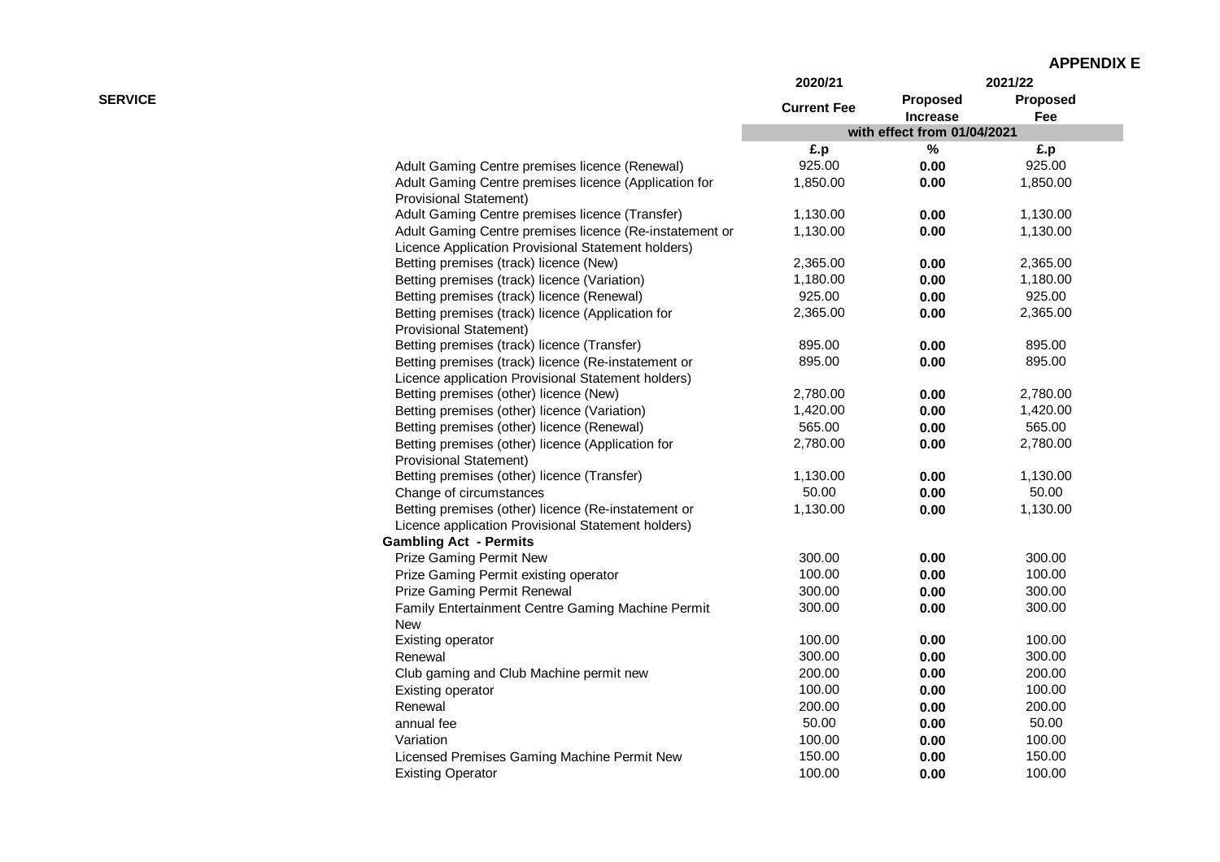**APPENDIX E**

| SERVICE | 2020/21 | 2021/22 | |
|---|---|---|---|
| | Current Fee | Proposed Increase | Proposed Fee |
| | with effect from 01/04/2021 | | |
| | £.p | % | £.p |
| Adult Gaming Centre premises licence (Renewal) | 925.00 | **0.00** | 925.00 |
| Adult Gaming Centre premises licence (Application for Provisional Statement) | 1,850.00 | **0.00** | 1,850.00 |
| Adult Gaming Centre premises licence (Transfer) | 1,130.00 | **0.00** | 1,130.00 |
| Adult Gaming Centre premises licence (Re-instatement or Licence Application Provisional Statement holders) | 1,130.00 | **0.00** | 1,130.00 |
| Betting premises (track) licence (New) | 2,365.00 | **0.00** | 2,365.00 |
| Betting premises (track) licence (Variation) | 1,180.00 | **0.00** | 1,180.00 |
| Betting premises (track) licence (Renewal) | 925.00 | **0.00** | 925.00 |
| Betting premises (track) licence (Application for Provisional Statement) | 2,365.00 | **0.00** | 2,365.00 |
| Betting premises (track) licence (Transfer) | 895.00 | **0.00** | 895.00 |
| Betting premises (track) licence (Re-instatement or Licence application Provisional Statement holders) | 895.00 | **0.00** | 895.00 |
| Betting premises (other) licence (New) | 2,780.00 | **0.00** | 2,780.00 |
| Betting premises (other) licence (Variation) | 1,420.00 | **0.00** | 1,420.00 |
| Betting premises (other) licence (Renewal) | 565.00 | **0.00** | 565.00 |
| Betting premises (other) licence (Application for Provisional Statement) | 2,780.00 | **0.00** | 2,780.00 |
| Betting premises (other) licence (Transfer) | 1,130.00 | **0.00** | 1,130.00 |
| Change of circumstances | 50.00 | **0.00** | 50.00 |
| Betting premises (other) licence (Re-instatement or Licence application Provisional Statement holders) | 1,130.00 | **0.00** | 1,130.00 |
| **Gambling Act - Permits** | | | |
| Prize Gaming Permit New | 300.00 | **0.00** | 300.00 |
| Prize Gaming Permit existing operator | 100.00 | **0.00** | 100.00 |
| Prize Gaming Permit Renewal | 300.00 | **0.00** | 300.00 |
| Family Entertainment Centre Gaming Machine Permit New | 300.00 | **0.00** | 300.00 |
| Existing operator | 100.00 | **0.00** | 100.00 |
| Renewal | 300.00 | **0.00** | 300.00 |
| Club gaming and Club Machine permit new | 200.00 | **0.00** | 200.00 |
| Existing operator | 100.00 | **0.00** | 100.00 |
| Renewal | 200.00 | **0.00** | 200.00 |
| annual fee | 50.00 | **0.00** | 50.00 |
| Variation | 100.00 | **0.00** | 100.00 |
| Licensed Premises Gaming Machine Permit New | 150.00 | **0.00** | 150.00 |
| Existing Operator | 100.00 | **0.00** | 100.00 |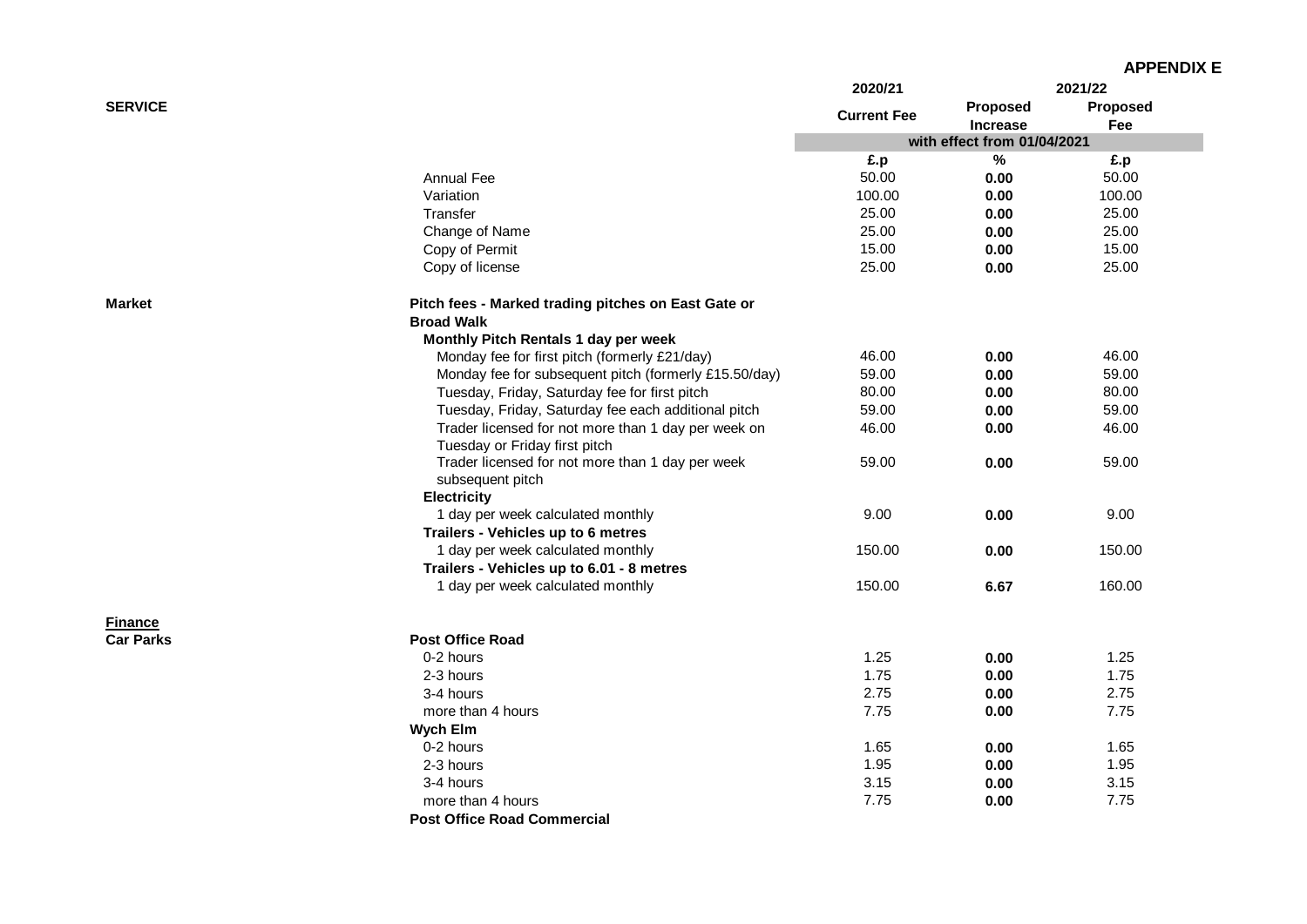**APPENDIX E**

| SERVICE | | 2020/21 | 2021/22 | |
|---|---|---|---|---|
| | | Current Fee | Proposed Increase | Proposed Fee |
| | | with effect from 01/04/2021 | | |
| | | £.p | % | £.p |
| | Annual Fee | 50.00 | **0.00** | 50.00 |
| | Variation | 100.00 | **0.00** | 100.00 |
| | Transfer | 25.00 | **0.00** | 25.00 |
| | Change of Name | 25.00 | **0.00** | 25.00 |
| | Copy of Permit | 15.00 | **0.00** | 15.00 |
| | Copy of license | 25.00 | **0.00** | 25.00 |
| **Market** | **Pitch fees - Marked trading pitches on East Gate or Broad Walk** | | | |
| | **Monthly Pitch Rentals 1 day per week** | | | |
| | Monday fee for first pitch (formerly £21/day) | 46.00 | **0.00** | 46.00 |
| | Monday fee for subsequent pitch (formerly £15.50/day) | 59.00 | **0.00** | 59.00 |
| | Tuesday, Friday, Saturday fee for first pitch | 80.00 | **0.00** | 80.00 |
| | Tuesday, Friday, Saturday fee each additional pitch | 59.00 | **0.00** | 59.00 |
| | Trader licensed for not more than 1 day per week on Tuesday or Friday first pitch | 46.00 | **0.00** | 46.00 |
| | Trader licensed for not more than 1 day per week subsequent pitch | 59.00 | **0.00** | 59.00 |
| | **Electricity** | | | |
| | 1 day per week calculated monthly | 9.00 | **0.00** | 9.00 |
| | **Trailers - Vehicles up to 6 metres** | | | |
| | 1 day per week calculated monthly | 150.00 | **0.00** | 150.00 |
| | **Trailers - Vehicles up to 6.01 - 8 metres** | | | |
| | 1 day per week calculated monthly | 150.00 | **6.67** | 160.00 |
| **Finance** | | | | |
| **Car Parks** | **Post Office Road** | | | |
| | 0-2 hours | 1.25 | **0.00** | 1.25 |
| | 2-3 hours | 1.75 | **0.00** | 1.75 |
| | 3-4 hours | 2.75 | **0.00** | 2.75 |
| | more than 4 hours | 7.75 | **0.00** | 7.75 |
| | **Wych Elm** | | | |
| | 0-2 hours | 1.65 | **0.00** | 1.65 |
| | 2-3 hours | 1.95 | **0.00** | 1.95 |
| | 3-4 hours | 3.15 | **0.00** | 3.15 |
| | more than 4 hours | 7.75 | **0.00** | 7.75 |
| | **Post Office Road Commercial** | | | |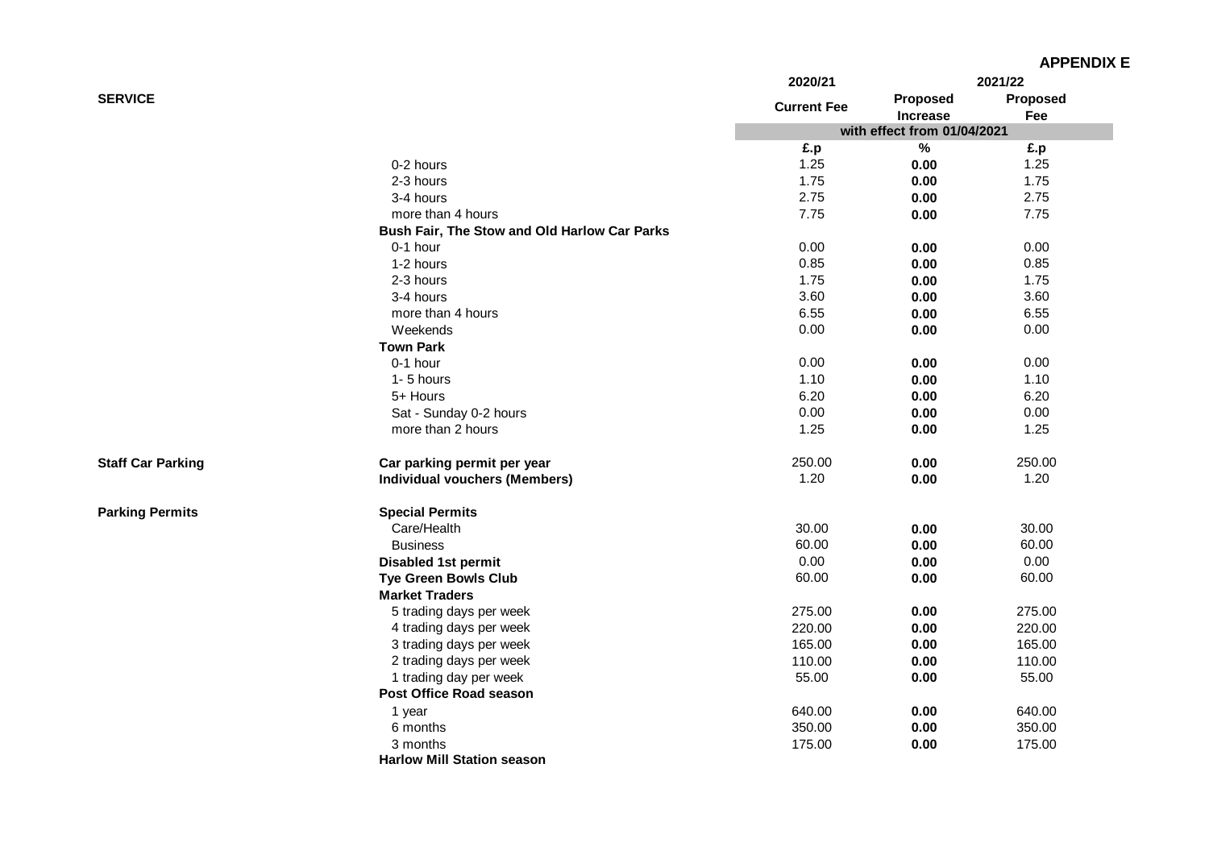**APPENDIX E**

| SERVICE | | 2020/21 Current Fee | 2021/22 Proposed Increase | Proposed Fee |
|---|---|---|---|---|
| | | with effect from 01/04/2021 | | |
| | | £.p | % | £.p |
| | 0-2 hours | 1.25 | **0.00** | 1.25 |
| | 2-3 hours | 1.75 | **0.00** | 1.75 |
| | 3-4 hours | 2.75 | **0.00** | 2.75 |
| | more than 4 hours | 7.75 | **0.00** | 7.75 |
| | **Bush Fair, The Stow and Old Harlow Car Parks** | | | |
| | 0-1 hour | 0.00 | **0.00** | 0.00 |
| | 1-2 hours | 0.85 | **0.00** | 0.85 |
| | 2-3 hours | 1.75 | **0.00** | 1.75 |
| | 3-4 hours | 3.60 | **0.00** | 3.60 |
| | more than 4 hours | 6.55 | **0.00** | 6.55 |
| | Weekends | 0.00 | **0.00** | 0.00 |
| | **Town Park** | | | |
| | 0-1 hour | 0.00 | **0.00** | 0.00 |
| | 1- 5 hours | 1.10 | **0.00** | 1.10 |
| | 5+ Hours | 6.20 | **0.00** | 6.20 |
| | Sat - Sunday 0-2 hours | 0.00 | **0.00** | 0.00 |
| | more than 2 hours | 1.25 | **0.00** | 1.25 |
| **Staff Car Parking** | **Car parking permit per year** | 250.00 | **0.00** | 250.00 |
| | **Individual vouchers (Members)** | 1.20 | **0.00** | 1.20 |
| **Parking Permits** | **Special Permits** | | | |
| | Care/Health | 30.00 | **0.00** | 30.00 |
| | Business | 60.00 | **0.00** | 60.00 |
| | **Disabled 1st permit** | 0.00 | **0.00** | 0.00 |
| | **Tye Green Bowls Club** | 60.00 | **0.00** | 60.00 |
| | **Market Traders** | | | |
| | 5 trading days per week | 275.00 | **0.00** | 275.00 |
| | 4 trading days per week | 220.00 | **0.00** | 220.00 |
| | 3 trading days per week | 165.00 | **0.00** | 165.00 |
| | 2 trading days per week | 110.00 | **0.00** | 110.00 |
| | 1 trading day per week | 55.00 | **0.00** | 55.00 |
| | **Post Office Road season** | | | |
| | 1 year | 640.00 | **0.00** | 640.00 |
| | 6 months | 350.00 | **0.00** | 350.00 |
| | 3 months | 175.00 | **0.00** | 175.00 |
| | **Harlow Mill Station season** | | | |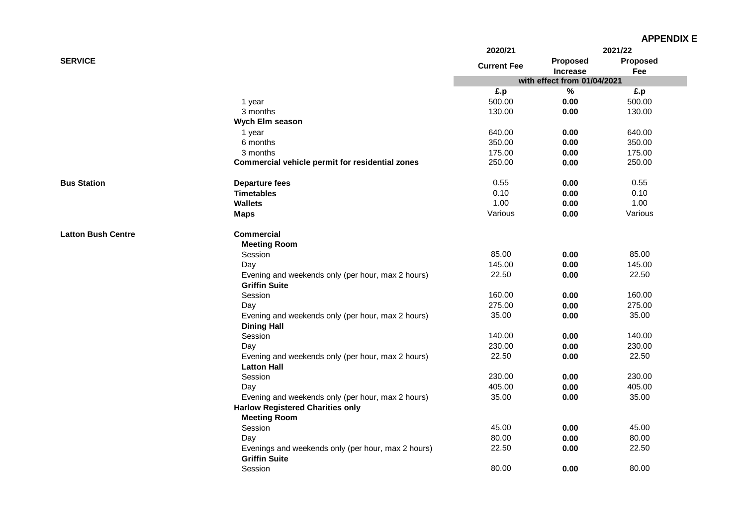**APPENDIX E**

| SERVICE | | 2020/21 Current Fee | 2021/22 Proposed Increase | 2021/22 Proposed Fee |
|---|---|---|---|---|
| | | with effect from 01/04/2021 | | |
| | | £.p | % | £.p |
| | 1 year | 500.00 | **0.00** | 500.00 |
| | 3 months | 130.00 | **0.00** | 130.00 |
| | **Wych Elm season** | | | |
| | 1 year | 640.00 | **0.00** | 640.00 |
| | 6 months | 350.00 | **0.00** | 350.00 |
| | 3 months | 175.00 | **0.00** | 175.00 |
| | **Commercial vehicle permit for residential zones** | 250.00 | **0.00** | 250.00 |
| **Bus Station** | **Departure fees** | 0.55 | **0.00** | 0.55 |
| | **Timetables** | 0.10 | **0.00** | 0.10 |
| | **Wallets** | 1.00 | **0.00** | 1.00 |
| | **Maps** | Various | **0.00** | Various |
| **Latton Bush Centre** | **Commercial** | | | |
| | **Meeting Room** | | | |
| | Session | 85.00 | **0.00** | 85.00 |
| | Day | 145.00 | **0.00** | 145.00 |
| | Evening and weekends only (per hour, max 2 hours) | 22.50 | **0.00** | 22.50 |
| | **Griffin Suite** | | | |
| | Session | 160.00 | **0.00** | 160.00 |
| | Day | 275.00 | **0.00** | 275.00 |
| | Evening and weekends only (per hour, max 2 hours) | 35.00 | **0.00** | 35.00 |
| | **Dining Hall** | | | |
| | Session | 140.00 | **0.00** | 140.00 |
| | Day | 230.00 | **0.00** | 230.00 |
| | Evening and weekends only (per hour, max 2 hours) | 22.50 | **0.00** | 22.50 |
| | **Latton Hall** | | | |
| | Session | 230.00 | **0.00** | 230.00 |
| | Day | 405.00 | **0.00** | 405.00 |
| | Evening and weekends only (per hour, max 2 hours) | 35.00 | **0.00** | 35.00 |
| | **Harlow Registered Charities only** | | | |
| | **Meeting Room** | | | |
| | Session | 45.00 | **0.00** | 45.00 |
| | Day | 80.00 | **0.00** | 80.00 |
| | Evenings and weekends only (per hour, max 2 hours) | 22.50 | **0.00** | 22.50 |
| | **Griffin Suite** | | | |
| | Session | 80.00 | **0.00** | 80.00 |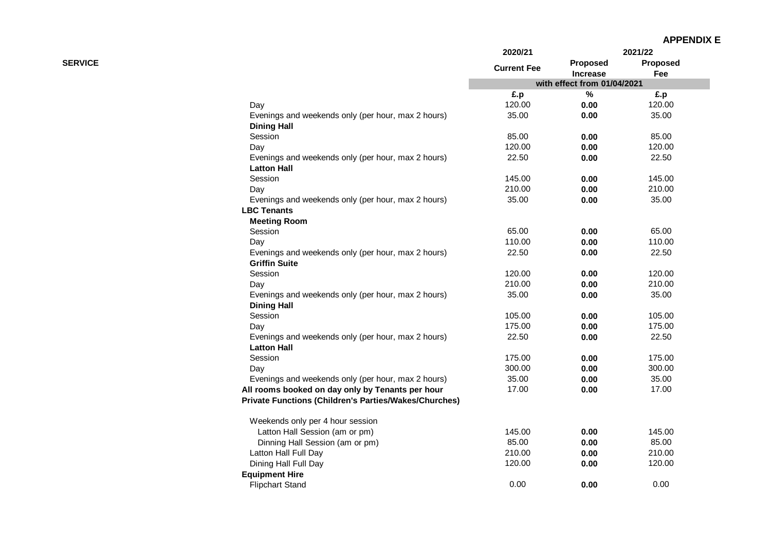**APPENDIX E**

| SERVICE | 2020/21 | 2021/22 | |
|---|---|---|---|
| | Current Fee | Proposed Increase | Proposed Fee |
| | with effect from 01/04/2021 | | |
| | £.p | % | £.p |
| Day | 120.00 | **0.00** | 120.00 |
| Evenings and weekends only (per hour, max 2 hours) | 35.00 | **0.00** | 35.00 |
| **Dining Hall** | | | |
| Session | 85.00 | **0.00** | 85.00 |
| Day | 120.00 | **0.00** | 120.00 |
| Evenings and weekends only (per hour, max 2 hours) | 22.50 | **0.00** | 22.50 |
| **Latton Hall** | | | |
| Session | 145.00 | **0.00** | 145.00 |
| Day | 210.00 | **0.00** | 210.00 |
| Evenings and weekends only (per hour, max 2 hours) | 35.00 | **0.00** | 35.00 |
| **LBC Tenants** | | | |
| **Meeting Room** | | | |
| Session | 65.00 | **0.00** | 65.00 |
| Day | 110.00 | **0.00** | 110.00 |
| Evenings and weekends only (per hour, max 2 hours) | 22.50 | **0.00** | 22.50 |
| **Griffin Suite** | | | |
| Session | 120.00 | **0.00** | 120.00 |
| Day | 210.00 | **0.00** | 210.00 |
| Evenings and weekends only (per hour, max 2 hours) | 35.00 | **0.00** | 35.00 |
| **Dining Hall** | | | |
| Session | 105.00 | **0.00** | 105.00 |
| Day | 175.00 | **0.00** | 175.00 |
| Evenings and weekends only (per hour, max 2 hours) | 22.50 | **0.00** | 22.50 |
| **Latton Hall** | | | |
| Session | 175.00 | **0.00** | 175.00 |
| Day | 300.00 | **0.00** | 300.00 |
| Evenings and weekends only (per hour, max 2 hours) | 35.00 | **0.00** | 35.00 |
| **All rooms booked on day only by Tenants per hour** | 17.00 | **0.00** | 17.00 |
| **Private Functions (Children's Parties/Wakes/Churches)** | | | |
| Weekends only per 4 hour session | | | |
| Latton Hall Session (am or pm) | 145.00 | **0.00** | 145.00 |
| Dinning Hall Session (am or pm) | 85.00 | **0.00** | 85.00 |
| Latton Hall Full Day | 210.00 | **0.00** | 210.00 |
| Dining Hall Full Day | 120.00 | **0.00** | 120.00 |
| **Equipment Hire** | | | |
| Flipchart Stand | 0.00 | **0.00** | 0.00 |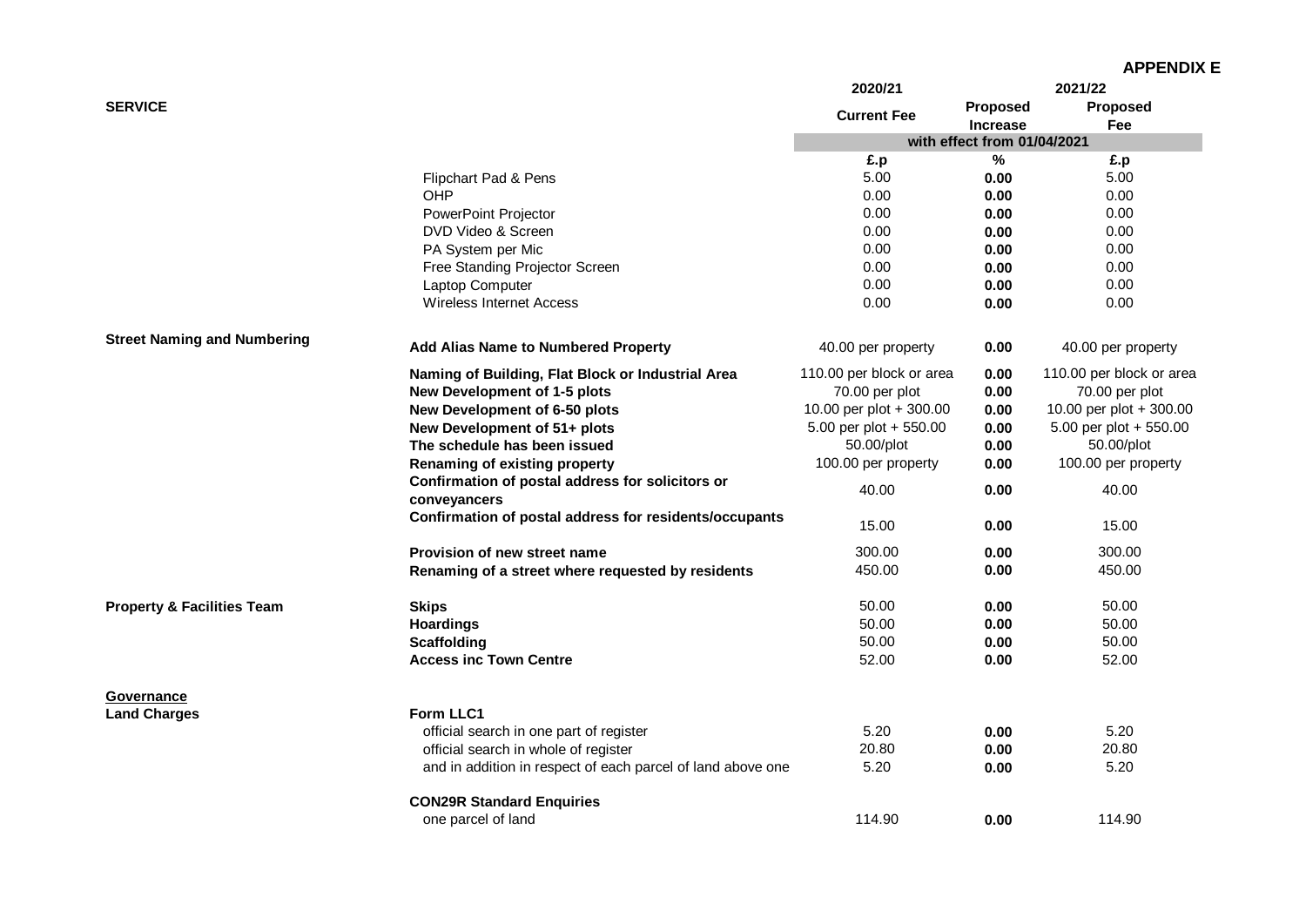**APPENDIX E**

| SERVICE | | 2020/21 Current Fee | Proposed Increase | 2021/22 Proposed Fee |
|---|---|---|---|---|
| | | with effect from 01/04/2021 | | |
| | | £.p | % | £.p |
| | Flipchart Pad & Pens | 5.00 | 0.00 | 5.00 |
| | OHP | 0.00 | 0.00 | 0.00 |
| | PowerPoint Projector | 0.00 | 0.00 | 0.00 |
| | DVD Video & Screen | 0.00 | 0.00 | 0.00 |
| | PA System per Mic | 0.00 | 0.00 | 0.00 |
| | Free Standing Projector Screen | 0.00 | 0.00 | 0.00 |
| | Laptop Computer | 0.00 | 0.00 | 0.00 |
| | Wireless Internet Access | 0.00 | 0.00 | 0.00 |
| **Street Naming and Numbering** | **Add Alias Name to Numbered Property** | 40.00 per property | 0.00 | 40.00 per property |
| | **Naming of Building, Flat Block or Industrial Area** | 110.00 per block or area | 0.00 | 110.00 per block or area |
| | **New Development of 1-5 plots** | 70.00 per plot | 0.00 | 70.00 per plot |
| | **New Development of 6-50 plots** | 10.00 per plot + 300.00 | 0.00 | 10.00 per plot + 300.00 |
| | **New Development of 51+ plots** | 5.00 per plot + 550.00 | 0.00 | 5.00 per plot + 550.00 |
| | **The schedule has been issued** | 50.00/plot | 0.00 | 50.00/plot |
| | **Renaming of existing property** | 100.00 per property | 0.00 | 100.00 per property |
| | **Confirmation of postal address for solicitors or conveyancers** | 40.00 | 0.00 | 40.00 |
| | **Confirmation of postal address for residents/occupants** | 15.00 | 0.00 | 15.00 |
| | **Provision of new street name** | 300.00 | 0.00 | 300.00 |
| | **Renaming of a street where requested by residents** | 450.00 | 0.00 | 450.00 |
| **Property & Facilities Team** | **Skips** | 50.00 | 0.00 | 50.00 |
| | **Hoardings** | 50.00 | 0.00 | 50.00 |
| | **Scaffolding** | 50.00 | 0.00 | 50.00 |
| | **Access inc Town Centre** | 52.00 | 0.00 | 52.00 |
| **Governance** | | | | |
| **Land Charges** | **Form LLC1** | | | |
| | official search in one part of register | 5.20 | 0.00 | 5.20 |
| | official search in whole of register | 20.80 | 0.00 | 20.80 |
| | and in addition in respect of each parcel of land above one | 5.20 | 0.00 | 5.20 |
| | **CON29R Standard Enquiries** | | | |
| | one parcel of land | 114.90 | 0.00 | 114.90 |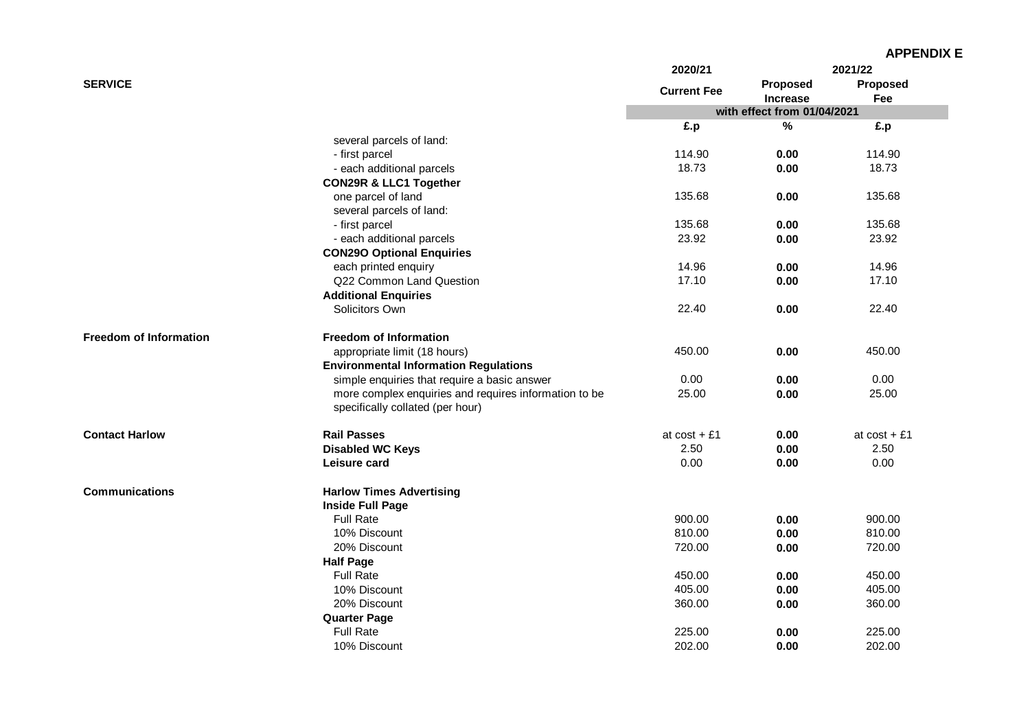**APPENDIX E**

| SERVICE | | 2020/21 Current Fee | 2021/22 Proposed Increase | Proposed Fee |
|---|---|---|---|---|
| | | with effect from 01/04/2021 | | |
| | | £.p | % | £.p |
| | several parcels of land: | | | |
| | - first parcel | 114.90 | **0.00** | 114.90 |
| | - each additional parcels | 18.73 | **0.00** | 18.73 |
| | **CON29R & LLC1 Together** | | | |
| | one parcel of land | 135.68 | **0.00** | 135.68 |
| | several parcels of land: | | | |
| | - first parcel | 135.68 | **0.00** | 135.68 |
| | - each additional parcels | 23.92 | **0.00** | 23.92 |
| | **CON29O Optional Enquiries** | | | |
| | each printed enquiry | 14.96 | **0.00** | 14.96 |
| | Q22 Common Land Question | 17.10 | **0.00** | 17.10 |
| | **Additional Enquiries** | | | |
| | Solicitors Own | 22.40 | **0.00** | 22.40 |
| **Freedom of Information** | **Freedom of Information** | | | |
| | appropriate limit (18 hours) | 450.00 | **0.00** | 450.00 |
| | **Environmental Information Regulations** | | | |
| | simple enquiries that require a basic answer | 0.00 | **0.00** | 0.00 |
| | more complex enquiries and requires information to be specifically collated (per hour) | 25.00 | **0.00** | 25.00 |
| **Contact Harlow** | **Rail Passes** | at cost + £1 | **0.00** | at cost + £1 |
| | **Disabled WC Keys** | 2.50 | **0.00** | 2.50 |
| | **Leisure card** | 0.00 | **0.00** | 0.00 |
| **Communications** | **Harlow Times Advertising** | | | |
| | **Inside Full Page** | | | |
| | Full Rate | 900.00 | **0.00** | 900.00 |
| | 10% Discount | 810.00 | **0.00** | 810.00 |
| | 20% Discount | 720.00 | **0.00** | 720.00 |
| | **Half Page** | | | |
| | Full Rate | 450.00 | **0.00** | 450.00 |
| | 10% Discount | 405.00 | **0.00** | 405.00 |
| | 20% Discount | 360.00 | **0.00** | 360.00 |
| | **Quarter Page** | | | |
| | Full Rate | 225.00 | **0.00** | 225.00 |
| | 10% Discount | 202.00 | **0.00** | 202.00 |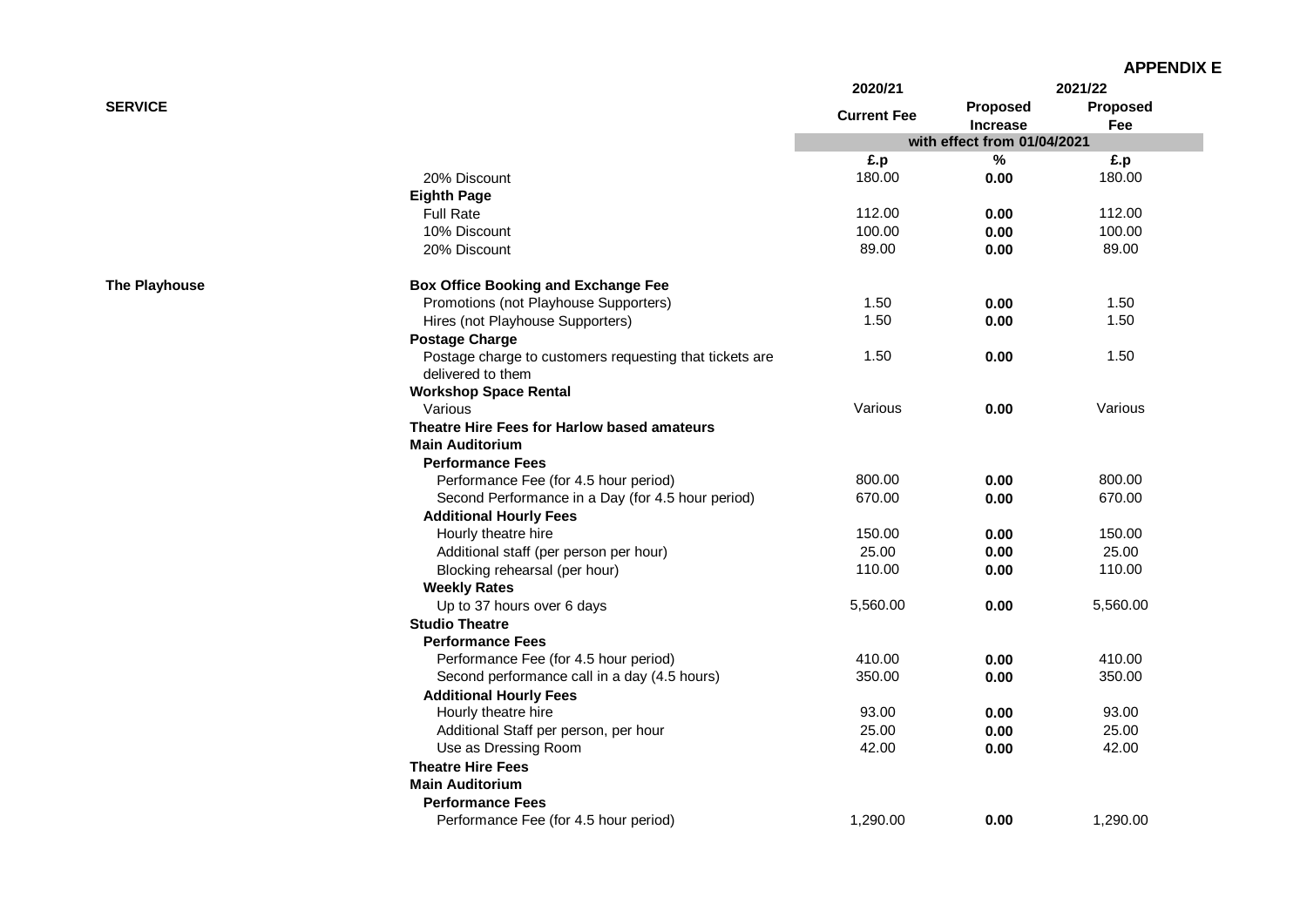**APPENDIX E**

| SERVICE | | 2020/21<br>Current Fee | 2021/22<br>Proposed Increase | 2021/22<br>Proposed Fee |
|---|---|---|---|---|
| | | with effect from 01/04/2021 | | |
| | | £.p | % | £.p |
| | 20% Discount | 180.00 | 0.00 | 180.00 |
| | **Eighth Page** | | | |
| | Full Rate | 112.00 | 0.00 | 112.00 |
| | 10% Discount | 100.00 | 0.00 | 100.00 |
| | 20% Discount | 89.00 | 0.00 | 89.00 |
| **The Playhouse** | **Box Office Booking and Exchange Fee** | | | |
| | Promotions (not Playhouse Supporters) | 1.50 | 0.00 | 1.50 |
| | Hires (not Playhouse Supporters) | 1.50 | 0.00 | 1.50 |
| | **Postage Charge** | | | |
| | Postage charge to customers requesting that tickets are delivered to them | 1.50 | 0.00 | 1.50 |
| | **Workshop Space Rental** | | | |
| | Various | Various | 0.00 | Various |
| | **Theatre Hire Fees for Harlow based amateurs** | | | |
| | **Main Auditorium** | | | |
| | **Performance Fees** | | | |
| | Performance Fee (for 4.5 hour period) | 800.00 | 0.00 | 800.00 |
| | Second Performance in a Day (for 4.5 hour period) | 670.00 | 0.00 | 670.00 |
| | **Additional Hourly Fees** | | | |
| | Hourly theatre hire | 150.00 | 0.00 | 150.00 |
| | Additional staff (per person per hour) | 25.00 | 0.00 | 25.00 |
| | Blocking rehearsal (per hour) | 110.00 | 0.00 | 110.00 |
| | **Weekly Rates** | | | |
| | Up to 37 hours over 6 days | 5,560.00 | 0.00 | 5,560.00 |
| | **Studio Theatre** | | | |
| | **Performance Fees** | | | |
| | Performance Fee (for 4.5 hour period) | 410.00 | 0.00 | 410.00 |
| | Second performance call in a day (4.5 hours) | 350.00 | 0.00 | 350.00 |
| | **Additional Hourly Fees** | | | |
| | Hourly theatre hire | 93.00 | 0.00 | 93.00 |
| | Additional Staff per person, per hour | 25.00 | 0.00 | 25.00 |
| | Use as Dressing Room | 42.00 | 0.00 | 42.00 |
| | **Theatre Hire Fees** | | | |
| | **Main Auditorium** | | | |
| | **Performance Fees** | | | |
| | Performance Fee (for 4.5 hour period) | 1,290.00 | 0.00 | 1,290.00 |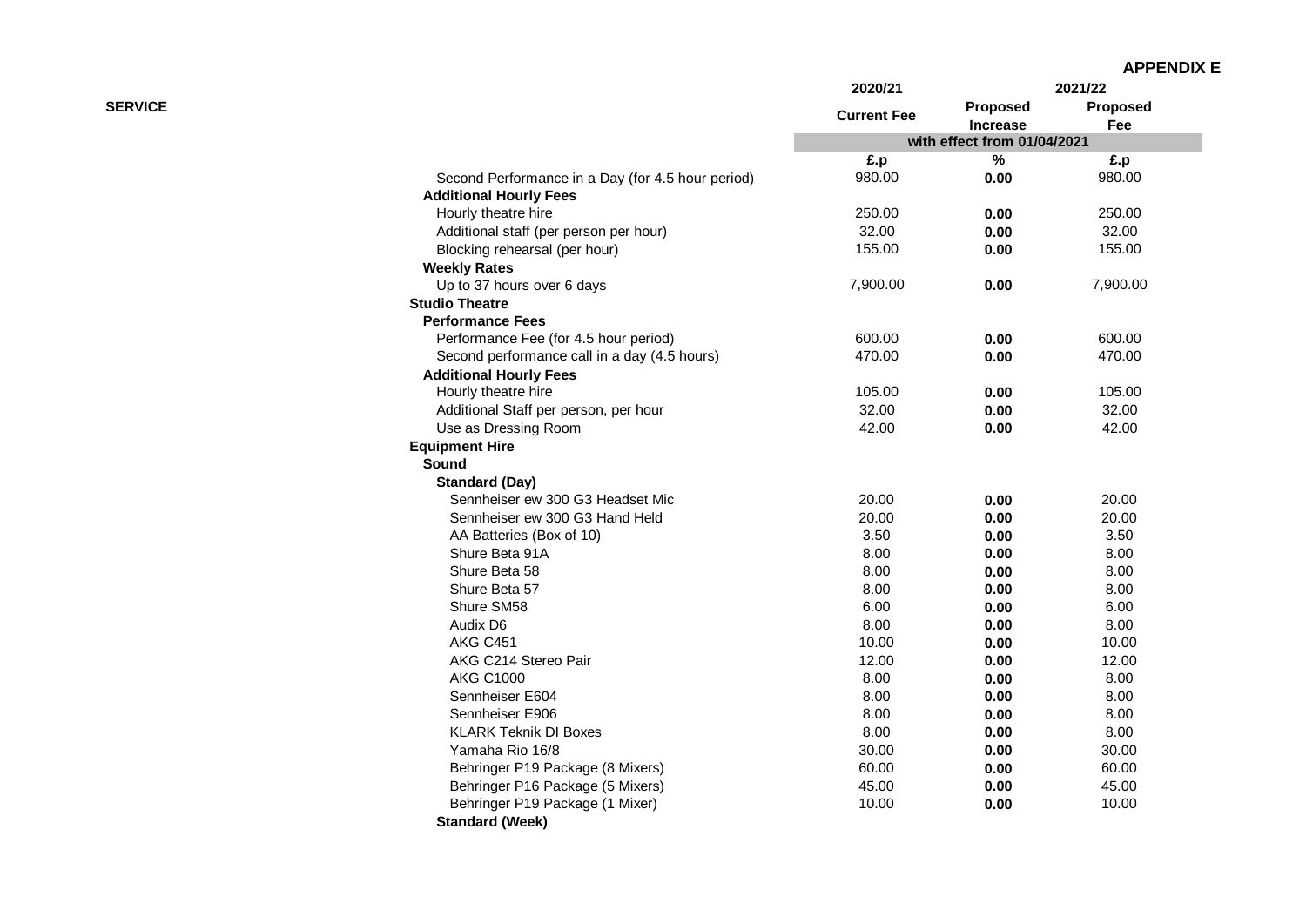**APPENDIX E**

| SERVICE | 2020/21 | 2021/22 | |
|---|---|---|---|
| | Current Fee | Proposed Increase | Proposed Fee |
| | with effect from 01/04/2021 | | |
| | £.p | % | £.p |
| Second Performance in a Day (for 4.5 hour period) | 980.00 | 0.00 | 980.00 |
| **Additional Hourly Fees** | | | |
| Hourly theatre hire | 250.00 | 0.00 | 250.00 |
| Additional staff (per person per hour) | 32.00 | 0.00 | 32.00 |
| Blocking rehearsal (per hour) | 155.00 | 0.00 | 155.00 |
| **Weekly Rates** | | | |
| Up to 37 hours over 6 days | 7,900.00 | 0.00 | 7,900.00 |
| **Studio Theatre** | | | |
| **Performance Fees** | | | |
| Performance Fee (for 4.5 hour period) | 600.00 | 0.00 | 600.00 |
| Second performance call in a day (4.5 hours) | 470.00 | 0.00 | 470.00 |
| **Additional Hourly Fees** | | | |
| Hourly theatre hire | 105.00 | 0.00 | 105.00 |
| Additional Staff per person, per hour | 32.00 | 0.00 | 32.00 |
| Use as Dressing Room | 42.00 | 0.00 | 42.00 |
| **Equipment Hire** | | | |
| **Sound** | | | |
| **Standard (Day)** | | | |
| Sennheiser ew 300 G3 Headset Mic | 20.00 | 0.00 | 20.00 |
| Sennheiser ew 300 G3 Hand Held | 20.00 | 0.00 | 20.00 |
| AA Batteries (Box of 10) | 3.50 | 0.00 | 3.50 |
| Shure Beta 91A | 8.00 | 0.00 | 8.00 |
| Shure Beta 58 | 8.00 | 0.00 | 8.00 |
| Shure Beta 57 | 8.00 | 0.00 | 8.00 |
| Shure SM58 | 6.00 | 0.00 | 6.00 |
| Audix D6 | 8.00 | 0.00 | 8.00 |
| AKG C451 | 10.00 | 0.00 | 10.00 |
| AKG C214 Stereo Pair | 12.00 | 0.00 | 12.00 |
| AKG C1000 | 8.00 | 0.00 | 8.00 |
| Sennheiser E604 | 8.00 | 0.00 | 8.00 |
| Sennheiser E906 | 8.00 | 0.00 | 8.00 |
| KLARK Teknik DI Boxes | 8.00 | 0.00 | 8.00 |
| Yamaha Rio 16/8 | 30.00 | 0.00 | 30.00 |
| Behringer P19 Package (8 Mixers) | 60.00 | 0.00 | 60.00 |
| Behringer P16 Package (5 Mixers) | 45.00 | 0.00 | 45.00 |
| Behringer P19 Package (1 Mixer) | 10.00 | 0.00 | 10.00 |
| **Standard (Week)** | | | |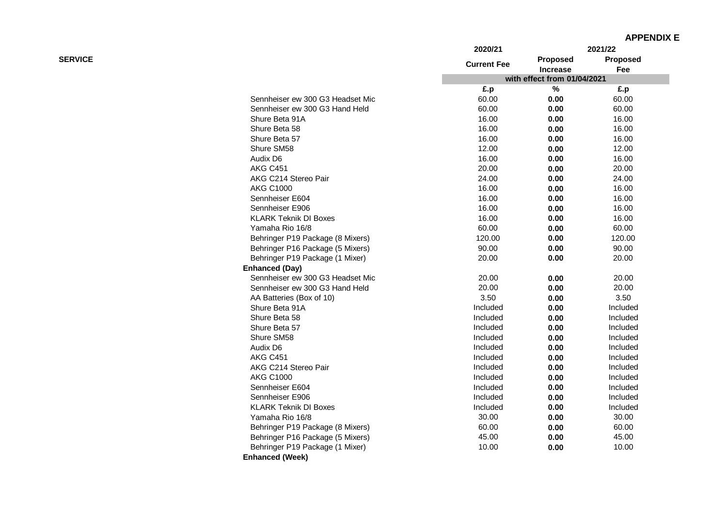**APPENDIX E**

| SERVICE | 2020/21 | 2021/22 | |
|---|---|---|---|
| | Current Fee | Proposed Increase | Proposed Fee |
| | with effect from 01/04/2021 | | |
| | £.p | % | £.p |
| Sennheiser ew 300 G3 Headset Mic | 60.00 | **0.00** | 60.00 |
| Sennheiser ew 300 G3 Hand Held | 60.00 | **0.00** | 60.00 |
| Shure Beta 91A | 16.00 | **0.00** | 16.00 |
| Shure Beta 58 | 16.00 | **0.00** | 16.00 |
| Shure Beta 57 | 16.00 | **0.00** | 16.00 |
| Shure SM58 | 12.00 | **0.00** | 12.00 |
| Audix D6 | 16.00 | **0.00** | 16.00 |
| AKG C451 | 20.00 | **0.00** | 20.00 |
| AKG C214 Stereo Pair | 24.00 | **0.00** | 24.00 |
| AKG C1000 | 16.00 | **0.00** | 16.00 |
| Sennheiser E604 | 16.00 | **0.00** | 16.00 |
| Sennheiser E906 | 16.00 | **0.00** | 16.00 |
| KLARK Teknik DI Boxes | 16.00 | **0.00** | 16.00 |
| Yamaha Rio 16/8 | 60.00 | **0.00** | 60.00 |
| Behringer P19 Package (8 Mixers) | 120.00 | **0.00** | 120.00 |
| Behringer P16 Package (5 Mixers) | 90.00 | **0.00** | 90.00 |
| Behringer P19 Package (1 Mixer) | 20.00 | **0.00** | 20.00 |
| **Enhanced (Day)** | | | |
| Sennheiser ew 300 G3 Headset Mic | 20.00 | **0.00** | 20.00 |
| Sennheiser ew 300 G3 Hand Held | 20.00 | **0.00** | 20.00 |
| AA Batteries (Box of 10) | 3.50 | **0.00** | 3.50 |
| Shure Beta 91A | Included | **0.00** | Included |
| Shure Beta 58 | Included | **0.00** | Included |
| Shure Beta 57 | Included | **0.00** | Included |
| Shure SM58 | Included | **0.00** | Included |
| Audix D6 | Included | **0.00** | Included |
| AKG C451 | Included | **0.00** | Included |
| AKG C214 Stereo Pair | Included | **0.00** | Included |
| AKG C1000 | Included | **0.00** | Included |
| Sennheiser E604 | Included | **0.00** | Included |
| Sennheiser E906 | Included | **0.00** | Included |
| KLARK Teknik DI Boxes | Included | **0.00** | Included |
| Yamaha Rio 16/8 | 30.00 | **0.00** | 30.00 |
| Behringer P19 Package (8 Mixers) | 60.00 | **0.00** | 60.00 |
| Behringer P16 Package (5 Mixers) | 45.00 | **0.00** | 45.00 |
| Behringer P19 Package (1 Mixer) | 10.00 | **0.00** | 10.00 |
| **Enhanced (Week)** | | | |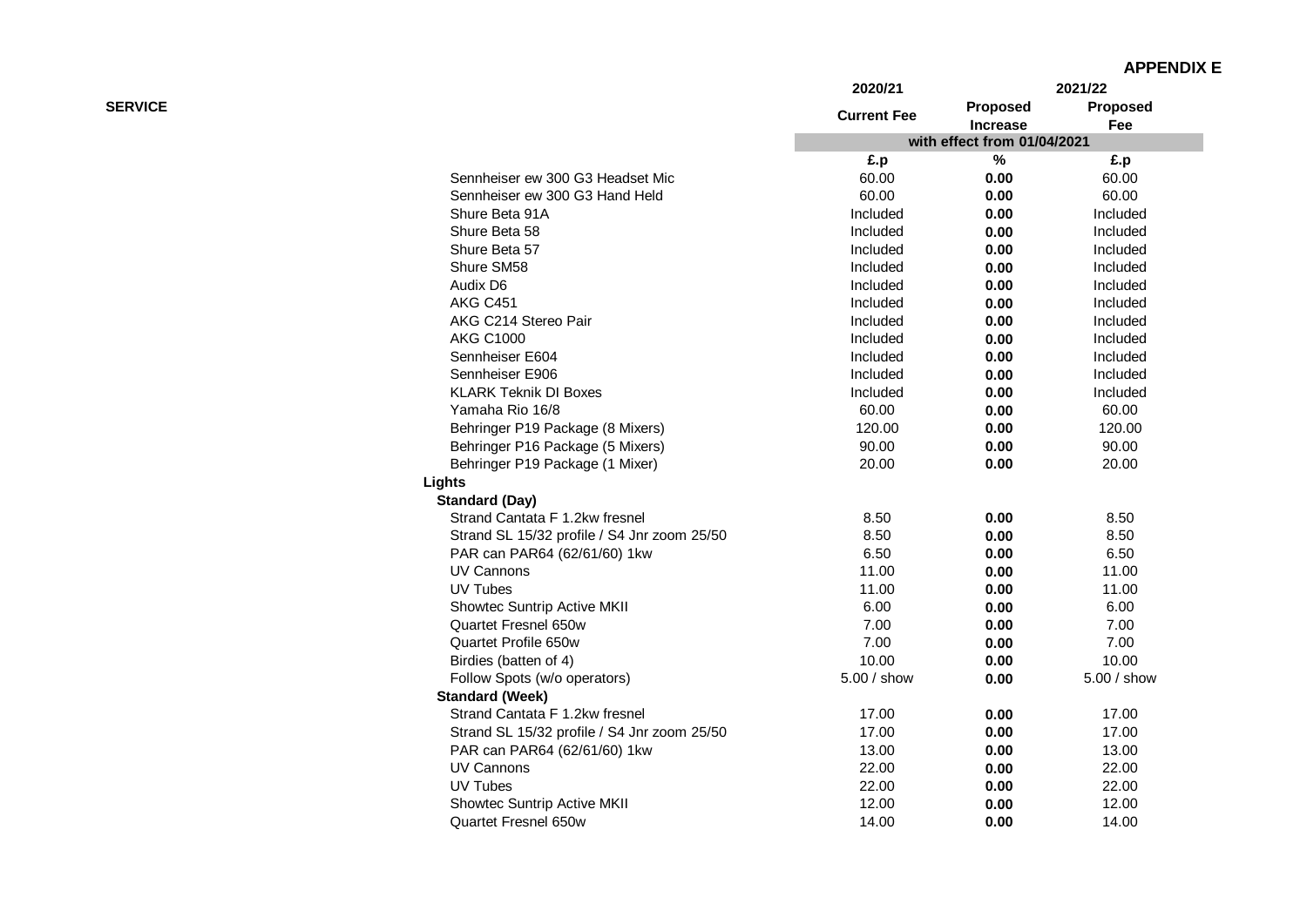**APPENDIX E**

| SERVICE | 2020/21 | 2021/22 | |
|---|---|---|---|
| | Current Fee | Proposed Increase | Proposed Fee |
| | with effect from 01/04/2021 | | |
| | £.p | % | £.p |
| Sennheiser ew 300 G3 Headset Mic | 60.00 | **0.00** | 60.00 |
| Sennheiser ew 300 G3 Hand Held | 60.00 | **0.00** | 60.00 |
| Shure Beta 91A | Included | **0.00** | Included |
| Shure Beta 58 | Included | **0.00** | Included |
| Shure Beta 57 | Included | **0.00** | Included |
| Shure SM58 | Included | **0.00** | Included |
| Audix D6 | Included | **0.00** | Included |
| AKG C451 | Included | **0.00** | Included |
| AKG C214 Stereo Pair | Included | **0.00** | Included |
| AKG C1000 | Included | **0.00** | Included |
| Sennheiser E604 | Included | **0.00** | Included |
| Sennheiser E906 | Included | **0.00** | Included |
| KLARK Teknik DI Boxes | Included | **0.00** | Included |
| Yamaha Rio 16/8 | 60.00 | **0.00** | 60.00 |
| Behringer P19 Package (8 Mixers) | 120.00 | **0.00** | 120.00 |
| Behringer P16 Package (5 Mixers) | 90.00 | **0.00** | 90.00 |
| Behringer P19 Package (1 Mixer) | 20.00 | **0.00** | 20.00 |
| **Lights** | | | |
| **Standard (Day)** | | | |
| Strand Cantata F 1.2kw fresnel | 8.50 | **0.00** | 8.50 |
| Strand SL 15/32 profile / S4 Jnr zoom 25/50 | 8.50 | **0.00** | 8.50 |
| PAR can PAR64 (62/61/60) 1kw | 6.50 | **0.00** | 6.50 |
| UV Cannons | 11.00 | **0.00** | 11.00 |
| UV Tubes | 11.00 | **0.00** | 11.00 |
| Showtec Suntrip Active MKII | 6.00 | **0.00** | 6.00 |
| Quartet Fresnel 650w | 7.00 | **0.00** | 7.00 |
| Quartet Profile 650w | 7.00 | **0.00** | 7.00 |
| Birdies (batten of 4) | 10.00 | **0.00** | 10.00 |
| Follow Spots (w/o operators) | 5.00 / show | **0.00** | 5.00 / show |
| **Standard (Week)** | | | |
| Strand Cantata F 1.2kw fresnel | 17.00 | **0.00** | 17.00 |
| Strand SL 15/32 profile / S4 Jnr zoom 25/50 | 17.00 | **0.00** | 17.00 |
| PAR can PAR64 (62/61/60) 1kw | 13.00 | **0.00** | 13.00 |
| UV Cannons | 22.00 | **0.00** | 22.00 |
| UV Tubes | 22.00 | **0.00** | 22.00 |
| Showtec Suntrip Active MKII | 12.00 | **0.00** | 12.00 |
| Quartet Fresnel 650w | 14.00 | **0.00** | 14.00 |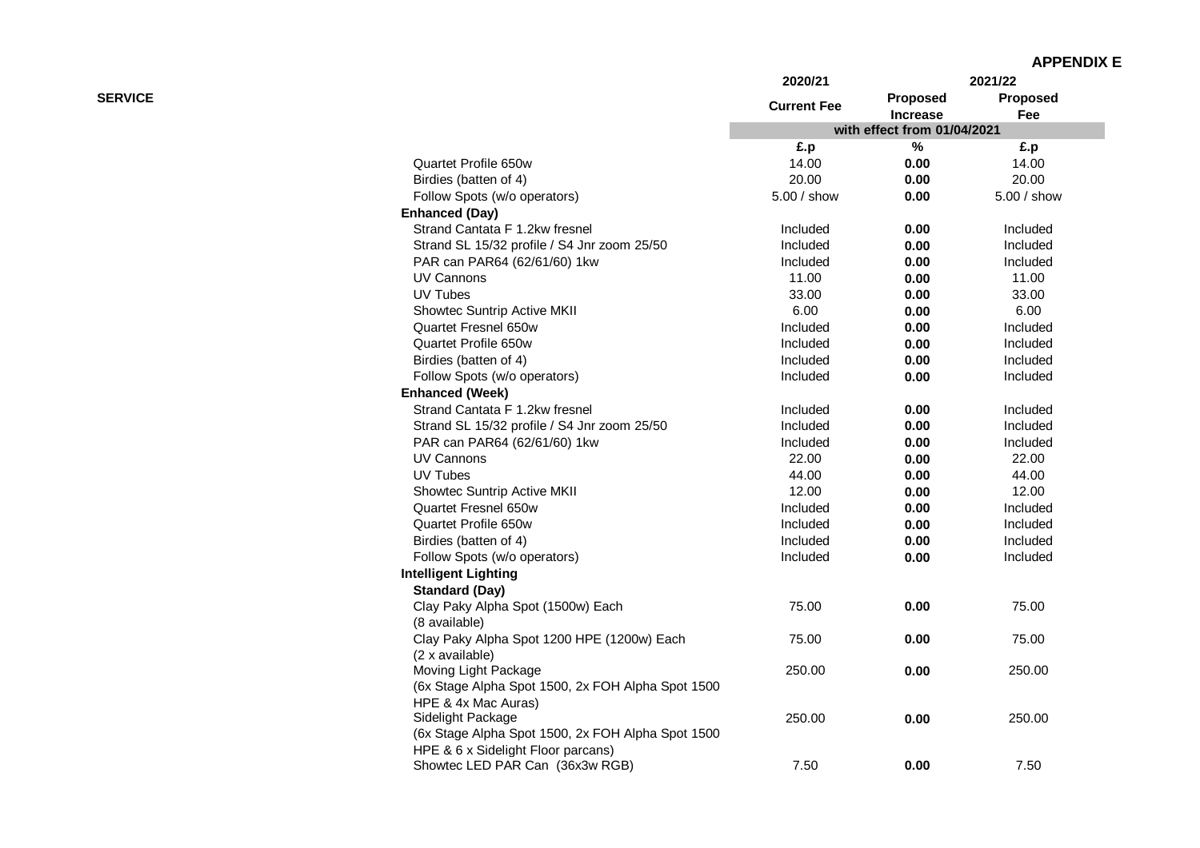**APPENDIX E**

| SERVICE | 2020/21 | 2021/22 | |
|---|---|---|---|
| | Current Fee | Proposed Increase | Proposed Fee |
| | with effect from 01/04/2021 | | |
| | £.p | % | £.p |
| Quartet Profile 650w | 14.00 | **0.00** | 14.00 |
| Birdies (batten of 4) | 20.00 | **0.00** | 20.00 |
| Follow Spots (w/o operators) | 5.00 / show | **0.00** | 5.00 / show |
| **Enhanced (Day)** | | | |
| Strand Cantata F 1.2kw fresnel | Included | **0.00** | Included |
| Strand SL 15/32 profile / S4 Jnr zoom 25/50 | Included | **0.00** | Included |
| PAR can PAR64 (62/61/60) 1kw | Included | **0.00** | Included |
| UV Cannons | 11.00 | **0.00** | 11.00 |
| UV Tubes | 33.00 | **0.00** | 33.00 |
| Showtec Suntrip Active MKII | 6.00 | **0.00** | 6.00 |
| Quartet Fresnel 650w | Included | **0.00** | Included |
| Quartet Profile 650w | Included | **0.00** | Included |
| Birdies (batten of 4) | Included | **0.00** | Included |
| Follow Spots (w/o operators) | Included | **0.00** | Included |
| **Enhanced (Week)** | | | |
| Strand Cantata F 1.2kw fresnel | Included | **0.00** | Included |
| Strand SL 15/32 profile / S4 Jnr zoom 25/50 | Included | **0.00** | Included |
| PAR can PAR64 (62/61/60) 1kw | Included | **0.00** | Included |
| UV Cannons | 22.00 | **0.00** | 22.00 |
| UV Tubes | 44.00 | **0.00** | 44.00 |
| Showtec Suntrip Active MKII | 12.00 | **0.00** | 12.00 |
| Quartet Fresnel 650w | Included | **0.00** | Included |
| Quartet Profile 650w | Included | **0.00** | Included |
| Birdies (batten of 4) | Included | **0.00** | Included |
| Follow Spots (w/o operators) | Included | **0.00** | Included |
| **Intelligent Lighting** | | | |
| **Standard (Day)** | | | |
| Clay Paky Alpha Spot (1500w) Each (8 available) | 75.00 | **0.00** | 75.00 |
| Clay Paky Alpha Spot 1200 HPE (1200w) Each (2 x available) | 75.00 | **0.00** | 75.00 |
| Moving Light Package (6x Stage Alpha Spot 1500, 2x FOH Alpha Spot 1500 HPE & 4x Mac Auras) | 250.00 | **0.00** | 250.00 |
| Sidelight Package (6x Stage Alpha Spot 1500, 2x FOH Alpha Spot 1500 HPE & 6 x Sidelight Floor parcans) | 250.00 | **0.00** | 250.00 |
| Showtec LED PAR Can (36x3w RGB) | 7.50 | **0.00** | 7.50 |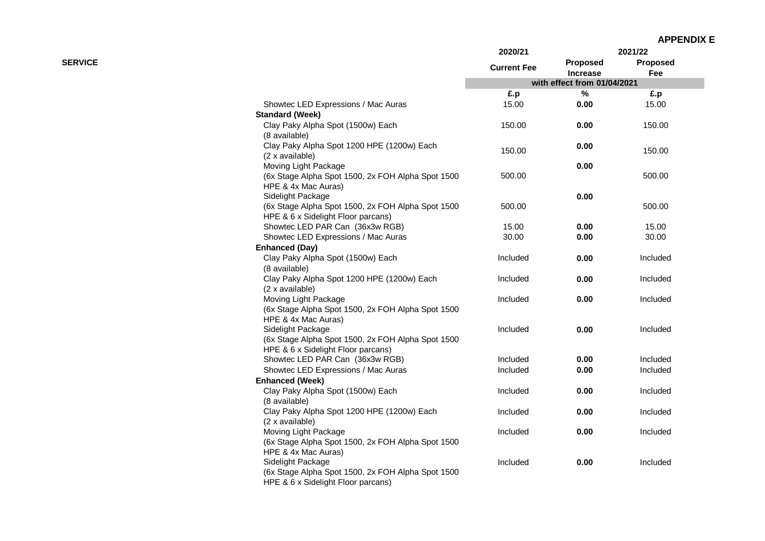**APPENDIX E**

| SERVICE | 2020/21 | 2021/22 | |
|---|---|---|---|
| | Current Fee | Proposed Increase | Proposed Fee |
| | with effect from 01/04/2021 | | |
| | £.p | % | £.p |
| Showtec LED Expressions / Mac Auras | 15.00 | **0.00** | 15.00 |
| **Standard (Week)** | | | |
| Clay Paky Alpha Spot (1500w) Each (8 available) | 150.00 | **0.00** | 150.00 |
| Clay Paky Alpha Spot 1200 HPE (1200w) Each (2 x available) | 150.00 | **0.00** | 150.00 |
| Moving Light Package (6x Stage Alpha Spot 1500, 2x FOH Alpha Spot 1500 HPE & 4x Mac Auras) | 500.00 | **0.00** | 500.00 |
| Sidelight Package (6x Stage Alpha Spot 1500, 2x FOH Alpha Spot 1500 HPE & 6 x Sidelight Floor parcans) | 500.00 | **0.00** | 500.00 |
| Showtec LED PAR Can (36x3w RGB) | 15.00 | **0.00** | 15.00 |
| Showtec LED Expressions / Mac Auras | 30.00 | **0.00** | 30.00 |
| **Enhanced (Day)** | | | |
| Clay Paky Alpha Spot (1500w) Each (8 available) | Included | **0.00** | Included |
| Clay Paky Alpha Spot 1200 HPE (1200w) Each (2 x available) | Included | **0.00** | Included |
| Moving Light Package (6x Stage Alpha Spot 1500, 2x FOH Alpha Spot 1500 HPE & 4x Mac Auras) | Included | **0.00** | Included |
| Sidelight Package (6x Stage Alpha Spot 1500, 2x FOH Alpha Spot 1500 HPE & 6 x Sidelight Floor parcans) | Included | **0.00** | Included |
| Showtec LED PAR Can (36x3w RGB) | Included | **0.00** | Included |
| Showtec LED Expressions / Mac Auras | Included | **0.00** | Included |
| **Enhanced (Week)** | | | |
| Clay Paky Alpha Spot (1500w) Each (8 available) | Included | **0.00** | Included |
| Clay Paky Alpha Spot 1200 HPE (1200w) Each (2 x available) | Included | **0.00** | Included |
| Moving Light Package (6x Stage Alpha Spot 1500, 2x FOH Alpha Spot 1500 HPE & 4x Mac Auras) | Included | **0.00** | Included |
| Sidelight Package (6x Stage Alpha Spot 1500, 2x FOH Alpha Spot 1500 HPE & 6 x Sidelight Floor parcans) | Included | **0.00** | Included |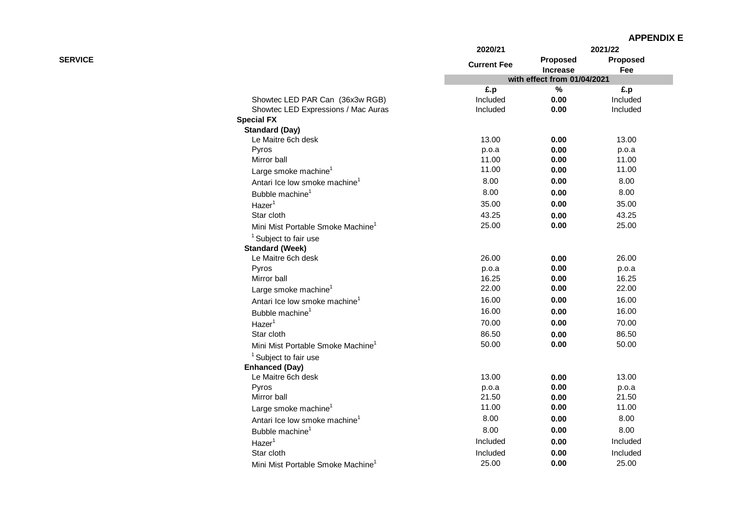**APPENDIX E**

| SERVICE | 2020/21 | 2021/22 | |
|---|---|---|---|
| | Current Fee | Proposed Increase | Proposed Fee |
| | with effect from 01/04/2021 | | |
| | £.p | % | £.p |
| Showtec LED PAR Can (36x3w RGB) | Included | **0.00** | Included |
| Showtec LED Expressions / Mac Auras | Included | **0.00** | Included |
| **Special FX** | | | |
| **Standard (Day)** | | | |
| Le Maitre 6ch desk | 13.00 | **0.00** | 13.00 |
| Pyros | p.o.a | **0.00** | p.o.a |
| Mirror ball | 11.00 | **0.00** | 11.00 |
| Large smoke machine[1] | 11.00 | **0.00** | 11.00 |
| Antari Ice low smoke machine[1] | 8.00 | **0.00** | 8.00 |
| Bubble machine[1] | 8.00 | **0.00** | 8.00 |
| Hazer[1] | 35.00 | **0.00** | 35.00 |
| Star cloth | 43.25 | **0.00** | 43.25 |
| Mini Mist Portable Smoke Machine[1] | 25.00 | **0.00** | 25.00 |
| [1] Subject to fair use | | | |
| **Standard (Week)** | | | |
| Le Maitre 6ch desk | 26.00 | **0.00** | 26.00 |
| Pyros | p.o.a | **0.00** | p.o.a |
| Mirror ball | 16.25 | **0.00** | 16.25 |
| Large smoke machine[1] | 22.00 | **0.00** | 22.00 |
| Antari Ice low smoke machine[1] | 16.00 | **0.00** | 16.00 |
| Bubble machine[1] | 16.00 | **0.00** | 16.00 |
| Hazer[1] | 70.00 | **0.00** | 70.00 |
| Star cloth | 86.50 | **0.00** | 86.50 |
| Mini Mist Portable Smoke Machine[1] | 50.00 | **0.00** | 50.00 |
| [1] Subject to fair use | | | |
| **Enhanced (Day)** | | | |
| Le Maitre 6ch desk | 13.00 | **0.00** | 13.00 |
| Pyros | p.o.a | **0.00** | p.o.a |
| Mirror ball | 21.50 | **0.00** | 21.50 |
| Large smoke machine[1] | 11.00 | **0.00** | 11.00 |
| Antari Ice low smoke machine[1] | 8.00 | **0.00** | 8.00 |
| Bubble machine[1] | 8.00 | **0.00** | 8.00 |
| Hazer[1] | Included | **0.00** | Included |
| Star cloth | Included | **0.00** | Included |
| Mini Mist Portable Smoke Machine[1] | 25.00 | **0.00** | 25.00 |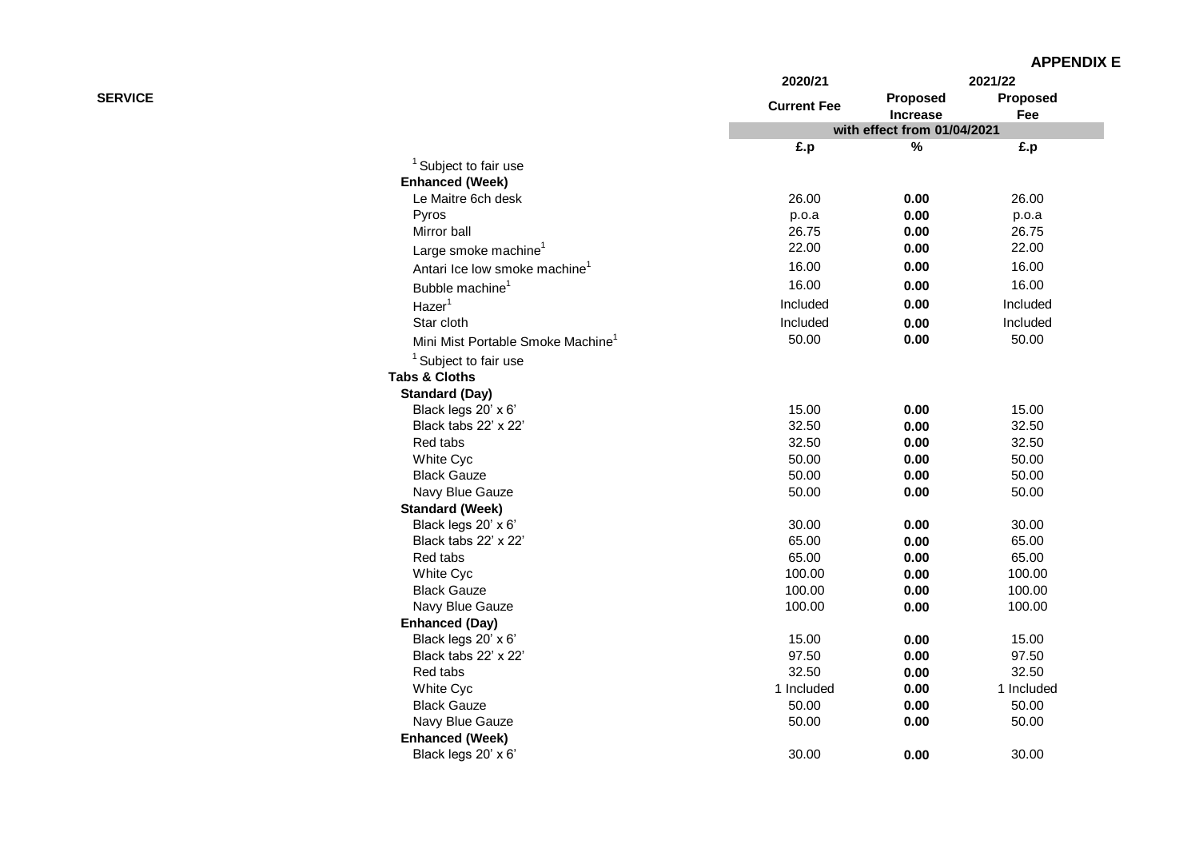**APPENDIX E**

| SERVICE | 2020/21 | 2021/22 | |
|---|---|---|---|
| | Current Fee | Proposed Increase | Proposed Fee |
| | with effect from 01/04/2021 | | |
| | £.p | % | £.p |
| [1] Subject to fair use | | | |
| **Enhanced (Week)** | | | |
| Le Maitre 6ch desk | 26.00 | **0.00** | 26.00 |
| Pyros | p.o.a | **0.00** | p.o.a |
| Mirror ball | 26.75 | **0.00** | 26.75 |
| Large smoke machine[1] | 22.00 | **0.00** | 22.00 |
| Antari Ice low smoke machine[1] | 16.00 | **0.00** | 16.00 |
| Bubble machine[1] | 16.00 | **0.00** | 16.00 |
| Hazer[1] | Included | **0.00** | Included |
| Star cloth | Included | **0.00** | Included |
| Mini Mist Portable Smoke Machine[1] | 50.00 | **0.00** | 50.00 |
| [1] Subject to fair use | | | |
| **Tabs & Cloths** | | | |
| **Standard (Day)** | | | |
| Black legs 20' x 6' | 15.00 | **0.00** | 15.00 |
| Black tabs 22' x 22' | 32.50 | **0.00** | 32.50 |
| Red tabs | 32.50 | **0.00** | 32.50 |
| White Cyc | 50.00 | **0.00** | 50.00 |
| Black Gauze | 50.00 | **0.00** | 50.00 |
| Navy Blue Gauze | 50.00 | **0.00** | 50.00 |
| **Standard (Week)** | | | |
| Black legs 20' x 6' | 30.00 | **0.00** | 30.00 |
| Black tabs 22' x 22' | 65.00 | **0.00** | 65.00 |
| Red tabs | 65.00 | **0.00** | 65.00 |
| White Cyc | 100.00 | **0.00** | 100.00 |
| Black Gauze | 100.00 | **0.00** | 100.00 |
| Navy Blue Gauze | 100.00 | **0.00** | 100.00 |
| **Enhanced (Day)** | | | |
| Black legs 20' x 6' | 15.00 | **0.00** | 15.00 |
| Black tabs 22' x 22' | 97.50 | **0.00** | 97.50 |
| Red tabs | 32.50 | **0.00** | 32.50 |
| White Cyc | 1 Included | **0.00** | 1 Included |
| Black Gauze | 50.00 | **0.00** | 50.00 |
| Navy Blue Gauze | 50.00 | **0.00** | 50.00 |
| **Enhanced (Week)** | | | |
| Black legs 20' x 6' | 30.00 | **0.00** | 30.00 |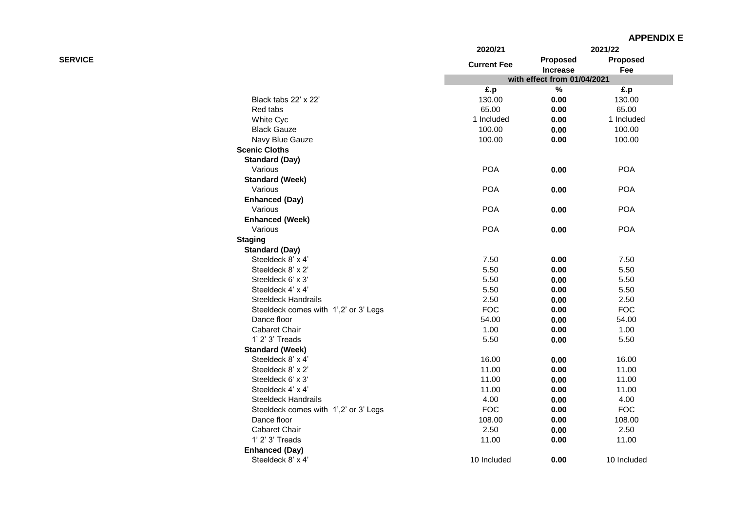**APPENDIX E**

| SERVICE | 2020/21 | 2021/22 | |
|---|---|---|---|
| | Current Fee | Proposed Increase | Proposed Fee |
| | with effect from 01/04/2021 | | |
| | £.p | % | £.p |
| Black tabs 22' x 22' | 130.00 | **0.00** | 130.00 |
| Red tabs | 65.00 | **0.00** | 65.00 |
| White Cyc | 1 Included | **0.00** | 1 Included |
| Black Gauze | 100.00 | **0.00** | 100.00 |
| Navy Blue Gauze | 100.00 | **0.00** | 100.00 |
| **Scenic Cloths** | | | |
| **Standard (Day)** | | | |
| Various | POA | **0.00** | POA |
| **Standard (Week)** | | | |
| Various | POA | **0.00** | POA |
| **Enhanced (Day)** | | | |
| Various | POA | **0.00** | POA |
| **Enhanced (Week)** | | | |
| Various | POA | **0.00** | POA |
| **Staging** | | | |
| **Standard (Day)** | | | |
| Steeldeck 8' x 4' | 7.50 | **0.00** | 7.50 |
| Steeldeck 8' x 2' | 5.50 | **0.00** | 5.50 |
| Steeldeck 6' x 3' | 5.50 | **0.00** | 5.50 |
| Steeldeck 4' x 4' | 5.50 | **0.00** | 5.50 |
| Steeldeck Handrails | 2.50 | **0.00** | 2.50 |
| Steeldeck comes with 1',2' or 3' Legs | FOC | **0.00** | FOC |
| Dance floor | 54.00 | **0.00** | 54.00 |
| Cabaret Chair | 1.00 | **0.00** | 1.00 |
| 1' 2' 3' Treads | 5.50 | **0.00** | 5.50 |
| **Standard (Week)** | | | |
| Steeldeck 8' x 4' | 16.00 | **0.00** | 16.00 |
| Steeldeck 8' x 2' | 11.00 | **0.00** | 11.00 |
| Steeldeck 6' x 3' | 11.00 | **0.00** | 11.00 |
| Steeldeck 4' x 4' | 11.00 | **0.00** | 11.00 |
| Steeldeck Handrails | 4.00 | **0.00** | 4.00 |
| Steeldeck comes with 1',2' or 3' Legs | FOC | **0.00** | FOC |
| Dance floor | 108.00 | **0.00** | 108.00 |
| Cabaret Chair | 2.50 | **0.00** | 2.50 |
| 1' 2' 3' Treads | 11.00 | **0.00** | 11.00 |
| **Enhanced (Day)** | | | |
| Steeldeck 8' x 4' | 10 Included | **0.00** | 10 Included |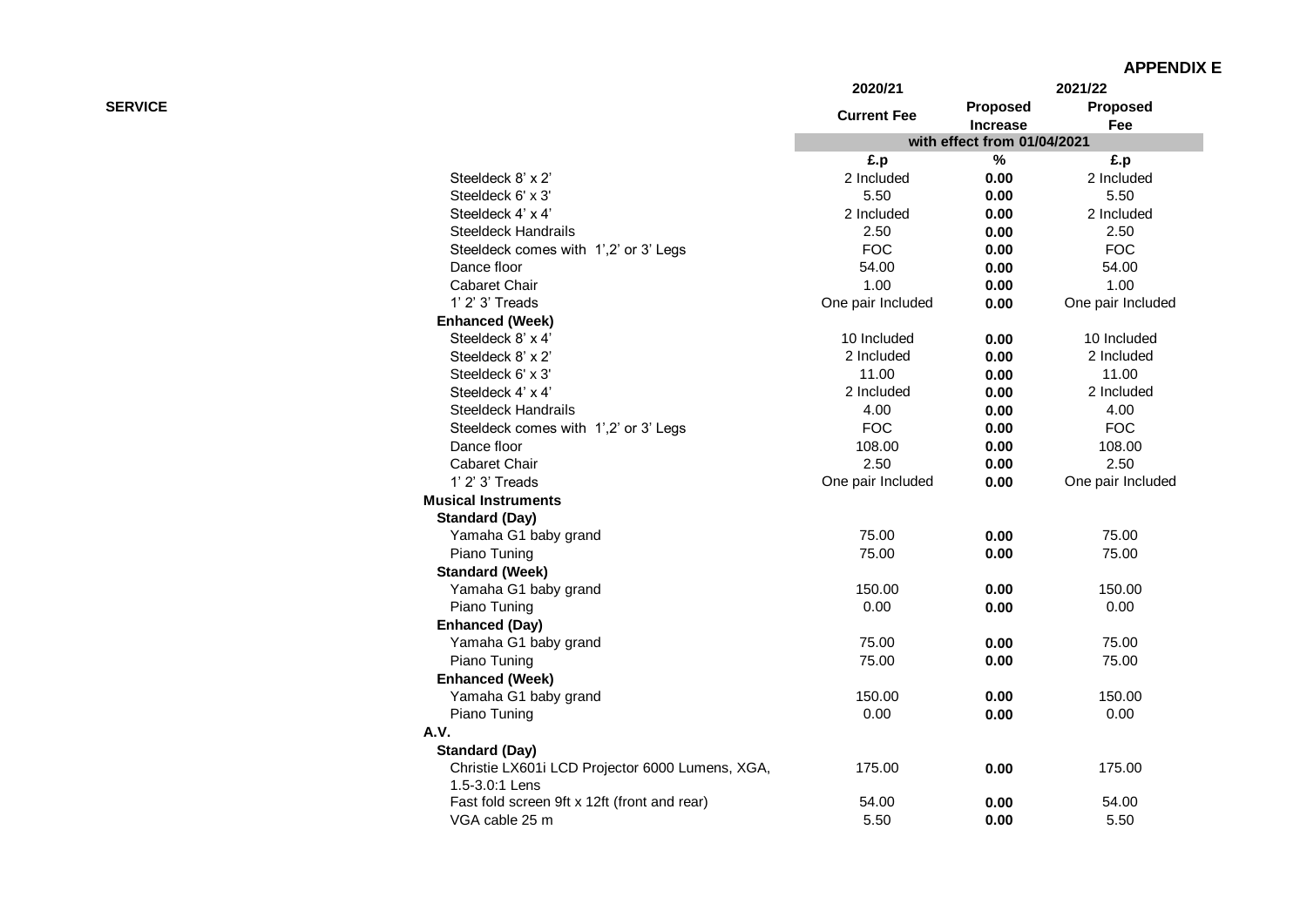**APPENDIX E**

| SERVICE | 2020/21 | 2021/22 | |
|---|---|---|---|
| | Current Fee | Proposed Increase | Proposed Fee |
| | with effect from 01/04/2021 | | |
| | £.p | % | £.p |
| Steeldeck 8' x 2' | 2 Included | **0.00** | 2 Included |
| Steeldeck 6' x 3' | 5.50 | **0.00** | 5.50 |
| Steeldeck 4' x 4' | 2 Included | **0.00** | 2 Included |
| Steeldeck Handrails | 2.50 | **0.00** | 2.50 |
| Steeldeck comes with 1',2' or 3' Legs | FOC | **0.00** | FOC |
| Dance floor | 54.00 | **0.00** | 54.00 |
| Cabaret Chair | 1.00 | **0.00** | 1.00 |
| 1' 2' 3' Treads | One pair Included | **0.00** | One pair Included |
| **Enhanced (Week)** | | | |
| Steeldeck 8' x 4' | 10 Included | **0.00** | 10 Included |
| Steeldeck 8' x 2' | 2 Included | **0.00** | 2 Included |
| Steeldeck 6' x 3' | 11.00 | **0.00** | 11.00 |
| Steeldeck 4' x 4' | 2 Included | **0.00** | 2 Included |
| Steeldeck Handrails | 4.00 | **0.00** | 4.00 |
| Steeldeck comes with 1',2' or 3' Legs | FOC | **0.00** | FOC |
| Dance floor | 108.00 | **0.00** | 108.00 |
| Cabaret Chair | 2.50 | **0.00** | 2.50 |
| 1' 2' 3' Treads | One pair Included | **0.00** | One pair Included |
| **Musical Instruments** | | | |
| **Standard (Day)** | | | |
| Yamaha G1 baby grand | 75.00 | **0.00** | 75.00 |
| Piano Tuning | 75.00 | **0.00** | 75.00 |
| **Standard (Week)** | | | |
| Yamaha G1 baby grand | 150.00 | **0.00** | 150.00 |
| Piano Tuning | 0.00 | **0.00** | 0.00 |
| **Enhanced (Day)** | | | |
| Yamaha G1 baby grand | 75.00 | **0.00** | 75.00 |
| Piano Tuning | 75.00 | **0.00** | 75.00 |
| **Enhanced (Week)** | | | |
| Yamaha G1 baby grand | 150.00 | **0.00** | 150.00 |
| Piano Tuning | 0.00 | **0.00** | 0.00 |
| **A.V.** | | | |
| **Standard (Day)** | | | |
| Christie LX601i LCD Projector 6000 Lumens, XGA, 1.5-3.0:1 Lens | 175.00 | **0.00** | 175.00 |
| Fast fold screen 9ft x 12ft (front and rear) | 54.00 | **0.00** | 54.00 |
| VGA cable 25 m | 5.50 | **0.00** | 5.50 |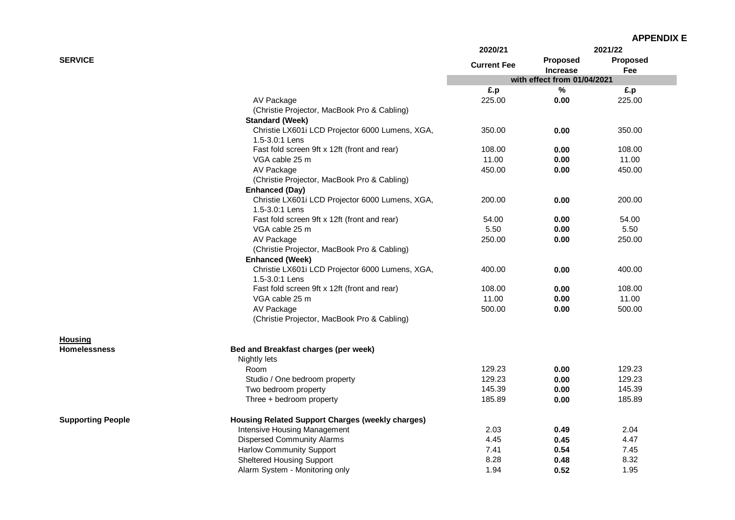**APPENDIX E**

| SERVICE | | 2020/21 | 2021/22 | |
|---|---|---|---|---|
| | | Current Fee | Proposed Increase | Proposed Fee |
| | | with effect from 01/04/2021 | | |
| | | £.p | % | £.p |
| | AV Package (Christie Projector, MacBook Pro & Cabling) | 225.00 | 0.00 | 225.00 |
| | **Standard (Week)** | | | |
| | Christie LX601i LCD Projector 6000 Lumens, XGA, 1.5-3.0:1 Lens | 350.00 | 0.00 | 350.00 |
| | Fast fold screen 9ft x 12ft (front and rear) | 108.00 | 0.00 | 108.00 |
| | VGA cable 25 m | 11.00 | 0.00 | 11.00 |
| | AV Package (Christie Projector, MacBook Pro & Cabling) | 450.00 | 0.00 | 450.00 |
| | **Enhanced (Day)** | | | |
| | Christie LX601i LCD Projector 6000 Lumens, XGA, 1.5-3.0:1 Lens | 200.00 | 0.00 | 200.00 |
| | Fast fold screen 9ft x 12ft (front and rear) | 54.00 | 0.00 | 54.00 |
| | VGA cable 25 m | 5.50 | 0.00 | 5.50 |
| | AV Package (Christie Projector, MacBook Pro & Cabling) | 250.00 | 0.00 | 250.00 |
| | **Enhanced (Week)** | | | |
| | Christie LX601i LCD Projector 6000 Lumens, XGA, 1.5-3.0:1 Lens | 400.00 | 0.00 | 400.00 |
| | Fast fold screen 9ft x 12ft (front and rear) | 108.00 | 0.00 | 108.00 |
| | VGA cable 25 m | 11.00 | 0.00 | 11.00 |
| | AV Package (Christie Projector, MacBook Pro & Cabling) | 500.00 | 0.00 | 500.00 |
| **Housing** | | | | |
| **Homelessness** | **Bed and Breakfast charges (per week)** | | | |
| | Nightly lets | | | |
| | Room | 129.23 | 0.00 | 129.23 |
| | Studio / One bedroom property | 129.23 | 0.00 | 129.23 |
| | Two bedroom property | 145.39 | 0.00 | 145.39 |
| | Three + bedroom property | 185.89 | 0.00 | 185.89 |
| **Supporting People** | **Housing Related Support Charges (weekly charges)** | | | |
| | Intensive Housing Management | 2.03 | 0.49 | 2.04 |
| | Dispersed Community Alarms | 4.45 | 0.45 | 4.47 |
| | Harlow Community Support | 7.41 | 0.54 | 7.45 |
| | Sheltered Housing Support | 8.28 | 0.48 | 8.32 |
| | Alarm System - Monitoring only | 1.94 | 0.52 | 1.95 |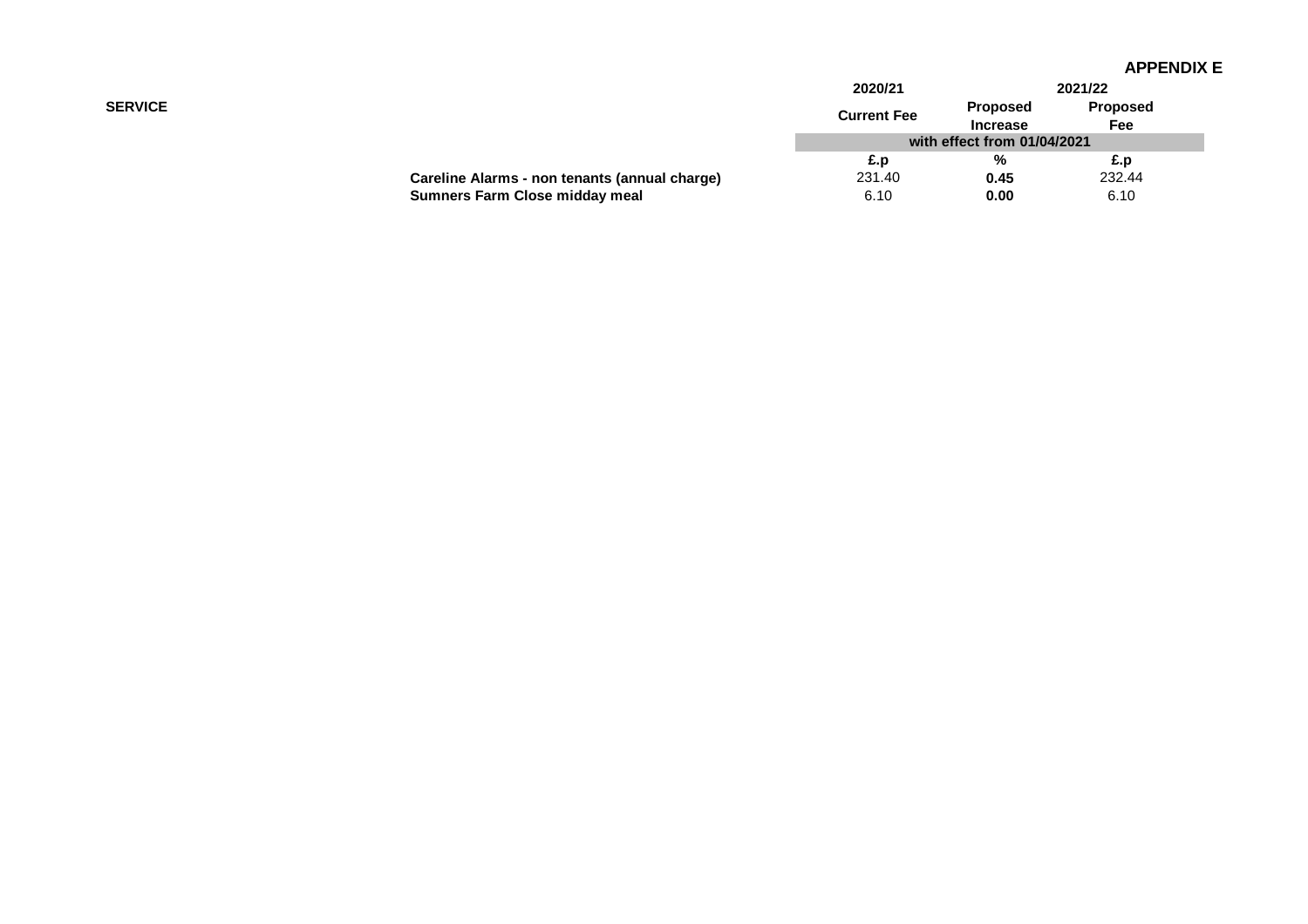**APPENDIX E**

| SERVICE | 2020/21 Current Fee | Proposed Increase | 2021/22 Proposed Fee |
| --- | --- | --- | --- |
| | with effect from 01/04/2021 | | |
| | £.p | % | £.p |
| **Careline Alarms - non tenants (annual charge)** | 231.40 | **0.45** | 232.44 |
| **Sumners Farm Close midday meal** | 6.10 | **0.00** | 6.10 |